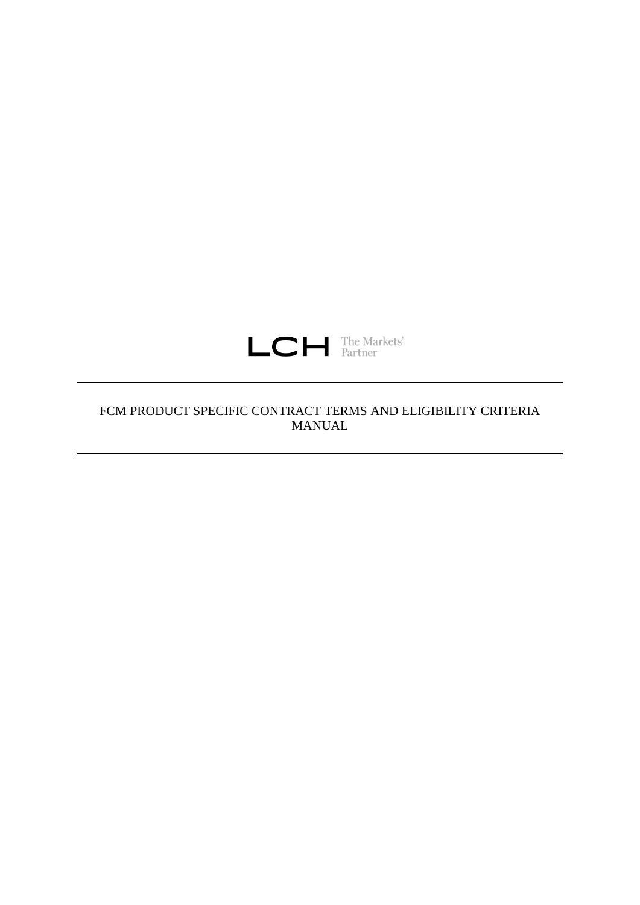LCH The Markets' Partner

# FCM PRODUCT SPECIFIC CONTRACT TERMS AND ELIGIBILITY CRITERIA MANUAL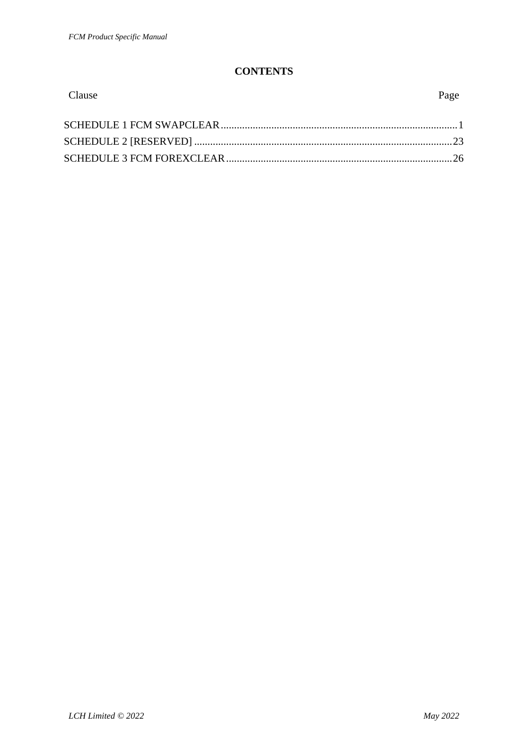**CONTENTS**

| Clause | Page |
|---|---|
| SCHEDULE 1 FCM SWAPCLEAR | 1 |
| SCHEDULE 2 [RESERVED] | 23 |
| SCHEDULE 3 FCM FOREXCLEAR | 26 |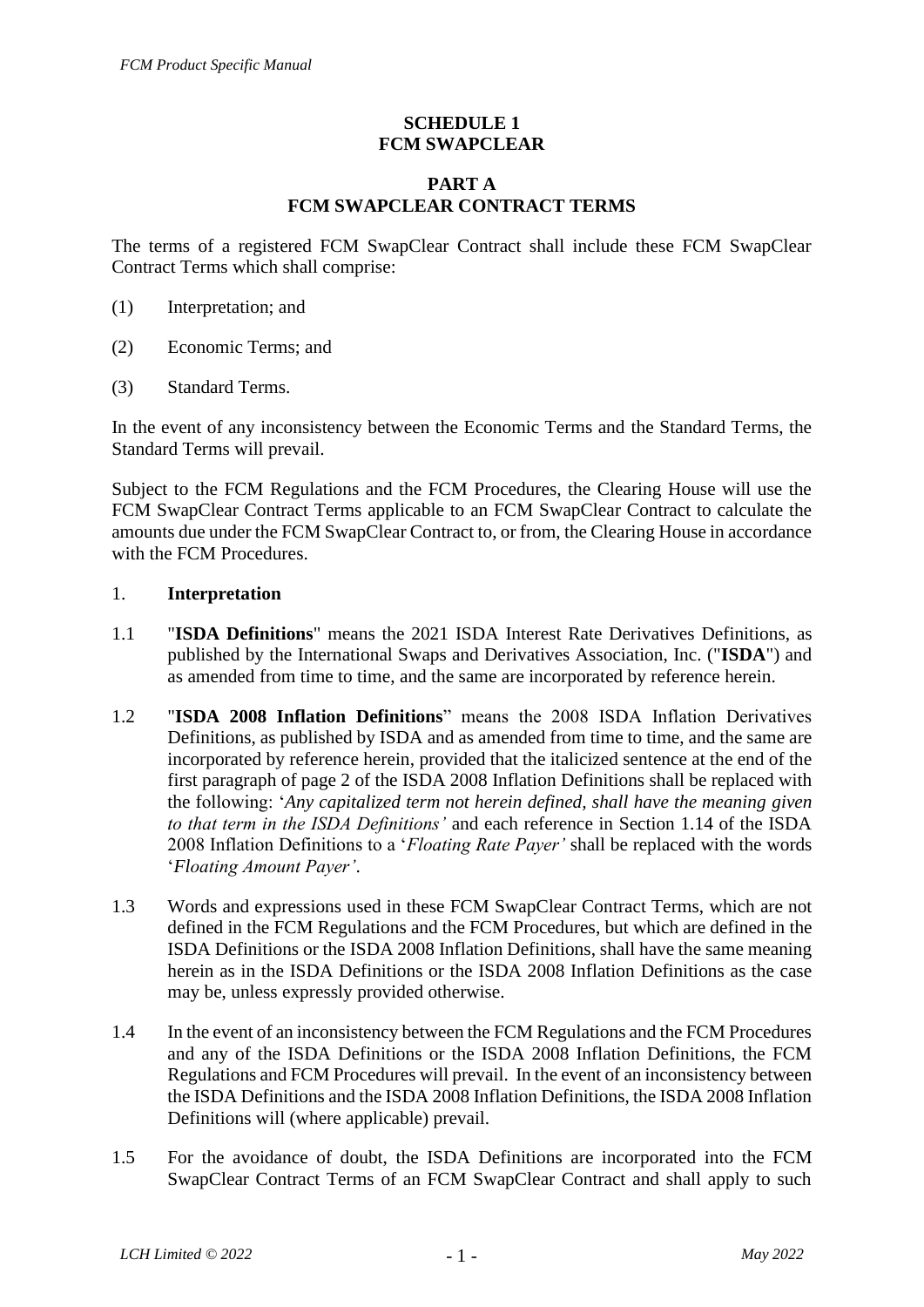## SCHEDULE 1
## FCM SWAPCLEAR

### PART A
### FCM SWAPCLEAR CONTRACT TERMS

The terms of a registered FCM SwapClear Contract shall include these FCM SwapClear Contract Terms which shall comprise:

(1) Interpretation; and

(2) Economic Terms; and

(3) Standard Terms.

In the event of any inconsistency between the Economic Terms and the Standard Terms, the Standard Terms will prevail.

Subject to the FCM Regulations and the FCM Procedures, the Clearing House will use the FCM SwapClear Contract Terms applicable to an FCM SwapClear Contract to calculate the amounts due under the FCM SwapClear Contract to, or from, the Clearing House in accordance with the FCM Procedures.

1. **Interpretation**

1.1 "**ISDA Definitions**" means the 2021 ISDA Interest Rate Derivatives Definitions, as published by the International Swaps and Derivatives Association, Inc. ("**ISDA**") and as amended from time to time, and the same are incorporated by reference herein.

1.2 "**ISDA 2008 Inflation Definitions**" means the 2008 ISDA Inflation Derivatives Definitions, as published by ISDA and as amended from time to time, and the same are incorporated by reference herein, provided that the italicized sentence at the end of the first paragraph of page 2 of the ISDA 2008 Inflation Definitions shall be replaced with the following: '*Any capitalized term not herein defined, shall have the meaning given to that term in the ISDA Definitions'* and each reference in Section 1.14 of the ISDA 2008 Inflation Definitions to a '*Floating Rate Payer'* shall be replaced with the words '*Floating Amount Payer'*.

1.3 Words and expressions used in these FCM SwapClear Contract Terms, which are not defined in the FCM Regulations and the FCM Procedures, but which are defined in the ISDA Definitions or the ISDA 2008 Inflation Definitions, shall have the same meaning herein as in the ISDA Definitions or the ISDA 2008 Inflation Definitions as the case may be, unless expressly provided otherwise.

1.4 In the event of an inconsistency between the FCM Regulations and the FCM Procedures and any of the ISDA Definitions or the ISDA 2008 Inflation Definitions, the FCM Regulations and FCM Procedures will prevail. In the event of an inconsistency between the ISDA Definitions and the ISDA 2008 Inflation Definitions, the ISDA 2008 Inflation Definitions will (where applicable) prevail.

1.5 For the avoidance of doubt, the ISDA Definitions are incorporated into the FCM SwapClear Contract Terms of an FCM SwapClear Contract and shall apply to such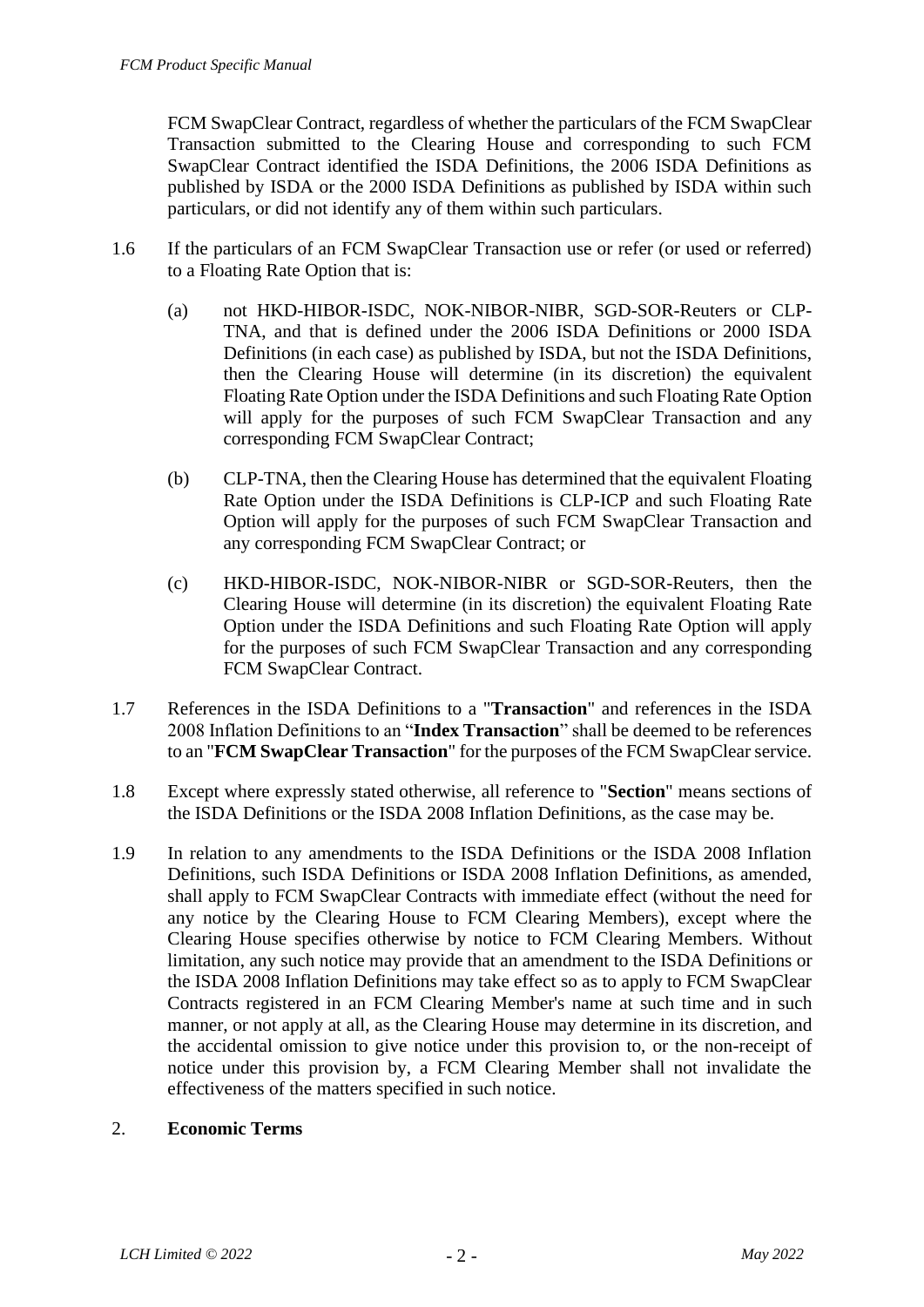FCM SwapClear Contract, regardless of whether the particulars of the FCM SwapClear Transaction submitted to the Clearing House and corresponding to such FCM SwapClear Contract identified the ISDA Definitions, the 2006 ISDA Definitions as published by ISDA or the 2000 ISDA Definitions as published by ISDA within such particulars, or did not identify any of them within such particulars.

1.6 If the particulars of an FCM SwapClear Transaction use or refer (or used or referred) to a Floating Rate Option that is:

(a) not HKD-HIBOR-ISDC, NOK-NIBOR-NIBR, SGD-SOR-Reuters or CLP-TNA, and that is defined under the 2006 ISDA Definitions or 2000 ISDA Definitions (in each case) as published by ISDA, but not the ISDA Definitions, then the Clearing House will determine (in its discretion) the equivalent Floating Rate Option under the ISDA Definitions and such Floating Rate Option will apply for the purposes of such FCM SwapClear Transaction and any corresponding FCM SwapClear Contract;

(b) CLP-TNA, then the Clearing House has determined that the equivalent Floating Rate Option under the ISDA Definitions is CLP-ICP and such Floating Rate Option will apply for the purposes of such FCM SwapClear Transaction and any corresponding FCM SwapClear Contract; or

(c) HKD-HIBOR-ISDC, NOK-NIBOR-NIBR or SGD-SOR-Reuters, then the Clearing House will determine (in its discretion) the equivalent Floating Rate Option under the ISDA Definitions and such Floating Rate Option will apply for the purposes of such FCM SwapClear Transaction and any corresponding FCM SwapClear Contract.

1.7 References in the ISDA Definitions to a "**Transaction**" and references in the ISDA 2008 Inflation Definitions to an "**Index Transaction**" shall be deemed to be references to an "**FCM SwapClear Transaction**" for the purposes of the FCM SwapClear service.

1.8 Except where expressly stated otherwise, all reference to "**Section**" means sections of the ISDA Definitions or the ISDA 2008 Inflation Definitions, as the case may be.

1.9 In relation to any amendments to the ISDA Definitions or the ISDA 2008 Inflation Definitions, such ISDA Definitions or ISDA 2008 Inflation Definitions, as amended, shall apply to FCM SwapClear Contracts with immediate effect (without the need for any notice by the Clearing House to FCM Clearing Members), except where the Clearing House specifies otherwise by notice to FCM Clearing Members. Without limitation, any such notice may provide that an amendment to the ISDA Definitions or the ISDA 2008 Inflation Definitions may take effect so as to apply to FCM SwapClear Contracts registered in an FCM Clearing Member's name at such time and in such manner, or not apply at all, as the Clearing House may determine in its discretion, and the accidental omission to give notice under this provision to, or the non-receipt of notice under this provision by, a FCM Clearing Member shall not invalidate the effectiveness of the matters specified in such notice.

## 2. Economic Terms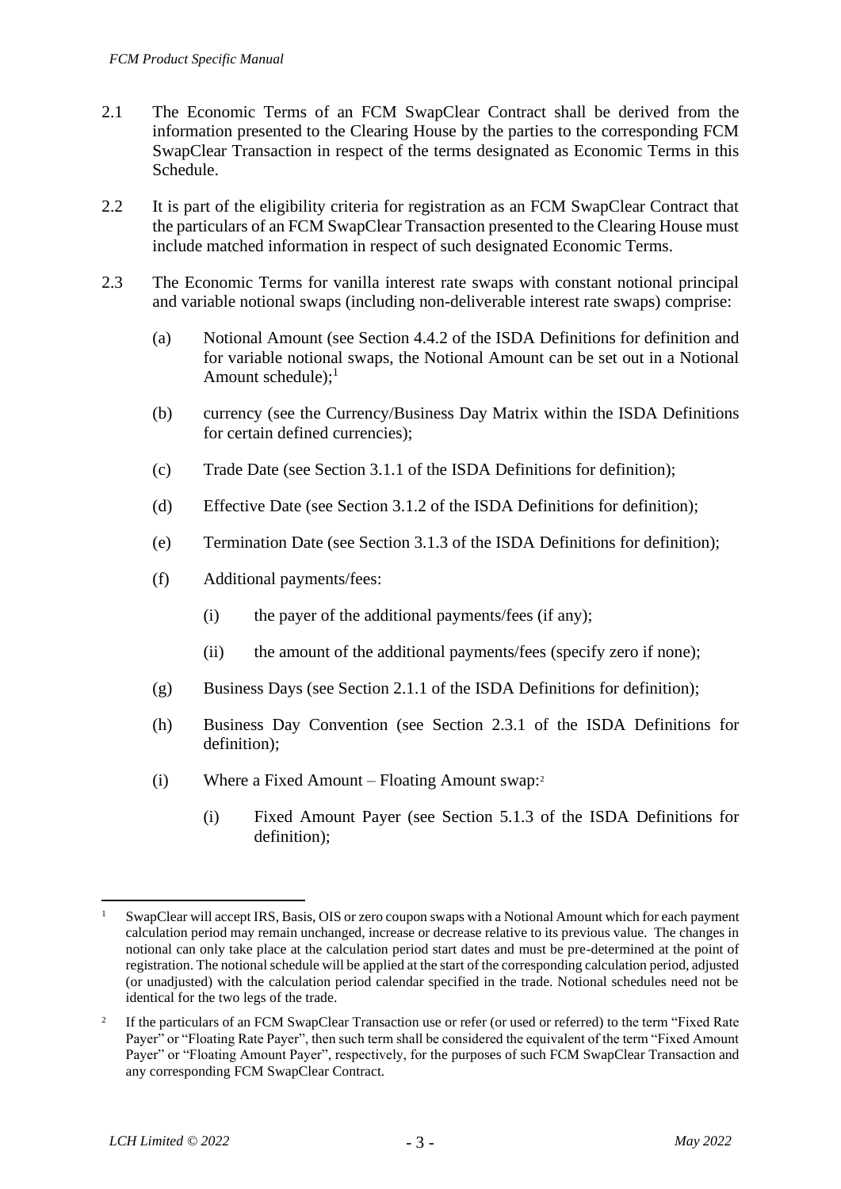2.1 The Economic Terms of an FCM SwapClear Contract shall be derived from the information presented to the Clearing House by the parties to the corresponding FCM SwapClear Transaction in respect of the terms designated as Economic Terms in this Schedule.

2.2 It is part of the eligibility criteria for registration as an FCM SwapClear Contract that the particulars of an FCM SwapClear Transaction presented to the Clearing House must include matched information in respect of such designated Economic Terms.

2.3 The Economic Terms for vanilla interest rate swaps with constant notional principal and variable notional swaps (including non-deliverable interest rate swaps) comprise:

(a) Notional Amount (see Section 4.4.2 of the ISDA Definitions for definition and for variable notional swaps, the Notional Amount can be set out in a Notional Amount schedule);[1]

(b) currency (see the Currency/Business Day Matrix within the ISDA Definitions for certain defined currencies);

(c) Trade Date (see Section 3.1.1 of the ISDA Definitions for definition);

(d) Effective Date (see Section 3.1.2 of the ISDA Definitions for definition);

(e) Termination Date (see Section 3.1.3 of the ISDA Definitions for definition);

(f) Additional payments/fees:

(i) the payer of the additional payments/fees (if any);

(ii) the amount of the additional payments/fees (specify zero if none);

(g) Business Days (see Section 2.1.1 of the ISDA Definitions for definition);

(h) Business Day Convention (see Section 2.3.1 of the ISDA Definitions for definition);

(i) Where a Fixed Amount – Floating Amount swap:[2]

(i) Fixed Amount Payer (see Section 5.1.3 of the ISDA Definitions for definition);

---

[1] SwapClear will accept IRS, Basis, OIS or zero coupon swaps with a Notional Amount which for each payment calculation period may remain unchanged, increase or decrease relative to its previous value. The changes in notional can only take place at the calculation period start dates and must be pre-determined at the point of registration. The notional schedule will be applied at the start of the corresponding calculation period, adjusted (or unadjusted) with the calculation period calendar specified in the trade. Notional schedules need not be identical for the two legs of the trade.

[2] If the particulars of an FCM SwapClear Transaction use or refer (or used or referred) to the term "Fixed Rate Payer" or "Floating Rate Payer", then such term shall be considered the equivalent of the term "Fixed Amount Payer" or "Floating Amount Payer", respectively, for the purposes of such FCM SwapClear Transaction and any corresponding FCM SwapClear Contract.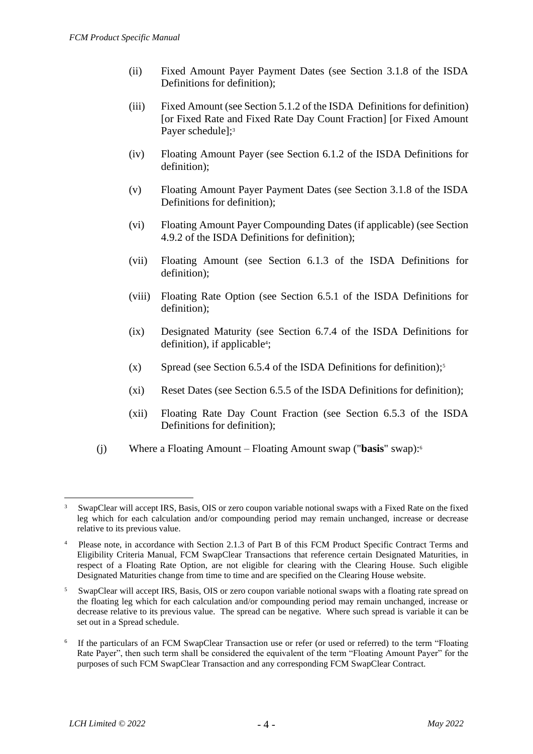(ii) Fixed Amount Payer Payment Dates (see Section 3.1.8 of the ISDA Definitions for definition);

(iii) Fixed Amount (see Section 5.1.2 of the ISDA Definitions for definition) [or Fixed Rate and Fixed Rate Day Count Fraction] [or Fixed Amount Payer schedule];[3]

(iv) Floating Amount Payer (see Section 6.1.2 of the ISDA Definitions for definition);

(v) Floating Amount Payer Payment Dates (see Section 3.1.8 of the ISDA Definitions for definition);

(vi) Floating Amount Payer Compounding Dates (if applicable) (see Section 4.9.2 of the ISDA Definitions for definition);

(vii) Floating Amount (see Section 6.1.3 of the ISDA Definitions for definition);

(viii) Floating Rate Option (see Section 6.5.1 of the ISDA Definitions for definition);

(ix) Designated Maturity (see Section 6.7.4 of the ISDA Definitions for definition), if applicable[4];

(x) Spread (see Section 6.5.4 of the ISDA Definitions for definition);[5]

(xi) Reset Dates (see Section 6.5.5 of the ISDA Definitions for definition);

(xii) Floating Rate Day Count Fraction (see Section 6.5.3 of the ISDA Definitions for definition);

(j) Where a Floating Amount – Floating Amount swap ("**basis**" swap):[6]

---

[3] SwapClear will accept IRS, Basis, OIS or zero coupon variable notional swaps with a Fixed Rate on the fixed leg which for each calculation and/or compounding period may remain unchanged, increase or decrease relative to its previous value.

[4] Please note, in accordance with Section 2.1.3 of Part B of this FCM Product Specific Contract Terms and Eligibility Criteria Manual, FCM SwapClear Transactions that reference certain Designated Maturities, in respect of a Floating Rate Option, are not eligible for clearing with the Clearing House. Such eligible Designated Maturities change from time to time and are specified on the Clearing House website.

[5] SwapClear will accept IRS, Basis, OIS or zero coupon variable notional swaps with a floating rate spread on the floating leg which for each calculation and/or compounding period may remain unchanged, increase or decrease relative to its previous value. The spread can be negative. Where such spread is variable it can be set out in a Spread schedule.

[6] If the particulars of an FCM SwapClear Transaction use or refer (or used or referred) to the term "Floating Rate Payer", then such term shall be considered the equivalent of the term "Floating Amount Payer" for the purposes of such FCM SwapClear Transaction and any corresponding FCM SwapClear Contract.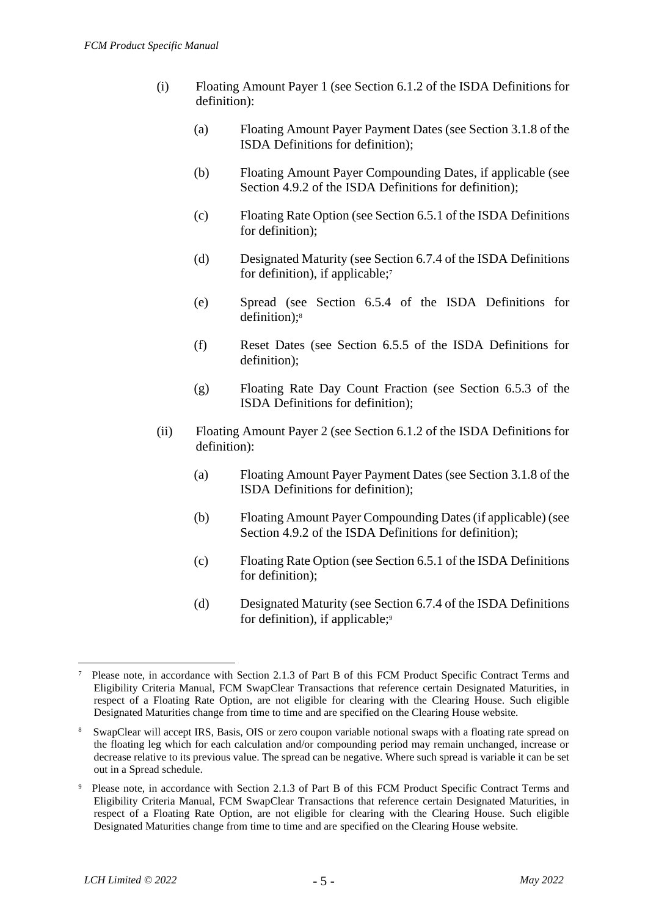(i) Floating Amount Payer 1 (see Section 6.1.2 of the ISDA Definitions for definition):

  (a) Floating Amount Payer Payment Dates (see Section 3.1.8 of the ISDA Definitions for definition);

  (b) Floating Amount Payer Compounding Dates, if applicable (see Section 4.9.2 of the ISDA Definitions for definition);

  (c) Floating Rate Option (see Section 6.5.1 of the ISDA Definitions for definition);

  (d) Designated Maturity (see Section 6.7.4 of the ISDA Definitions for definition), if applicable;[7]

  (e) Spread (see Section 6.5.4 of the ISDA Definitions for definition);[8]

  (f) Reset Dates (see Section 6.5.5 of the ISDA Definitions for definition);

  (g) Floating Rate Day Count Fraction (see Section 6.5.3 of the ISDA Definitions for definition);

(ii) Floating Amount Payer 2 (see Section 6.1.2 of the ISDA Definitions for definition):

  (a) Floating Amount Payer Payment Dates (see Section 3.1.8 of the ISDA Definitions for definition);

  (b) Floating Amount Payer Compounding Dates (if applicable) (see Section 4.9.2 of the ISDA Definitions for definition);

  (c) Floating Rate Option (see Section 6.5.1 of the ISDA Definitions for definition);

  (d) Designated Maturity (see Section 6.7.4 of the ISDA Definitions for definition), if applicable;[9]

---

[7] Please note, in accordance with Section 2.1.3 of Part B of this FCM Product Specific Contract Terms and Eligibility Criteria Manual, FCM SwapClear Transactions that reference certain Designated Maturities, in respect of a Floating Rate Option, are not eligible for clearing with the Clearing House. Such eligible Designated Maturities change from time to time and are specified on the Clearing House website.

[8] SwapClear will accept IRS, Basis, OIS or zero coupon variable notional swaps with a floating rate spread on the floating leg which for each calculation and/or compounding period may remain unchanged, increase or decrease relative to its previous value. The spread can be negative. Where such spread is variable it can be set out in a Spread schedule.

[9] Please note, in accordance with Section 2.1.3 of Part B of this FCM Product Specific Contract Terms and Eligibility Criteria Manual, FCM SwapClear Transactions that reference certain Designated Maturities, in respect of a Floating Rate Option, are not eligible for clearing with the Clearing House. Such eligible Designated Maturities change from time to time and are specified on the Clearing House website.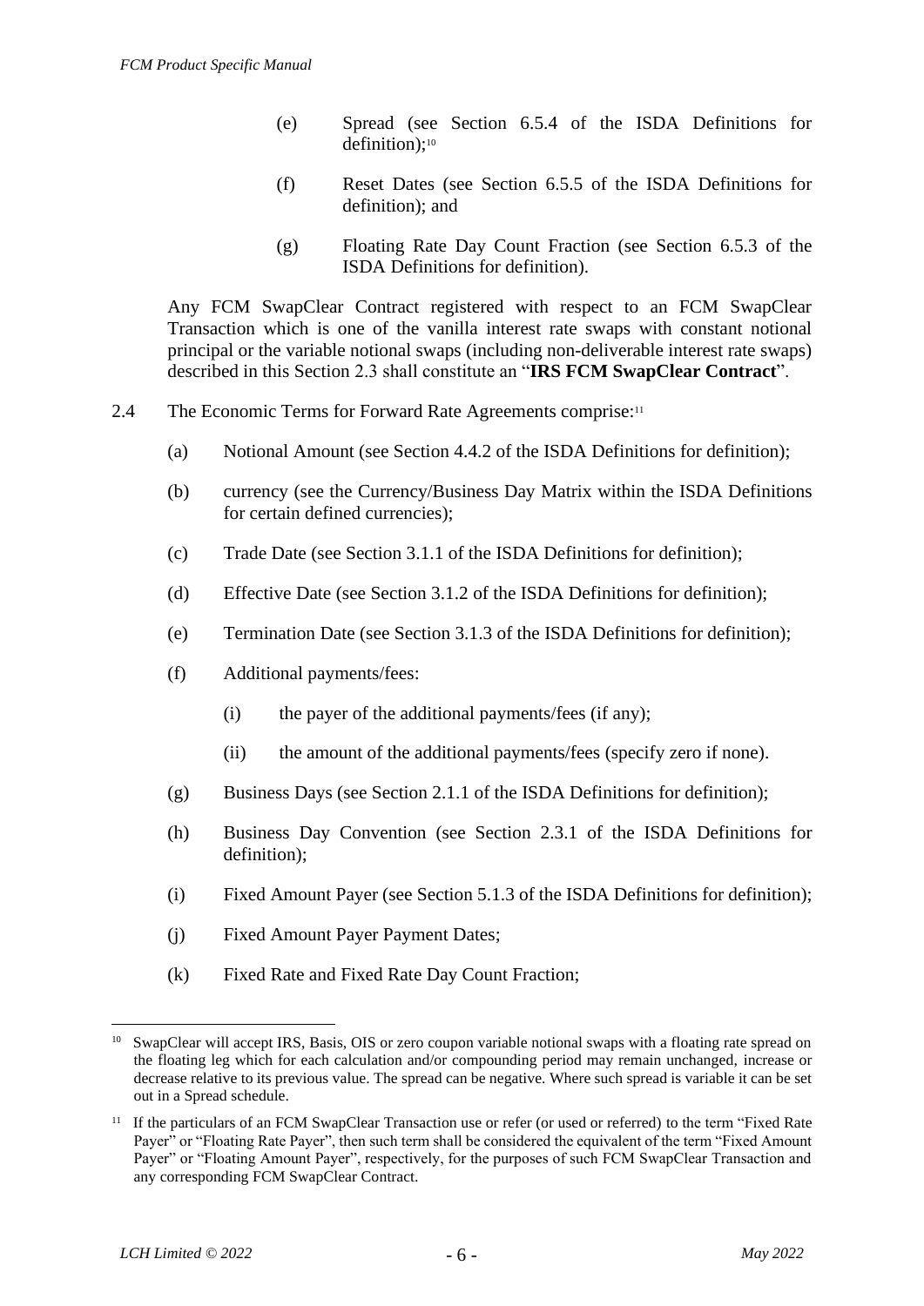(e) Spread (see Section 6.5.4 of the ISDA Definitions for definition);[10]

(f) Reset Dates (see Section 6.5.5 of the ISDA Definitions for definition); and

(g) Floating Rate Day Count Fraction (see Section 6.5.3 of the ISDA Definitions for definition).

Any FCM SwapClear Contract registered with respect to an FCM SwapClear Transaction which is one of the vanilla interest rate swaps with constant notional principal or the variable notional swaps (including non-deliverable interest rate swaps) described in this Section 2.3 shall constitute an "**IRS FCM SwapClear Contract**".

2.4 The Economic Terms for Forward Rate Agreements comprise:[11]

(a) Notional Amount (see Section 4.4.2 of the ISDA Definitions for definition);

(b) currency (see the Currency/Business Day Matrix within the ISDA Definitions for certain defined currencies);

(c) Trade Date (see Section 3.1.1 of the ISDA Definitions for definition);

(d) Effective Date (see Section 3.1.2 of the ISDA Definitions for definition);

(e) Termination Date (see Section 3.1.3 of the ISDA Definitions for definition);

(f) Additional payments/fees:

(i) the payer of the additional payments/fees (if any);

(ii) the amount of the additional payments/fees (specify zero if none).

(g) Business Days (see Section 2.1.1 of the ISDA Definitions for definition);

(h) Business Day Convention (see Section 2.3.1 of the ISDA Definitions for definition);

(i) Fixed Amount Payer (see Section 5.1.3 of the ISDA Definitions for definition);

(j) Fixed Amount Payer Payment Dates;

(k) Fixed Rate and Fixed Rate Day Count Fraction;

---

[10] SwapClear will accept IRS, Basis, OIS or zero coupon variable notional swaps with a floating rate spread on the floating leg which for each calculation and/or compounding period may remain unchanged, increase or decrease relative to its previous value. The spread can be negative. Where such spread is variable it can be set out in a Spread schedule.

[11] If the particulars of an FCM SwapClear Transaction use or refer (or used or referred) to the term "Fixed Rate Payer" or "Floating Rate Payer", then such term shall be considered the equivalent of the term "Fixed Amount Payer" or "Floating Amount Payer", respectively, for the purposes of such FCM SwapClear Transaction and any corresponding FCM SwapClear Contract.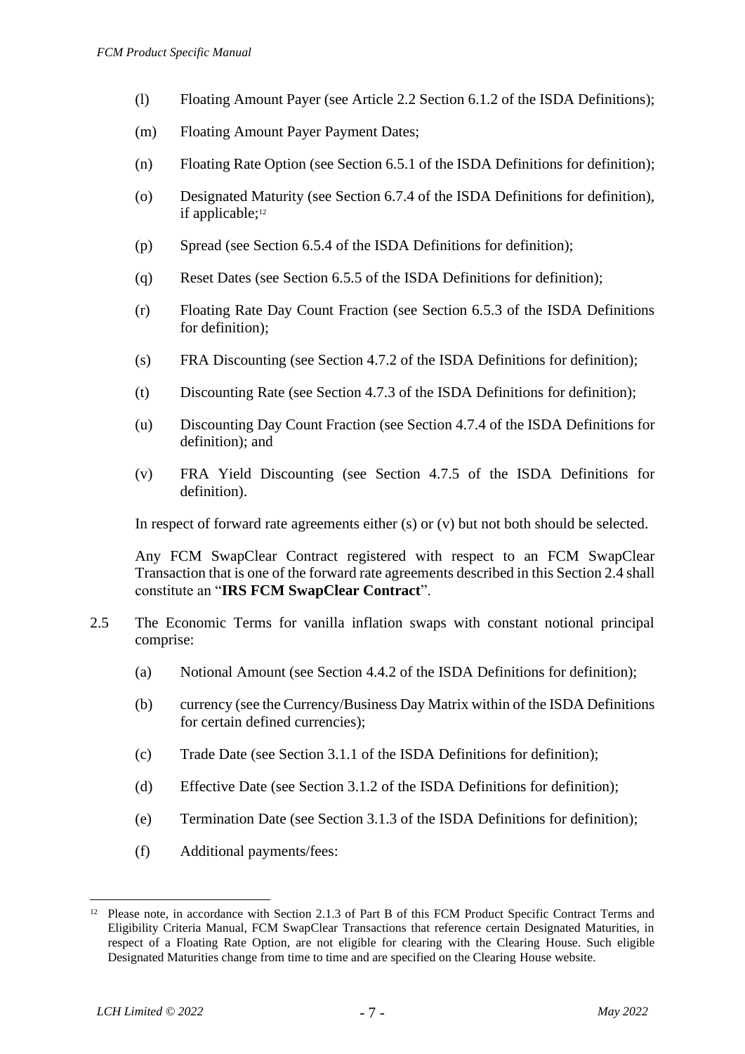(l) Floating Amount Payer (see Article 2.2 Section 6.1.2 of the ISDA Definitions);

(m) Floating Amount Payer Payment Dates;

(n) Floating Rate Option (see Section 6.5.1 of the ISDA Definitions for definition);

(o) Designated Maturity (see Section 6.7.4 of the ISDA Definitions for definition), if applicable;[12]

(p) Spread (see Section 6.5.4 of the ISDA Definitions for definition);

(q) Reset Dates (see Section 6.5.5 of the ISDA Definitions for definition);

(r) Floating Rate Day Count Fraction (see Section 6.5.3 of the ISDA Definitions for definition);

(s) FRA Discounting (see Section 4.7.2 of the ISDA Definitions for definition);

(t) Discounting Rate (see Section 4.7.3 of the ISDA Definitions for definition);

(u) Discounting Day Count Fraction (see Section 4.7.4 of the ISDA Definitions for definition); and

(v) FRA Yield Discounting (see Section 4.7.5 of the ISDA Definitions for definition).

In respect of forward rate agreements either (s) or (v) but not both should be selected.

Any FCM SwapClear Contract registered with respect to an FCM SwapClear Transaction that is one of the forward rate agreements described in this Section 2.4 shall constitute an "**IRS FCM SwapClear Contract**".

2.5 The Economic Terms for vanilla inflation swaps with constant notional principal comprise:

(a) Notional Amount (see Section 4.4.2 of the ISDA Definitions for definition);

(b) currency (see the Currency/Business Day Matrix within of the ISDA Definitions for certain defined currencies);

(c) Trade Date (see Section 3.1.1 of the ISDA Definitions for definition);

(d) Effective Date (see Section 3.1.2 of the ISDA Definitions for definition);

(e) Termination Date (see Section 3.1.3 of the ISDA Definitions for definition);

(f) Additional payments/fees:

---

[12] Please note, in accordance with Section 2.1.3 of Part B of this FCM Product Specific Contract Terms and Eligibility Criteria Manual, FCM SwapClear Transactions that reference certain Designated Maturities, in respect of a Floating Rate Option, are not eligible for clearing with the Clearing House. Such eligible Designated Maturities change from time to time and are specified on the Clearing House website.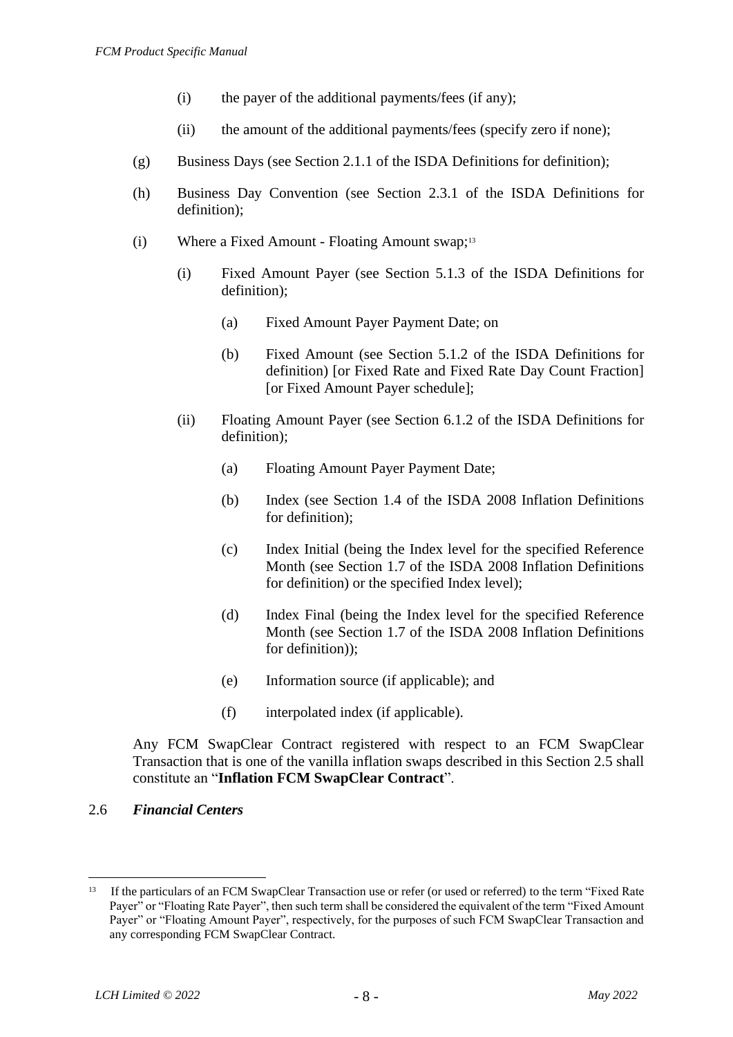(i) the payer of the additional payments/fees (if any);

(ii) the amount of the additional payments/fees (specify zero if none);

(g) Business Days (see Section 2.1.1 of the ISDA Definitions for definition);

(h) Business Day Convention (see Section 2.3.1 of the ISDA Definitions for definition);

(i) Where a Fixed Amount - Floating Amount swap;[13]

(i) Fixed Amount Payer (see Section 5.1.3 of the ISDA Definitions for definition);

(a) Fixed Amount Payer Payment Date; on

(b) Fixed Amount (see Section 5.1.2 of the ISDA Definitions for definition) [or Fixed Rate and Fixed Rate Day Count Fraction] [or Fixed Amount Payer schedule];

(ii) Floating Amount Payer (see Section 6.1.2 of the ISDA Definitions for definition);

(a) Floating Amount Payer Payment Date;

(b) Index (see Section 1.4 of the ISDA 2008 Inflation Definitions for definition);

(c) Index Initial (being the Index level for the specified Reference Month (see Section 1.7 of the ISDA 2008 Inflation Definitions for definition) or the specified Index level);

(d) Index Final (being the Index level for the specified Reference Month (see Section 1.7 of the ISDA 2008 Inflation Definitions for definition));

(e) Information source (if applicable); and

(f) interpolated index (if applicable).

Any FCM SwapClear Contract registered with respect to an FCM SwapClear Transaction that is one of the vanilla inflation swaps described in this Section 2.5 shall constitute an "**Inflation FCM SwapClear Contract**".

## 2.6 *Financial Centers*

---

[13] If the particulars of an FCM SwapClear Transaction use or refer (or used or referred) to the term "Fixed Rate Payer" or "Floating Rate Payer", then such term shall be considered the equivalent of the term "Fixed Amount Payer" or "Floating Amount Payer", respectively, for the purposes of such FCM SwapClear Transaction and any corresponding FCM SwapClear Contract.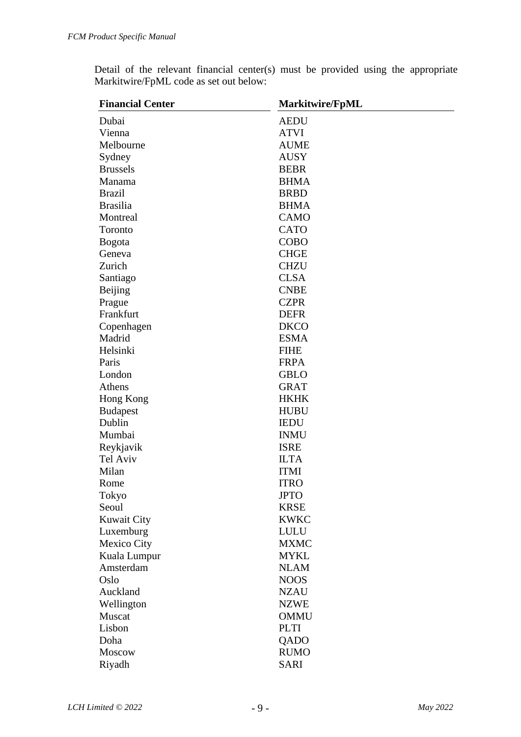Detail of the relevant financial center(s) must be provided using the appropriate Markitwire/FpML code as set out below:

| Financial Center | Markitwire/FpML |
|---|---|
| Dubai | AEDU |
| Vienna | ATVI |
| Melbourne | AUME |
| Sydney | AUSY |
| Brussels | BEBR |
| Manama | BHMA |
| Brazil | BRBD |
| Brasilia | BHMA |
| Montreal | CAMO |
| Toronto | CATO |
| Bogota | COBO |
| Geneva | CHGE |
| Zurich | CHZU |
| Santiago | CLSA |
| Beijing | CNBE |
| Prague | CZPR |
| Frankfurt | DEFR |
| Copenhagen | DKCO |
| Madrid | ESMA |
| Helsinki | FIHE |
| Paris | FRPA |
| London | GBLO |
| Athens | GRAT |
| Hong Kong | HKHK |
| Budapest | HUBU |
| Dublin | IEDU |
| Mumbai | INMU |
| Reykjavik | ISRE |
| Tel Aviv | ILTA |
| Milan | ITMI |
| Rome | ITRO |
| Tokyo | JPTO |
| Seoul | KRSE |
| Kuwait City | KWKC |
| Luxemburg | LULU |
| Mexico City | MXMC |
| Kuala Lumpur | MYKL |
| Amsterdam | NLAM |
| Oslo | NOOS |
| Auckland | NZAU |
| Wellington | NZWE |
| Muscat | OMMU |
| Lisbon | PLTI |
| Doha | QADO |
| Moscow | RUMO |
| Riyadh | SARI |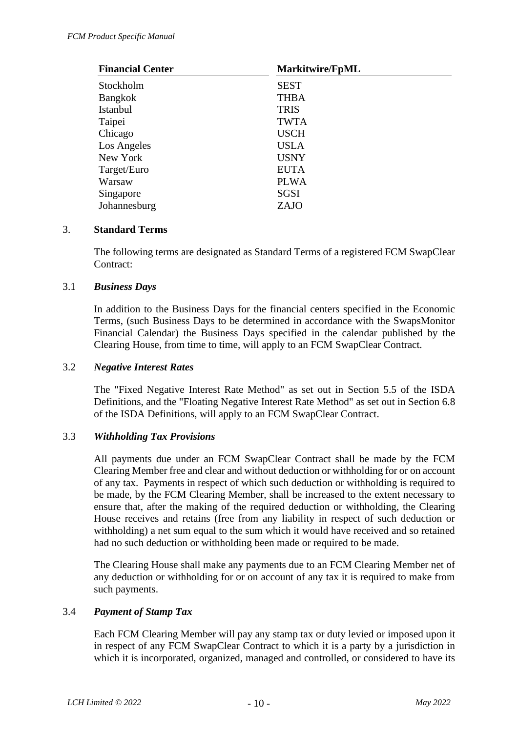| Financial Center | Markitwire/FpML |
| --- | --- |
| Stockholm | SEST |
| Bangkok | THBA |
| Istanbul | TRIS |
| Taipei | TWTA |
| Chicago | USCH |
| Los Angeles | USLA |
| New York | USNY |
| Target/Euro | EUTA |
| Warsaw | PLWA |
| Singapore | SGSI |
| Johannesburg | ZAJO |

## 3. Standard Terms

The following terms are designated as Standard Terms of a registered FCM SwapClear Contract:

### 3.1 *Business Days*

In addition to the Business Days for the financial centers specified in the Economic Terms, (such Business Days to be determined in accordance with the SwapsMonitor Financial Calendar) the Business Days specified in the calendar published by the Clearing House, from time to time, will apply to an FCM SwapClear Contract.

### 3.2 *Negative Interest Rates*

The "Fixed Negative Interest Rate Method" as set out in Section 5.5 of the ISDA Definitions, and the "Floating Negative Interest Rate Method" as set out in Section 6.8 of the ISDA Definitions, will apply to an FCM SwapClear Contract.

### 3.3 *Withholding Tax Provisions*

All payments due under an FCM SwapClear Contract shall be made by the FCM Clearing Member free and clear and without deduction or withholding for or on account of any tax. Payments in respect of which such deduction or withholding is required to be made, by the FCM Clearing Member, shall be increased to the extent necessary to ensure that, after the making of the required deduction or withholding, the Clearing House receives and retains (free from any liability in respect of such deduction or withholding) a net sum equal to the sum which it would have received and so retained had no such deduction or withholding been made or required to be made.

The Clearing House shall make any payments due to an FCM Clearing Member net of any deduction or withholding for or on account of any tax it is required to make from such payments.

### 3.4 *Payment of Stamp Tax*

Each FCM Clearing Member will pay any stamp tax or duty levied or imposed upon it in respect of any FCM SwapClear Contract to which it is a party by a jurisdiction in which it is incorporated, organized, managed and controlled, or considered to have its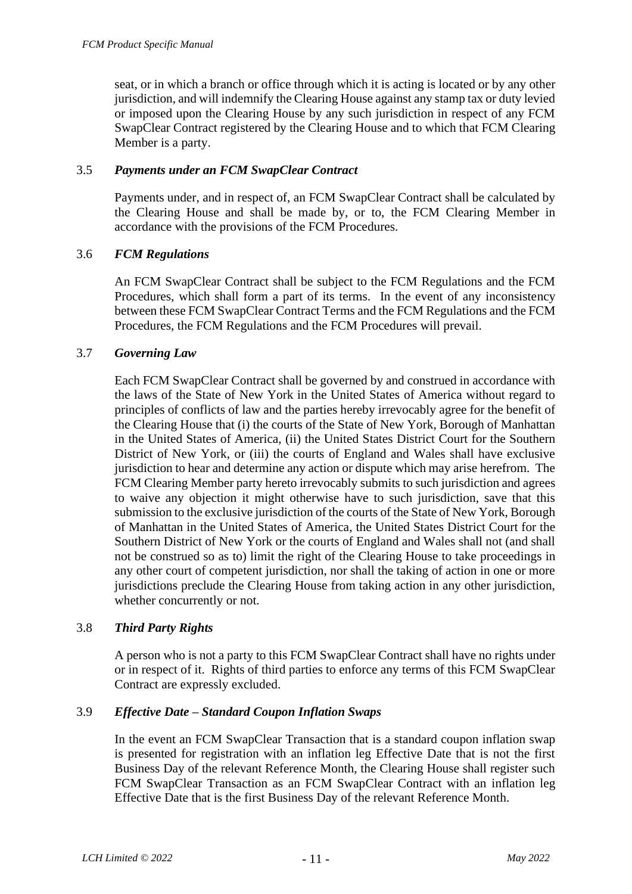seat, or in which a branch or office through which it is acting is located or by any other jurisdiction, and will indemnify the Clearing House against any stamp tax or duty levied or imposed upon the Clearing House by any such jurisdiction in respect of any FCM SwapClear Contract registered by the Clearing House and to which that FCM Clearing Member is a party.

### 3.5 *Payments under an FCM SwapClear Contract*

Payments under, and in respect of, an FCM SwapClear Contract shall be calculated by the Clearing House and shall be made by, or to, the FCM Clearing Member in accordance with the provisions of the FCM Procedures.

### 3.6 *FCM Regulations*

An FCM SwapClear Contract shall be subject to the FCM Regulations and the FCM Procedures, which shall form a part of its terms. In the event of any inconsistency between these FCM SwapClear Contract Terms and the FCM Regulations and the FCM Procedures, the FCM Regulations and the FCM Procedures will prevail.

### 3.7 *Governing Law*

Each FCM SwapClear Contract shall be governed by and construed in accordance with the laws of the State of New York in the United States of America without regard to principles of conflicts of law and the parties hereby irrevocably agree for the benefit of the Clearing House that (i) the courts of the State of New York, Borough of Manhattan in the United States of America, (ii) the United States District Court for the Southern District of New York, or (iii) the courts of England and Wales shall have exclusive jurisdiction to hear and determine any action or dispute which may arise herefrom. The FCM Clearing Member party hereto irrevocably submits to such jurisdiction and agrees to waive any objection it might otherwise have to such jurisdiction, save that this submission to the exclusive jurisdiction of the courts of the State of New York, Borough of Manhattan in the United States of America, the United States District Court for the Southern District of New York or the courts of England and Wales shall not (and shall not be construed so as to) limit the right of the Clearing House to take proceedings in any other court of competent jurisdiction, nor shall the taking of action in one or more jurisdictions preclude the Clearing House from taking action in any other jurisdiction, whether concurrently or not.

### 3.8 *Third Party Rights*

A person who is not a party to this FCM SwapClear Contract shall have no rights under or in respect of it. Rights of third parties to enforce any terms of this FCM SwapClear Contract are expressly excluded.

### 3.9 *Effective Date – Standard Coupon Inflation Swaps*

In the event an FCM SwapClear Transaction that is a standard coupon inflation swap is presented for registration with an inflation leg Effective Date that is not the first Business Day of the relevant Reference Month, the Clearing House shall register such FCM SwapClear Transaction as an FCM SwapClear Contract with an inflation leg Effective Date that is the first Business Day of the relevant Reference Month.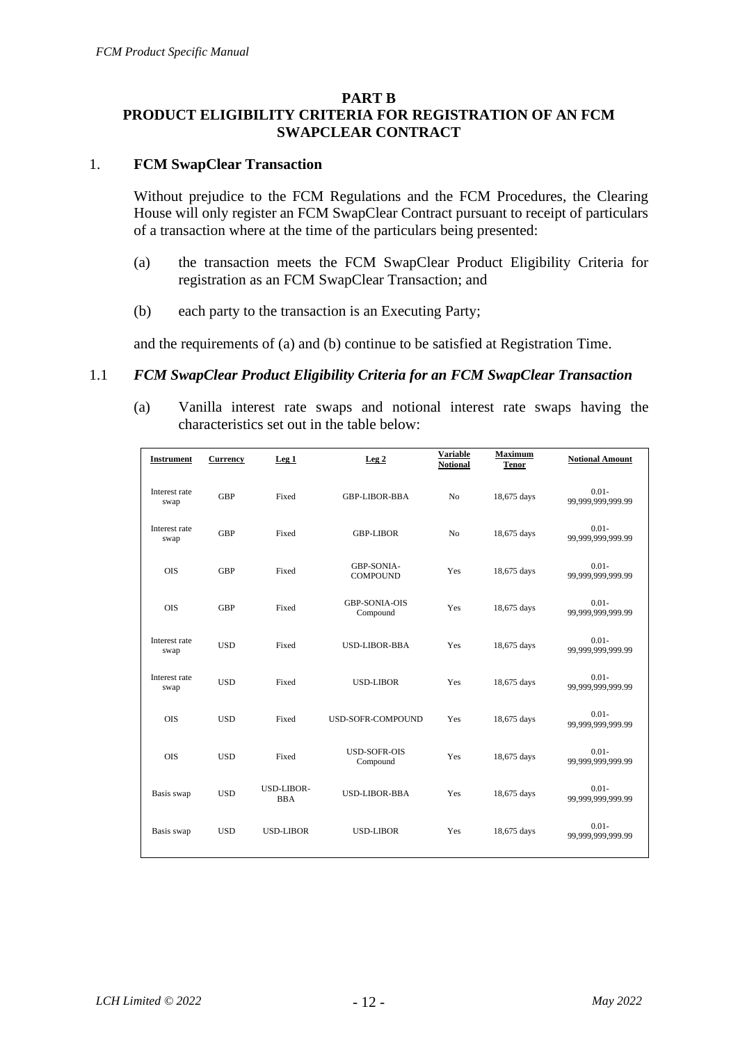# PART B
# PRODUCT ELIGIBILITY CRITERIA FOR REGISTRATION OF AN FCM SWAPCLEAR CONTRACT

## 1. FCM SwapClear Transaction

Without prejudice to the FCM Regulations and the FCM Procedures, the Clearing House will only register an FCM SwapClear Contract pursuant to receipt of particulars of a transaction where at the time of the particulars being presented:

(a) the transaction meets the FCM SwapClear Product Eligibility Criteria for registration as an FCM SwapClear Transaction; and

(b) each party to the transaction is an Executing Party;

and the requirements of (a) and (b) continue to be satisfied at Registration Time.

### 1.1 *FCM SwapClear Product Eligibility Criteria for an FCM SwapClear Transaction*

(a) Vanilla interest rate swaps and notional interest rate swaps having the characteristics set out in the table below:

| Instrument | Currency | Leg 1 | Leg 2 | Variable Notional | Maximum Tenor | Notional Amount |
|---|---|---|---|---|---|---|
| Interest rate swap | GBP | Fixed | GBP-LIBOR-BBA | No | 18,675 days | 0.01-99,999,999,999.99 |
| Interest rate swap | GBP | Fixed | GBP-LIBOR | No | 18,675 days | 0.01-99,999,999,999.99 |
| OIS | GBP | Fixed | GBP-SONIA-COMPOUND | Yes | 18,675 days | 0.01-99,999,999,999.99 |
| OIS | GBP | Fixed | GBP-SONIA-OIS Compound | Yes | 18,675 days | 0.01-99,999,999,999.99 |
| Interest rate swap | USD | Fixed | USD-LIBOR-BBA | Yes | 18,675 days | 0.01-99,999,999,999.99 |
| Interest rate swap | USD | Fixed | USD-LIBOR | Yes | 18,675 days | 0.01-99,999,999,999.99 |
| OIS | USD | Fixed | USD-SOFR-COMPOUND | Yes | 18,675 days | 0.01-99,999,999,999.99 |
| OIS | USD | Fixed | USD-SOFR-OIS Compound | Yes | 18,675 days | 0.01-99,999,999,999.99 |
| Basis swap | USD | USD-LIBOR-BBA | USD-LIBOR-BBA | Yes | 18,675 days | 0.01-99,999,999,999.99 |
| Basis swap | USD | USD-LIBOR | USD-LIBOR | Yes | 18,675 days | 0.01-99,999,999,999.99 |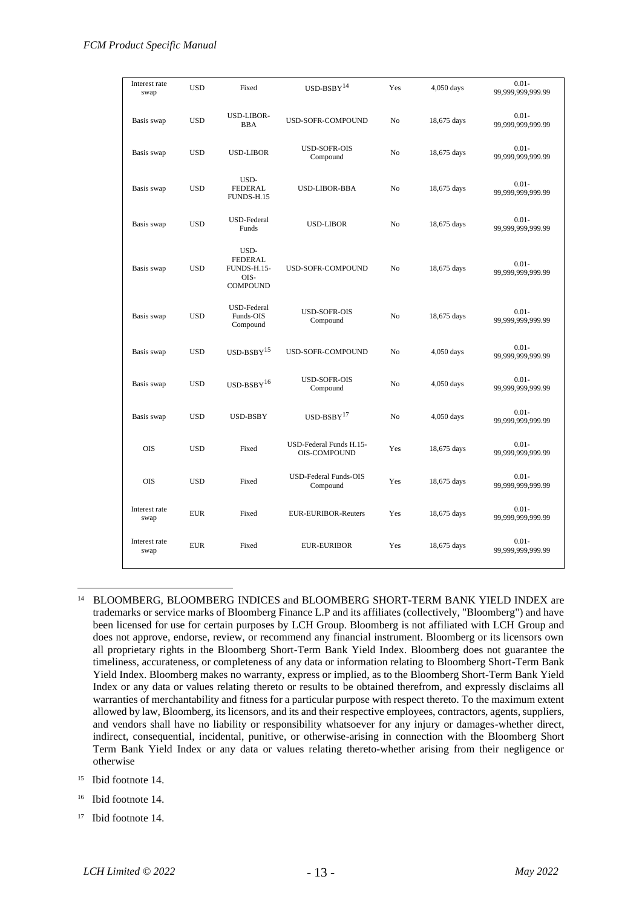| Interest rate swap | USD | Fixed | USD-BSBY[14] | Yes | 4,050 days | 0.01-99,999,999,999.99 |
|---|---|---|---|---|---|---|
| Basis swap | USD | USD-LIBOR-BBA | USD-SOFR-COMPOUND | No | 18,675 days | 0.01-99,999,999,999.99 |
| Basis swap | USD | USD-LIBOR | USD-SOFR-OIS Compound | No | 18,675 days | 0.01-99,999,999,999.99 |
| Basis swap | USD | USD-FEDERAL FUNDS-H.15 | USD-LIBOR-BBA | No | 18,675 days | 0.01-99,999,999,999.99 |
| Basis swap | USD | USD-Federal Funds | USD-LIBOR | No | 18,675 days | 0.01-99,999,999,999.99 |
| Basis swap | USD | USD-FEDERAL FUNDS-H.15-OIS-COMPOUND | USD-SOFR-COMPOUND | No | 18,675 days | 0.01-99,999,999,999.99 |
| Basis swap | USD | USD-Federal Funds-OIS Compound | USD-SOFR-OIS Compound | No | 18,675 days | 0.01-99,999,999,999.99 |
| Basis swap | USD | USD-BSBY[15] | USD-SOFR-COMPOUND | No | 4,050 days | 0.01-99,999,999,999.99 |
| Basis swap | USD | USD-BSBY[16] | USD-SOFR-OIS Compound | No | 4,050 days | 0.01-99,999,999,999.99 |
| Basis swap | USD | USD-BSBY | USD-BSBY[17] | No | 4,050 days | 0.01-99,999,999,999.99 |
| OIS | USD | Fixed | USD-Federal Funds H.15-OIS-COMPOUND | Yes | 18,675 days | 0.01-99,999,999,999.99 |
| OIS | USD | Fixed | USD-Federal Funds-OIS Compound | Yes | 18,675 days | 0.01-99,999,999,999.99 |
| Interest rate swap | EUR | Fixed | EUR-EURIBOR-Reuters | Yes | 18,675 days | 0.01-99,999,999,999.99 |
| Interest rate swap | EUR | Fixed | EUR-EURIBOR | Yes | 18,675 days | 0.01-99,999,999,999.99 |

[14] BLOOMBERG, BLOOMBERG INDICES and BLOOMBERG SHORT-TERM BANK YIELD INDEX are trademarks or service marks of Bloomberg Finance L.P and its affiliates (collectively, "Bloomberg") and have been licensed for use for certain purposes by LCH Group. Bloomberg is not affiliated with LCH Group and does not approve, endorse, review, or recommend any financial instrument. Bloomberg or its licensors own all proprietary rights in the Bloomberg Short-Term Bank Yield Index. Bloomberg does not guarantee the timeliness, accurateness, or completeness of any data or information relating to Bloomberg Short-Term Bank Yield Index. Bloomberg makes no warranty, express or implied, as to the Bloomberg Short-Term Bank Yield Index or any data or values relating thereto or results to be obtained therefrom, and expressly disclaims all warranties of merchantability and fitness for a particular purpose with respect thereto. To the maximum extent allowed by law, Bloomberg, its licensors, and its and their respective employees, contractors, agents, suppliers, and vendors shall have no liability or responsibility whatsoever for any injury or damages-whether direct, indirect, consequential, incidental, punitive, or otherwise-arising in connection with the Bloomberg Short Term Bank Yield Index or any data or values relating thereto-whether arising from their negligence or otherwise

[15] Ibid footnote 14.

[16] Ibid footnote 14.

[17] Ibid footnote 14.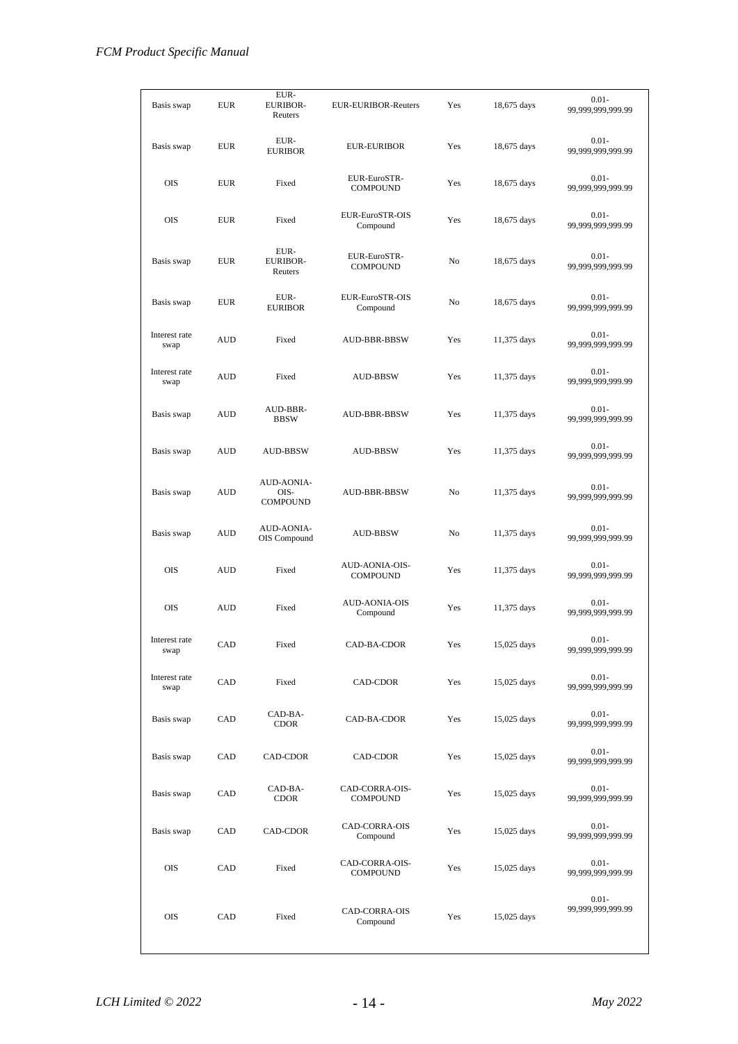| Basis swap | EUR | EUR-EURIBOR-Reuters | EUR-EURIBOR-Reuters | Yes | 18,675 days | 0.01-99,999,999,999.99 |
|---|---|---|---|---|---|---|
| Basis swap | EUR | EUR-EURIBOR | EUR-EURIBOR | Yes | 18,675 days | 0.01-99,999,999,999.99 |
| OIS | EUR | Fixed | EUR-EuroSTR-COMPOUND | Yes | 18,675 days | 0.01-99,999,999,999.99 |
| OIS | EUR | Fixed | EUR-EuroSTR-OIS Compound | Yes | 18,675 days | 0.01-99,999,999,999.99 |
| Basis swap | EUR | EUR-EURIBOR-Reuters | EUR-EuroSTR-COMPOUND | No | 18,675 days | 0.01-99,999,999,999.99 |
| Basis swap | EUR | EUR-EURIBOR | EUR-EuroSTR-OIS Compound | No | 18,675 days | 0.01-99,999,999,999.99 |
| Interest rate swap | AUD | Fixed | AUD-BBR-BBSW | Yes | 11,375 days | 0.01-99,999,999,999.99 |
| Interest rate swap | AUD | Fixed | AUD-BBSW | Yes | 11,375 days | 0.01-99,999,999,999.99 |
| Basis swap | AUD | AUD-BBR-BBSW | AUD-BBR-BBSW | Yes | 11,375 days | 0.01-99,999,999,999.99 |
| Basis swap | AUD | AUD-BBSW | AUD-BBSW | Yes | 11,375 days | 0.01-99,999,999,999.99 |
| Basis swap | AUD | AUD-AONIA-OIS-COMPOUND | AUD-BBR-BBSW | No | 11,375 days | 0.01-99,999,999,999.99 |
| Basis swap | AUD | AUD-AONIA-OIS Compound | AUD-BBSW | No | 11,375 days | 0.01-99,999,999,999.99 |
| OIS | AUD | Fixed | AUD-AONIA-OIS-COMPOUND | Yes | 11,375 days | 0.01-99,999,999,999.99 |
| OIS | AUD | Fixed | AUD-AONIA-OIS Compound | Yes | 11,375 days | 0.01-99,999,999,999.99 |
| Interest rate swap | CAD | Fixed | CAD-BA-CDOR | Yes | 15,025 days | 0.01-99,999,999,999.99 |
| Interest rate swap | CAD | Fixed | CAD-CDOR | Yes | 15,025 days | 0.01-99,999,999,999.99 |
| Basis swap | CAD | CAD-BA-CDOR | CAD-BA-CDOR | Yes | 15,025 days | 0.01-99,999,999,999.99 |
| Basis swap | CAD | CAD-CDOR | CAD-CDOR | Yes | 15,025 days | 0.01-99,999,999,999.99 |
| Basis swap | CAD | CAD-BA-CDOR | CAD-CORRA-OIS-COMPOUND | Yes | 15,025 days | 0.01-99,999,999,999.99 |
| Basis swap | CAD | CAD-CDOR | CAD-CORRA-OIS Compound | Yes | 15,025 days | 0.01-99,999,999,999.99 |
| OIS | CAD | Fixed | CAD-CORRA-OIS-COMPOUND | Yes | 15,025 days | 0.01-99,999,999,999.99 |
| OIS | CAD | Fixed | CAD-CORRA-OIS Compound | Yes | 15,025 days | 0.01-99,999,999,999.99 |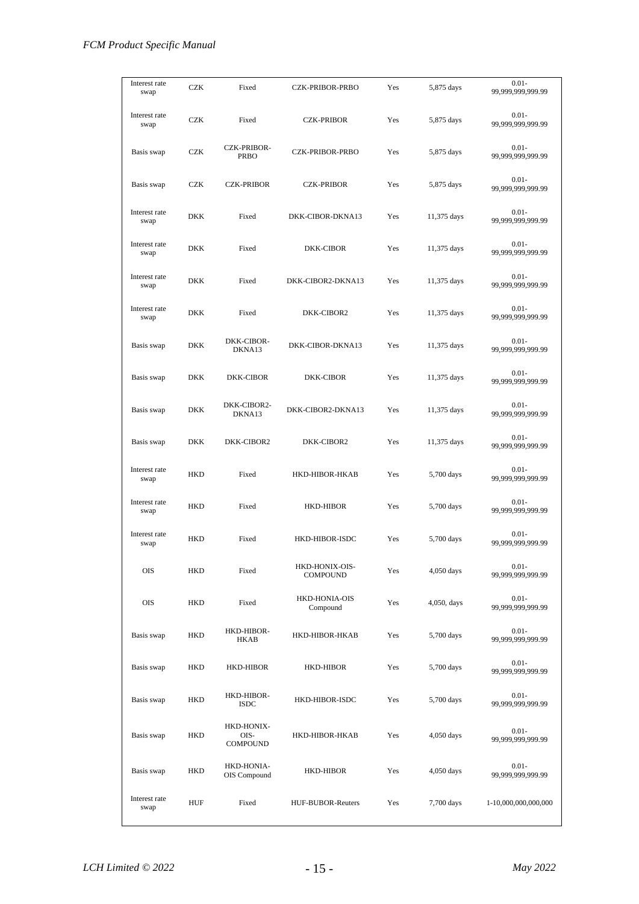| Interest rate swap | CZK | Fixed | CZK-PRIBOR-PRBO | Yes | 5,875 days | 0.01-99,999,999,999.99 |
|---|---|---|---|---|---|---|
| Interest rate swap | CZK | Fixed | CZK-PRIBOR | Yes | 5,875 days | 0.01-99,999,999,999.99 |
| Basis swap | CZK | CZK-PRIBOR-PRBO | CZK-PRIBOR-PRBO | Yes | 5,875 days | 0.01-99,999,999,999.99 |
| Basis swap | CZK | CZK-PRIBOR | CZK-PRIBOR | Yes | 5,875 days | 0.01-99,999,999,999.99 |
| Interest rate swap | DKK | Fixed | DKK-CIBOR-DKNA13 | Yes | 11,375 days | 0.01-99,999,999,999.99 |
| Interest rate swap | DKK | Fixed | DKK-CIBOR | Yes | 11,375 days | 0.01-99,999,999,999.99 |
| Interest rate swap | DKK | Fixed | DKK-CIBOR2-DKNA13 | Yes | 11,375 days | 0.01-99,999,999,999.99 |
| Interest rate swap | DKK | Fixed | DKK-CIBOR2 | Yes | 11,375 days | 0.01-99,999,999,999.99 |
| Basis swap | DKK | DKK-CIBOR-DKNA13 | DKK-CIBOR-DKNA13 | Yes | 11,375 days | 0.01-99,999,999,999.99 |
| Basis swap | DKK | DKK-CIBOR | DKK-CIBOR | Yes | 11,375 days | 0.01-99,999,999,999.99 |
| Basis swap | DKK | DKK-CIBOR2-DKNA13 | DKK-CIBOR2-DKNA13 | Yes | 11,375 days | 0.01-99,999,999,999.99 |
| Basis swap | DKK | DKK-CIBOR2 | DKK-CIBOR2 | Yes | 11,375 days | 0.01-99,999,999,999.99 |
| Interest rate swap | HKD | Fixed | HKD-HIBOR-HKAB | Yes | 5,700 days | 0.01-99,999,999,999.99 |
| Interest rate swap | HKD | Fixed | HKD-HIBOR | Yes | 5,700 days | 0.01-99,999,999,999.99 |
| Interest rate swap | HKD | Fixed | HKD-HIBOR-ISDC | Yes | 5,700 days | 0.01-99,999,999,999.99 |
| OIS | HKD | Fixed | HKD-HONIX-OIS-COMPOUND | Yes | 4,050 days | 0.01-99,999,999,999.99 |
| OIS | HKD | Fixed | HKD-HONIA-OIS Compound | Yes | 4,050, days | 0.01-99,999,999,999.99 |
| Basis swap | HKD | HKD-HIBOR-HKAB | HKD-HIBOR-HKAB | Yes | 5,700 days | 0.01-99,999,999,999.99 |
| Basis swap | HKD | HKD-HIBOR | HKD-HIBOR | Yes | 5,700 days | 0.01-99,999,999,999.99 |
| Basis swap | HKD | HKD-HIBOR-ISDC | HKD-HIBOR-ISDC | Yes | 5,700 days | 0.01-99,999,999,999.99 |
| Basis swap | HKD | HKD-HONIX-OIS-COMPOUND | HKD-HIBOR-HKAB | Yes | 4,050 days | 0.01-99,999,999,999.99 |
| Basis swap | HKD | HKD-HONIA-OIS Compound | HKD-HIBOR | Yes | 4,050 days | 0.01-99,999,999,999.99 |
| Interest rate swap | HUF | Fixed | HUF-BUBOR-Reuters | Yes | 7,700 days | 1-10,000,000,000,000 |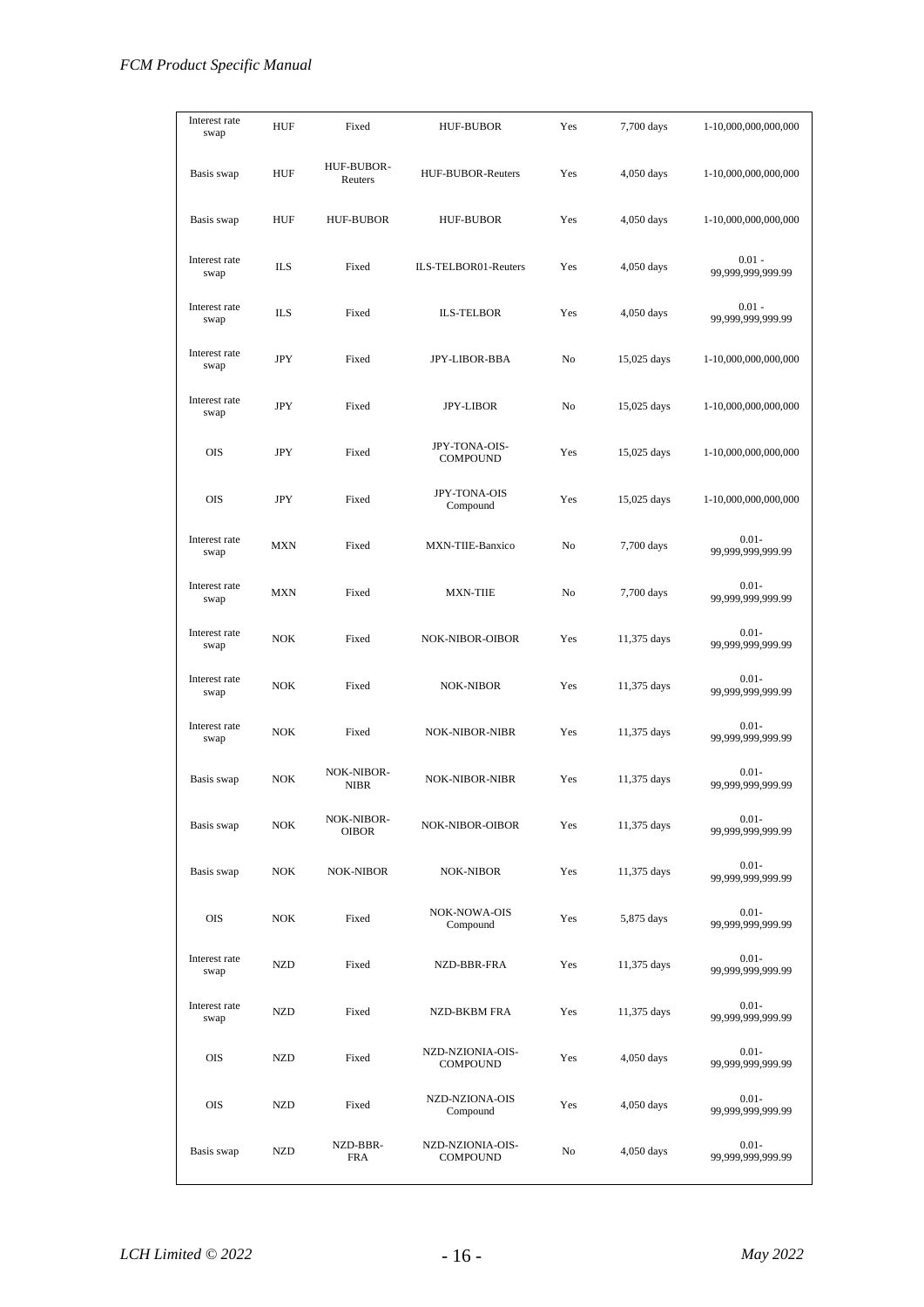| Interest rate swap | HUF | Fixed | HUF-BUBOR | Yes | 7,700 days | 1-10,000,000,000,000 |
|---|---|---|---|---|---|---|
| Basis swap | HUF | HUF-BUBOR-Reuters | HUF-BUBOR-Reuters | Yes | 4,050 days | 1-10,000,000,000,000 |
| Basis swap | HUF | HUF-BUBOR | HUF-BUBOR | Yes | 4,050 days | 1-10,000,000,000,000 |
| Interest rate swap | ILS | Fixed | ILS-TELBOR01-Reuters | Yes | 4,050 days | 0.01 - 99,999,999,999.99 |
| Interest rate swap | ILS | Fixed | ILS-TELBOR | Yes | 4,050 days | 0.01 - 99,999,999,999.99 |
| Interest rate swap | JPY | Fixed | JPY-LIBOR-BBA | No | 15,025 days | 1-10,000,000,000,000 |
| Interest rate swap | JPY | Fixed | JPY-LIBOR | No | 15,025 days | 1-10,000,000,000,000 |
| OIS | JPY | Fixed | JPY-TONA-OIS-COMPOUND | Yes | 15,025 days | 1-10,000,000,000,000 |
| OIS | JPY | Fixed | JPY-TONA-OIS Compound | Yes | 15,025 days | 1-10,000,000,000,000 |
| Interest rate swap | MXN | Fixed | MXN-TIIE-Banxico | No | 7,700 days | 0.01- 99,999,999,999.99 |
| Interest rate swap | MXN | Fixed | MXN-TIIE | No | 7,700 days | 0.01- 99,999,999,999.99 |
| Interest rate swap | NOK | Fixed | NOK-NIBOR-OIBOR | Yes | 11,375 days | 0.01- 99,999,999,999.99 |
| Interest rate swap | NOK | Fixed | NOK-NIBOR | Yes | 11,375 days | 0.01- 99,999,999,999.99 |
| Interest rate swap | NOK | Fixed | NOK-NIBOR-NIBR | Yes | 11,375 days | 0.01- 99,999,999,999.99 |
| Basis swap | NOK | NOK-NIBOR-NIBR | NOK-NIBOR-NIBR | Yes | 11,375 days | 0.01- 99,999,999,999.99 |
| Basis swap | NOK | NOK-NIBOR-OIBOR | NOK-NIBOR-OIBOR | Yes | 11,375 days | 0.01- 99,999,999,999.99 |
| Basis swap | NOK | NOK-NIBOR | NOK-NIBOR | Yes | 11,375 days | 0.01- 99,999,999,999.99 |
| OIS | NOK | Fixed | NOK-NOWA-OIS Compound | Yes | 5,875 days | 0.01- 99,999,999,999.99 |
| Interest rate swap | NZD | Fixed | NZD-BBR-FRA | Yes | 11,375 days | 0.01- 99,999,999,999.99 |
| Interest rate swap | NZD | Fixed | NZD-BKBM FRA | Yes | 11,375 days | 0.01- 99,999,999,999.99 |
| OIS | NZD | Fixed | NZD-NZIONIA-OIS-COMPOUND | Yes | 4,050 days | 0.01- 99,999,999,999.99 |
| OIS | NZD | Fixed | NZD-NZIONA-OIS Compound | Yes | 4,050 days | 0.01- 99,999,999,999.99 |
| Basis swap | NZD | NZD-BBR-FRA | NZD-NZIONIA-OIS-COMPOUND | No | 4,050 days | 0.01- 99,999,999,999.99 |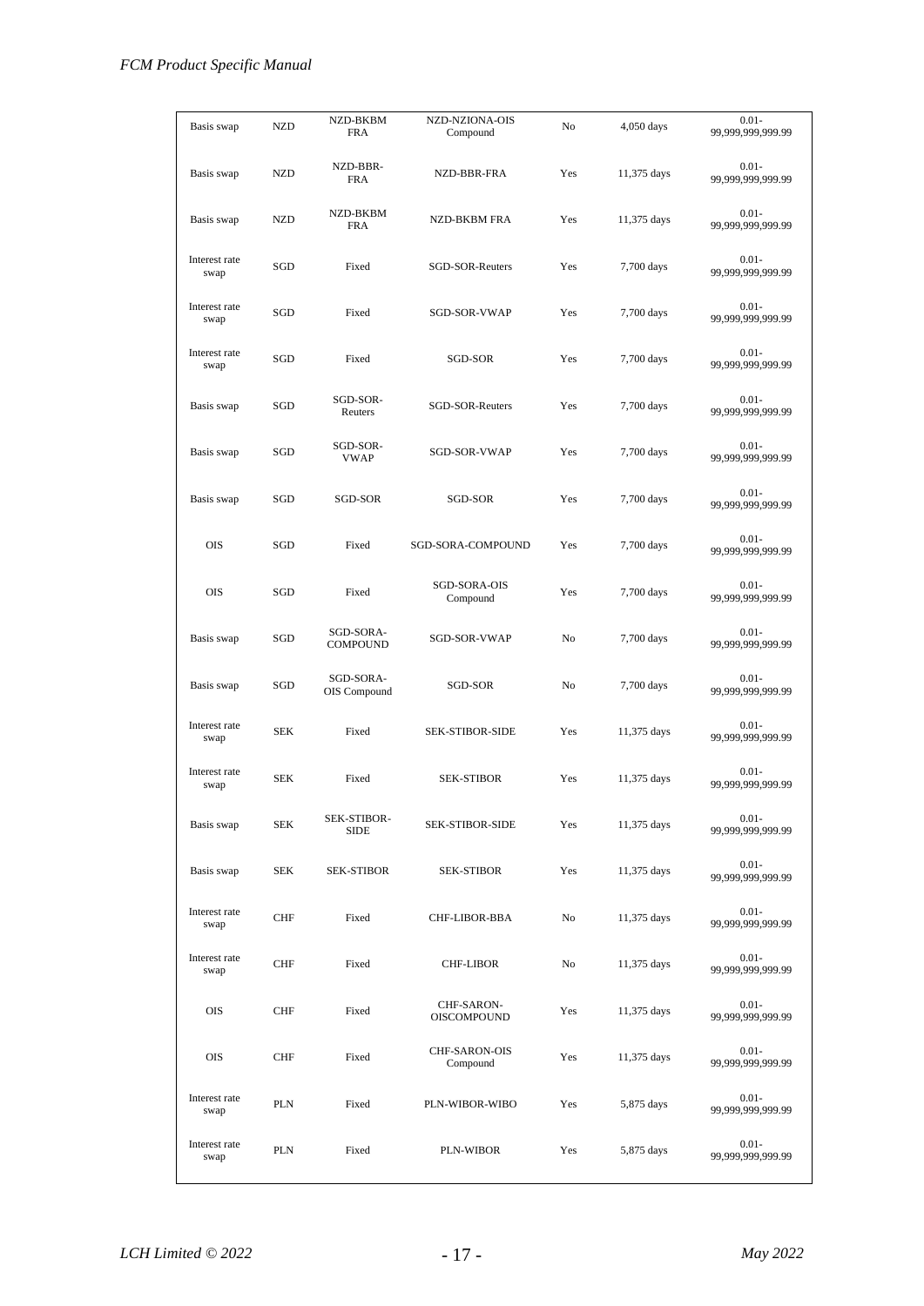| | | | | | | |
|---|---|---|---|---|---|---|
| Basis swap | NZD | NZD-BKBM FRA | NZD-NZIONA-OIS Compound | No | 4,050 days | 0.01-99,999,999,999.99 |
| Basis swap | NZD | NZD-BBR-FRA | NZD-BBR-FRA | Yes | 11,375 days | 0.01-99,999,999,999.99 |
| Basis swap | NZD | NZD-BKBM FRA | NZD-BKBM FRA | Yes | 11,375 days | 0.01-99,999,999,999.99 |
| Interest rate swap | SGD | Fixed | SGD-SOR-Reuters | Yes | 7,700 days | 0.01-99,999,999,999.99 |
| Interest rate swap | SGD | Fixed | SGD-SOR-VWAP | Yes | 7,700 days | 0.01-99,999,999,999.99 |
| Interest rate swap | SGD | Fixed | SGD-SOR | Yes | 7,700 days | 0.01-99,999,999,999.99 |
| Basis swap | SGD | SGD-SOR-Reuters | SGD-SOR-Reuters | Yes | 7,700 days | 0.01-99,999,999,999.99 |
| Basis swap | SGD | SGD-SOR-VWAP | SGD-SOR-VWAP | Yes | 7,700 days | 0.01-99,999,999,999.99 |
| Basis swap | SGD | SGD-SOR | SGD-SOR | Yes | 7,700 days | 0.01-99,999,999,999.99 |
| OIS | SGD | Fixed | SGD-SORA-COMPOUND | Yes | 7,700 days | 0.01-99,999,999,999.99 |
| OIS | SGD | Fixed | SGD-SORA-OIS Compound | Yes | 7,700 days | 0.01-99,999,999,999.99 |
| Basis swap | SGD | SGD-SORA-COMPOUND | SGD-SOR-VWAP | No | 7,700 days | 0.01-99,999,999,999.99 |
| Basis swap | SGD | SGD-SORA-OIS Compound | SGD-SOR | No | 7,700 days | 0.01-99,999,999,999.99 |
| Interest rate swap | SEK | Fixed | SEK-STIBOR-SIDE | Yes | 11,375 days | 0.01-99,999,999,999.99 |
| Interest rate swap | SEK | Fixed | SEK-STIBOR | Yes | 11,375 days | 0.01-99,999,999,999.99 |
| Basis swap | SEK | SEK-STIBOR-SIDE | SEK-STIBOR-SIDE | Yes | 11,375 days | 0.01-99,999,999,999.99 |
| Basis swap | SEK | SEK-STIBOR | SEK-STIBOR | Yes | 11,375 days | 0.01-99,999,999,999.99 |
| Interest rate swap | CHF | Fixed | CHF-LIBOR-BBA | No | 11,375 days | 0.01-99,999,999,999.99 |
| Interest rate swap | CHF | Fixed | CHF-LIBOR | No | 11,375 days | 0.01-99,999,999,999.99 |
| OIS | CHF | Fixed | CHF-SARON-OISCOMPOUND | Yes | 11,375 days | 0.01-99,999,999,999.99 |
| OIS | CHF | Fixed | CHF-SARON-OIS Compound | Yes | 11,375 days | 0.01-99,999,999,999.99 |
| Interest rate swap | PLN | Fixed | PLN-WIBOR-WIBO | Yes | 5,875 days | 0.01-99,999,999,999.99 |
| Interest rate swap | PLN | Fixed | PLN-WIBOR | Yes | 5,875 days | 0.01-99,999,999,999.99 |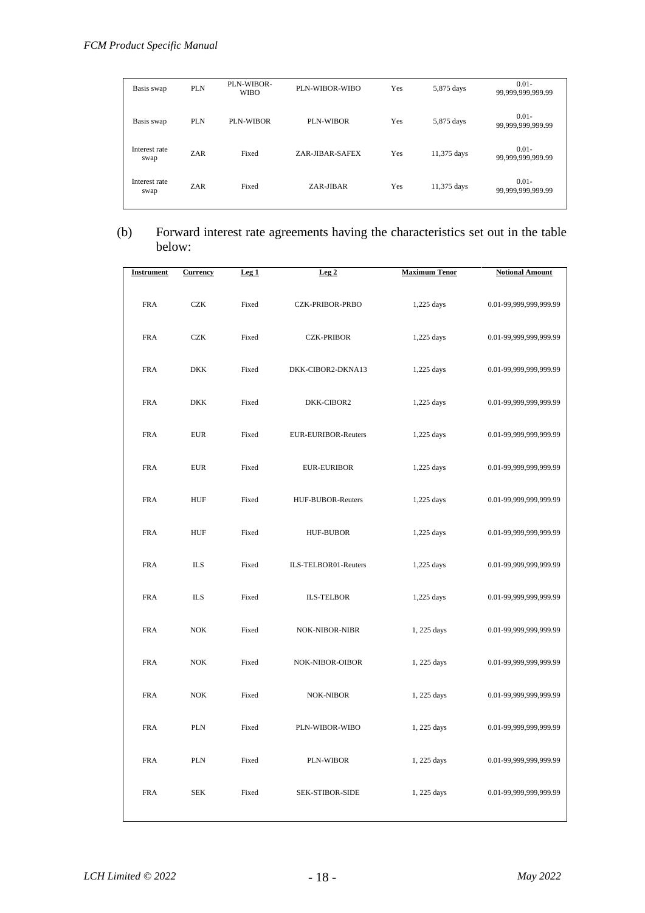| Basis swap | PLN | PLN-WIBOR-WIBO | PLN-WIBOR-WIBO | Yes | 5,875 days | 0.01-99,999,999,999.99 |
|---|---|---|---|---|---|---|
| Basis swap | PLN | PLN-WIBOR | PLN-WIBOR | Yes | 5,875 days | 0.01-99,999,999,999.99 |
| Interest rate swap | ZAR | Fixed | ZAR-JIBAR-SAFEX | Yes | 11,375 days | 0.01-99,999,999,999.99 |
| Interest rate swap | ZAR | Fixed | ZAR-JIBAR | Yes | 11,375 days | 0.01-99,999,999,999.99 |

(b) Forward interest rate agreements having the characteristics set out in the table below:

| Instrument | Currency | Leg 1 | Leg 2 | Maximum Tenor | Notional Amount |
|---|---|---|---|---|---|
| FRA | CZK | Fixed | CZK-PRIBOR-PRBO | 1,225 days | 0.01-99,999,999,999.99 |
| FRA | CZK | Fixed | CZK-PRIBOR | 1,225 days | 0.01-99,999,999,999.99 |
| FRA | DKK | Fixed | DKK-CIBOR2-DKNA13 | 1,225 days | 0.01-99,999,999,999.99 |
| FRA | DKK | Fixed | DKK-CIBOR2 | 1,225 days | 0.01-99,999,999,999.99 |
| FRA | EUR | Fixed | EUR-EURIBOR-Reuters | 1,225 days | 0.01-99,999,999,999.99 |
| FRA | EUR | Fixed | EUR-EURIBOR | 1,225 days | 0.01-99,999,999,999.99 |
| FRA | HUF | Fixed | HUF-BUBOR-Reuters | 1,225 days | 0.01-99,999,999,999.99 |
| FRA | HUF | Fixed | HUF-BUBOR | 1,225 days | 0.01-99,999,999,999.99 |
| FRA | ILS | Fixed | ILS-TELBOR01-Reuters | 1,225 days | 0.01-99,999,999,999.99 |
| FRA | ILS | Fixed | ILS-TELBOR | 1,225 days | 0.01-99,999,999,999.99 |
| FRA | NOK | Fixed | NOK-NIBOR-NIBR | 1, 225 days | 0.01-99,999,999,999.99 |
| FRA | NOK | Fixed | NOK-NIBOR-OIBOR | 1, 225 days | 0.01-99,999,999,999.99 |
| FRA | NOK | Fixed | NOK-NIBOR | 1, 225 days | 0.01-99,999,999,999.99 |
| FRA | PLN | Fixed | PLN-WIBOR-WIBO | 1, 225 days | 0.01-99,999,999,999.99 |
| FRA | PLN | Fixed | PLN-WIBOR | 1, 225 days | 0.01-99,999,999,999.99 |
| FRA | SEK | Fixed | SEK-STIBOR-SIDE | 1, 225 days | 0.01-99,999,999,999.99 |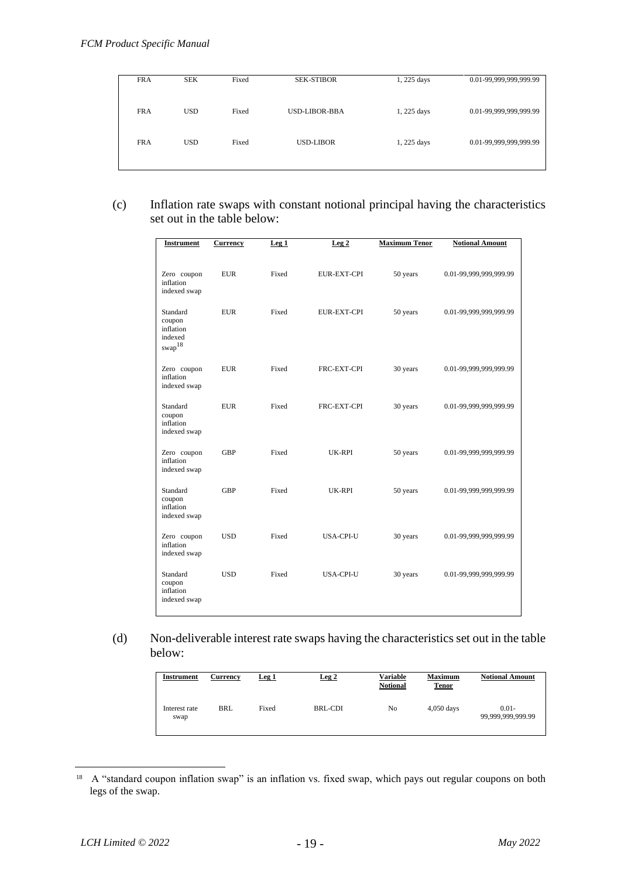| FRA | SEK | Fixed | SEK-STIBOR | 1, 225 days | 0.01-99,999,999,999.99 |
|---|---|---|---|---|---|
| FRA | USD | Fixed | USD-LIBOR-BBA | 1, 225 days | 0.01-99,999,999,999.99 |
| FRA | USD | Fixed | USD-LIBOR | 1, 225 days | 0.01-99,999,999,999.99 |

(c) Inflation rate swaps with constant notional principal having the characteristics set out in the table below:

| Instrument | Currency | Leg 1 | Leg 2 | Maximum Tenor | Notional Amount |
|---|---|---|---|---|---|
| Zero coupon inflation indexed swap | EUR | Fixed | EUR-EXT-CPI | 50 years | 0.01-99,999,999,999.99 |
| Standard coupon inflation indexed swap[18] | EUR | Fixed | EUR-EXT-CPI | 50 years | 0.01-99,999,999,999.99 |
| Zero coupon inflation indexed swap | EUR | Fixed | FRC-EXT-CPI | 30 years | 0.01-99,999,999,999.99 |
| Standard coupon inflation indexed swap | EUR | Fixed | FRC-EXT-CPI | 30 years | 0.01-99,999,999,999.99 |
| Zero coupon inflation indexed swap | GBP | Fixed | UK-RPI | 50 years | 0.01-99,999,999,999.99 |
| Standard coupon inflation indexed swap | GBP | Fixed | UK-RPI | 50 years | 0.01-99,999,999,999.99 |
| Zero coupon inflation indexed swap | USD | Fixed | USA-CPI-U | 30 years | 0.01-99,999,999,999.99 |
| Standard coupon inflation indexed swap | USD | Fixed | USA-CPI-U | 30 years | 0.01-99,999,999,999.99 |

(d) Non-deliverable interest rate swaps having the characteristics set out in the table below:

| Instrument | Currency | Leg 1 | Leg 2 | Variable Notional | Maximum Tenor | Notional Amount |
|---|---|---|---|---|---|---|
| Interest rate swap | BRL | Fixed | BRL-CDI | No | 4,050 days | 0.01-99,999,999,999.99 |

[18] A "standard coupon inflation swap" is an inflation vs. fixed swap, which pays out regular coupons on both legs of the swap.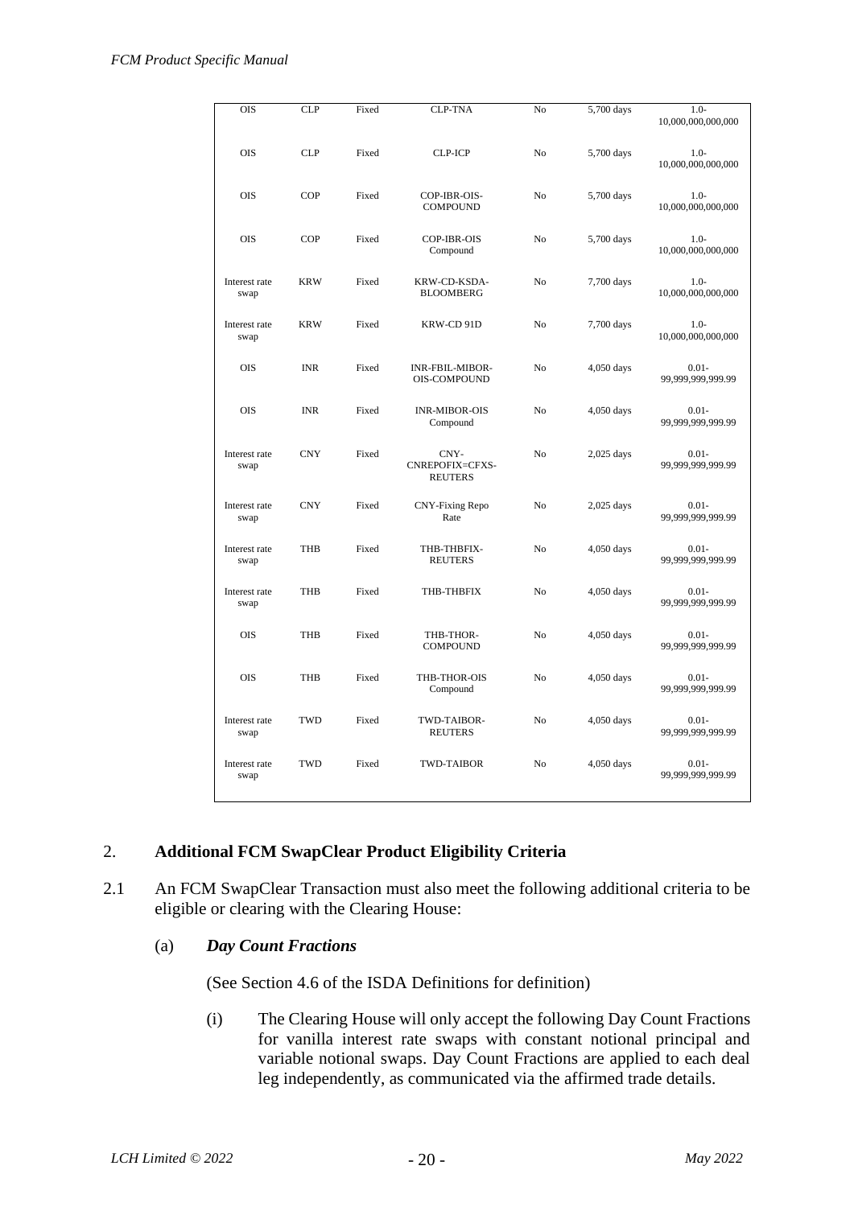| OIS | CLP | Fixed | CLP-TNA | No | 5,700 days | 1.0-10,000,000,000,000 |
|---|---|---|---|---|---|---|
| OIS | CLP | Fixed | CLP-ICP | No | 5,700 days | 1.0-10,000,000,000,000 |
| OIS | COP | Fixed | COP-IBR-OIS-COMPOUND | No | 5,700 days | 1.0-10,000,000,000,000 |
| OIS | COP | Fixed | COP-IBR-OIS Compound | No | 5,700 days | 1.0-10,000,000,000,000 |
| Interest rate swap | KRW | Fixed | KRW-CD-KSDA-BLOOMBERG | No | 7,700 days | 1.0-10,000,000,000,000 |
| Interest rate swap | KRW | Fixed | KRW-CD 91D | No | 7,700 days | 1.0-10,000,000,000,000 |
| OIS | INR | Fixed | INR-FBIL-MIBOR-OIS-COMPOUND | No | 4,050 days | 0.01-99,999,999,999.99 |
| OIS | INR | Fixed | INR-MIBOR-OIS Compound | No | 4,050 days | 0.01-99,999,999,999.99 |
| Interest rate swap | CNY | Fixed | CNY-CNREPOFIX=CFXS-REUTERS | No | 2,025 days | 0.01-99,999,999,999.99 |
| Interest rate swap | CNY | Fixed | CNY-Fixing Repo Rate | No | 2,025 days | 0.01-99,999,999,999.99 |
| Interest rate swap | THB | Fixed | THB-THBFIX-REUTERS | No | 4,050 days | 0.01-99,999,999,999.99 |
| Interest rate swap | THB | Fixed | THB-THBFIX | No | 4,050 days | 0.01-99,999,999,999.99 |
| OIS | THB | Fixed | THB-THOR-COMPOUND | No | 4,050 days | 0.01-99,999,999,999.99 |
| OIS | THB | Fixed | THB-THOR-OIS Compound | No | 4,050 days | 0.01-99,999,999,999.99 |
| Interest rate swap | TWD | Fixed | TWD-TAIBOR-REUTERS | No | 4,050 days | 0.01-99,999,999,999.99 |
| Interest rate swap | TWD | Fixed | TWD-TAIBOR | No | 4,050 days | 0.01-99,999,999,999.99 |

## 2. Additional FCM SwapClear Product Eligibility Criteria

2.1 An FCM SwapClear Transaction must also meet the following additional criteria to be eligible or clearing with the Clearing House:

(a) ***Day Count Fractions***

(See Section 4.6 of the ISDA Definitions for definition)

(i) The Clearing House will only accept the following Day Count Fractions for vanilla interest rate swaps with constant notional principal and variable notional swaps. Day Count Fractions are applied to each deal leg independently, as communicated via the affirmed trade details.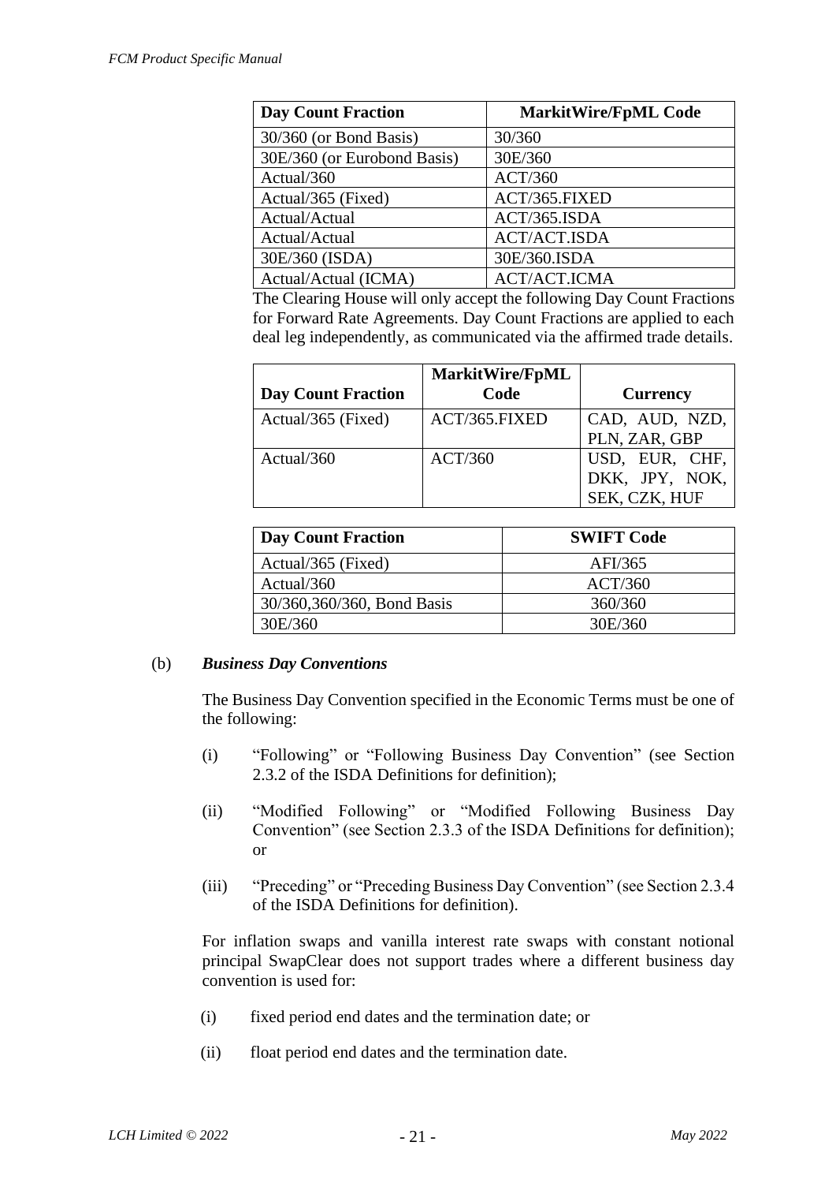| Day Count Fraction | MarkitWire/FpML Code |
| --- | --- |
| 30/360 (or Bond Basis) | 30/360 |
| 30E/360 (or Eurobond Basis) | 30E/360 |
| Actual/360 | ACT/360 |
| Actual/365 (Fixed) | ACT/365.FIXED |
| Actual/Actual | ACT/365.ISDA |
| Actual/Actual | ACT/ACT.ISDA |
| 30E/360 (ISDA) | 30E/360.ISDA |
| Actual/Actual (ICMA) | ACT/ACT.ICMA |

The Clearing House will only accept the following Day Count Fractions for Forward Rate Agreements. Day Count Fractions are applied to each deal leg independently, as communicated via the affirmed trade details.

| Day Count Fraction | MarkitWire/FpML Code | Currency |
| --- | --- | --- |
| Actual/365 (Fixed) | ACT/365.FIXED | CAD, AUD, NZD, PLN, ZAR, GBP |
| Actual/360 | ACT/360 | USD, EUR, CHF, DKK, JPY, NOK, SEK, CZK, HUF |

| Day Count Fraction | SWIFT Code |
| --- | --- |
| Actual/365 (Fixed) | AFI/365 |
| Actual/360 | ACT/360 |
| 30/360,360/360, Bond Basis | 360/360 |
| 30E/360 | 30E/360 |

(b) ***Business Day Conventions***

The Business Day Convention specified in the Economic Terms must be one of the following:

(i) "Following" or "Following Business Day Convention" (see Section 2.3.2 of the ISDA Definitions for definition);

(ii) "Modified Following" or "Modified Following Business Day Convention" (see Section 2.3.3 of the ISDA Definitions for definition); or

(iii) "Preceding" or "Preceding Business Day Convention" (see Section 2.3.4 of the ISDA Definitions for definition).

For inflation swaps and vanilla interest rate swaps with constant notional principal SwapClear does not support trades where a different business day convention is used for:

(i) fixed period end dates and the termination date; or

(ii) float period end dates and the termination date.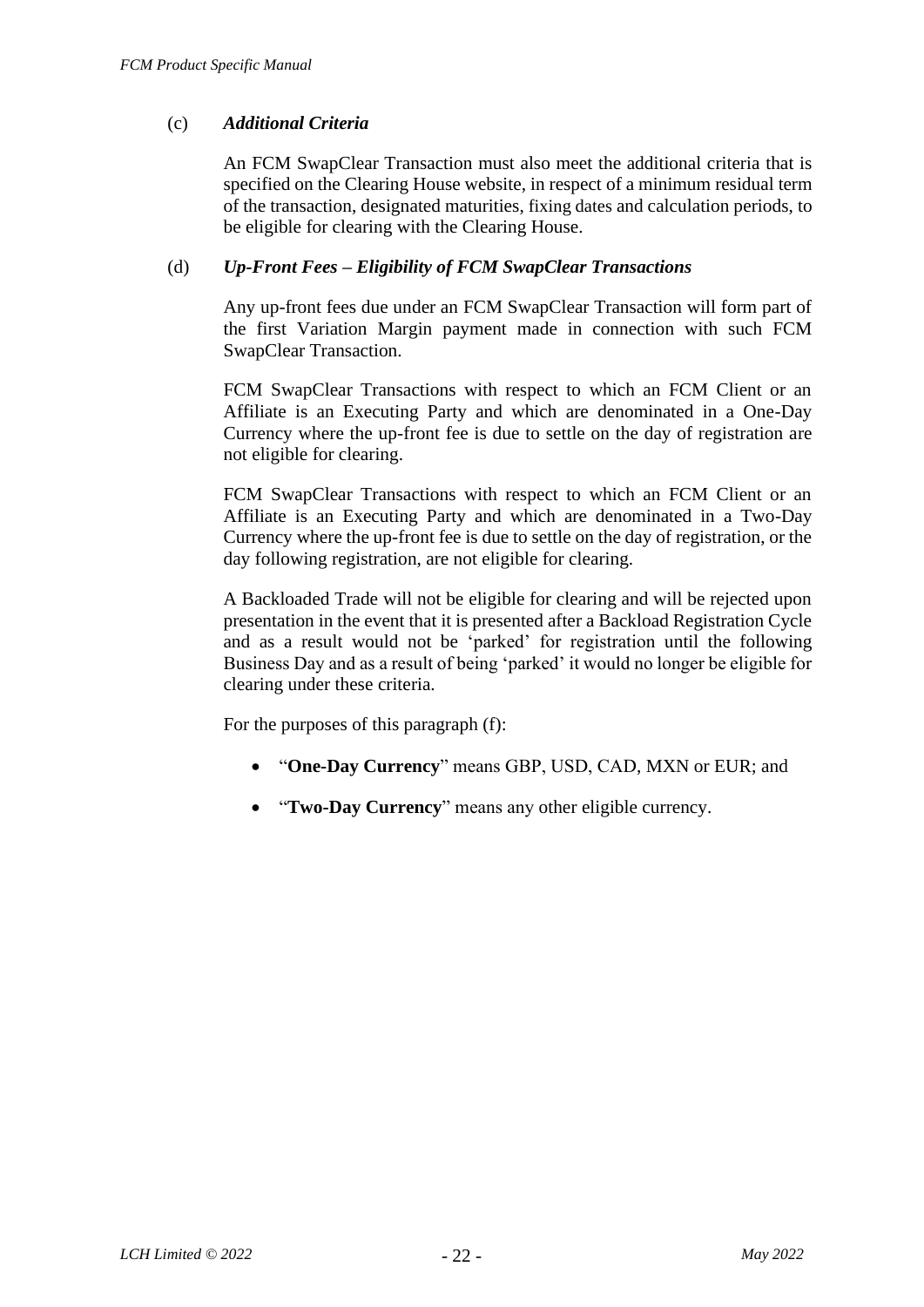(c) ***Additional Criteria***

An FCM SwapClear Transaction must also meet the additional criteria that is specified on the Clearing House website, in respect of a minimum residual term of the transaction, designated maturities, fixing dates and calculation periods, to be eligible for clearing with the Clearing House.

(d) ***Up-Front Fees – Eligibility of FCM SwapClear Transactions***

Any up-front fees due under an FCM SwapClear Transaction will form part of the first Variation Margin payment made in connection with such FCM SwapClear Transaction.

FCM SwapClear Transactions with respect to which an FCM Client or an Affiliate is an Executing Party and which are denominated in a One-Day Currency where the up-front fee is due to settle on the day of registration are not eligible for clearing.

FCM SwapClear Transactions with respect to which an FCM Client or an Affiliate is an Executing Party and which are denominated in a Two-Day Currency where the up-front fee is due to settle on the day of registration, or the day following registration, are not eligible for clearing.

A Backloaded Trade will not be eligible for clearing and will be rejected upon presentation in the event that it is presented after a Backload Registration Cycle and as a result would not be 'parked' for registration until the following Business Day and as a result of being 'parked' it would no longer be eligible for clearing under these criteria.

For the purposes of this paragraph (f):

- "**One-Day Currency**" means GBP, USD, CAD, MXN or EUR; and
- "**Two-Day Currency**" means any other eligible currency.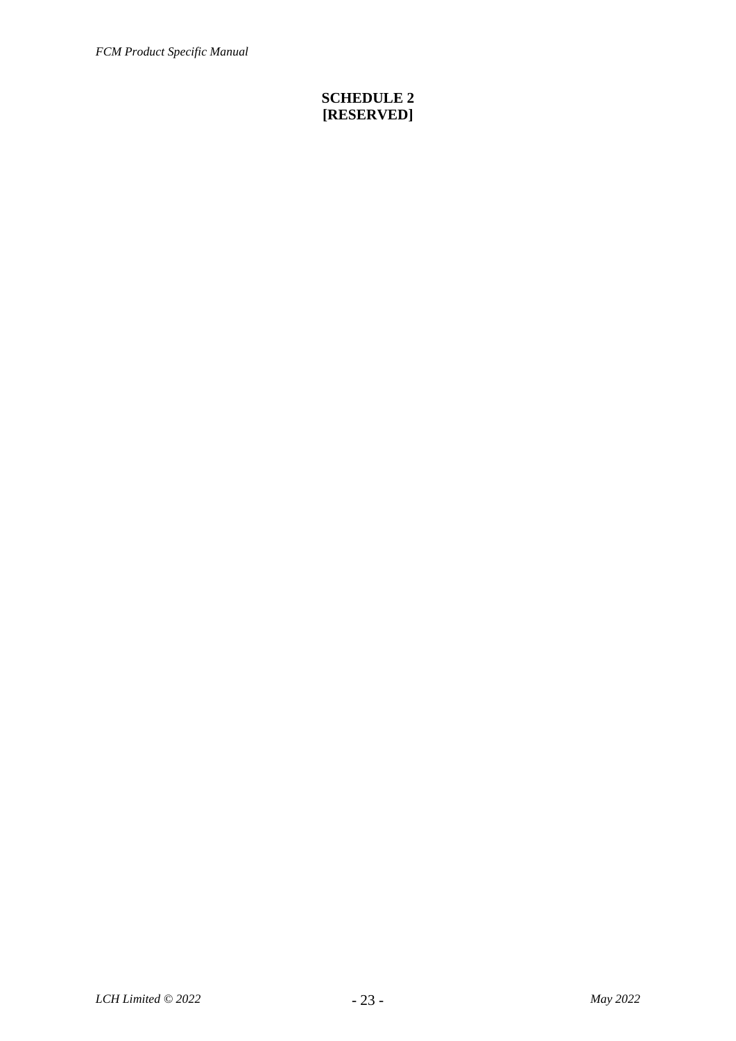# SCHEDULE 2
# [RESERVED]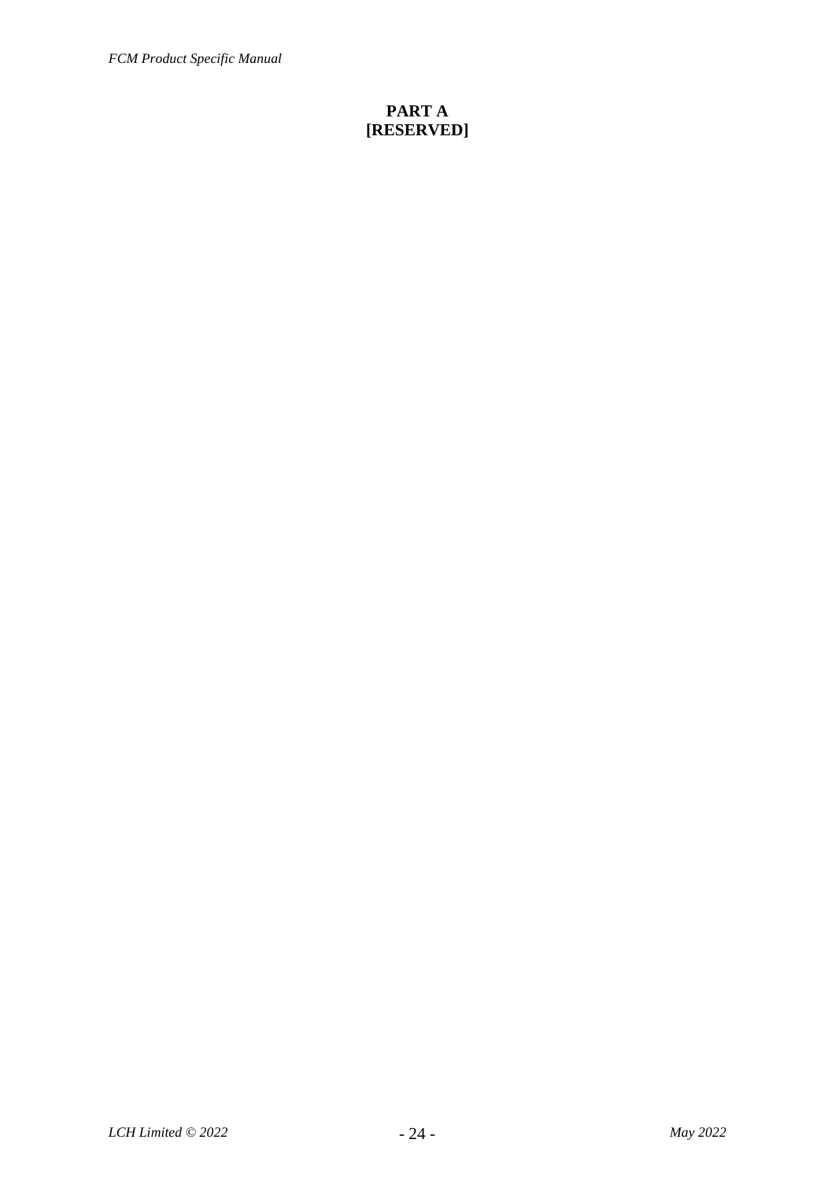# PART A
# [RESERVED]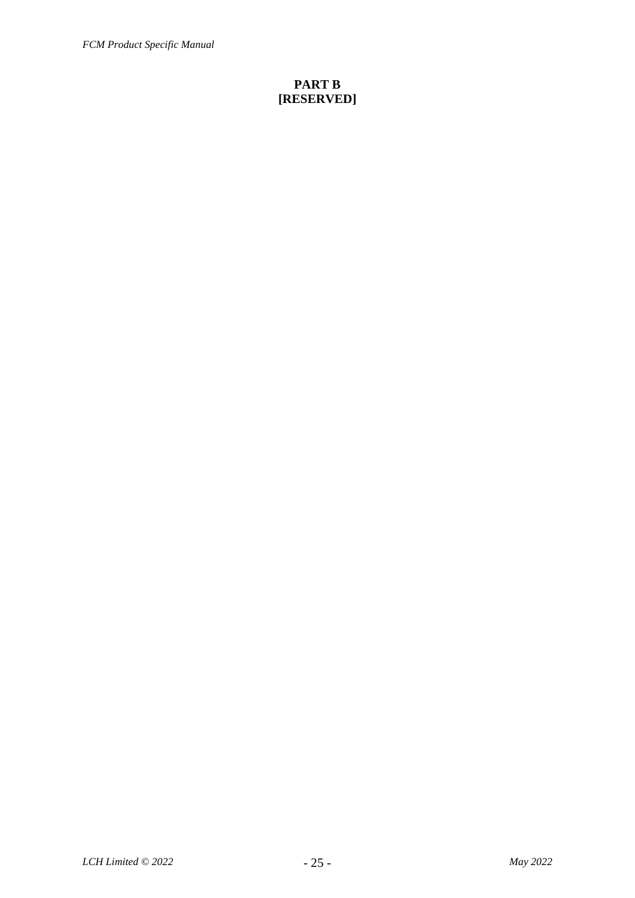# PART B
# [RESERVED]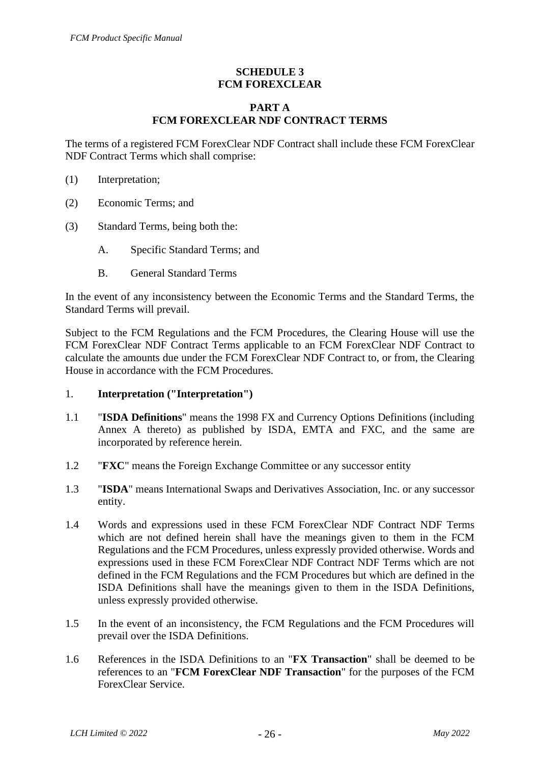# SCHEDULE 3
# FCM FOREXCLEAR

## PART A
## FCM FOREXCLEAR NDF CONTRACT TERMS

The terms of a registered FCM ForexClear NDF Contract shall include these FCM ForexClear NDF Contract Terms which shall comprise:

(1) Interpretation;

(2) Economic Terms; and

(3) Standard Terms, being both the:

A. Specific Standard Terms; and

B. General Standard Terms

In the event of any inconsistency between the Economic Terms and the Standard Terms, the Standard Terms will prevail.

Subject to the FCM Regulations and the FCM Procedures, the Clearing House will use the FCM ForexClear NDF Contract Terms applicable to an FCM ForexClear NDF Contract to calculate the amounts due under the FCM ForexClear NDF Contract to, or from, the Clearing House in accordance with the FCM Procedures.

1. **Interpretation ("Interpretation")**

1.1 "**ISDA Definitions**" means the 1998 FX and Currency Options Definitions (including Annex A thereto) as published by ISDA, EMTA and FXC, and the same are incorporated by reference herein.

1.2 "**FXC**" means the Foreign Exchange Committee or any successor entity

1.3 "**ISDA**" means International Swaps and Derivatives Association, Inc. or any successor entity.

1.4 Words and expressions used in these FCM ForexClear NDF Contract NDF Terms which are not defined herein shall have the meanings given to them in the FCM Regulations and the FCM Procedures, unless expressly provided otherwise. Words and expressions used in these FCM ForexClear NDF Contract NDF Terms which are not defined in the FCM Regulations and the FCM Procedures but which are defined in the ISDA Definitions shall have the meanings given to them in the ISDA Definitions, unless expressly provided otherwise.

1.5 In the event of an inconsistency, the FCM Regulations and the FCM Procedures will prevail over the ISDA Definitions.

1.6 References in the ISDA Definitions to an "**FX Transaction**" shall be deemed to be references to an "**FCM ForexClear NDF Transaction**" for the purposes of the FCM ForexClear Service.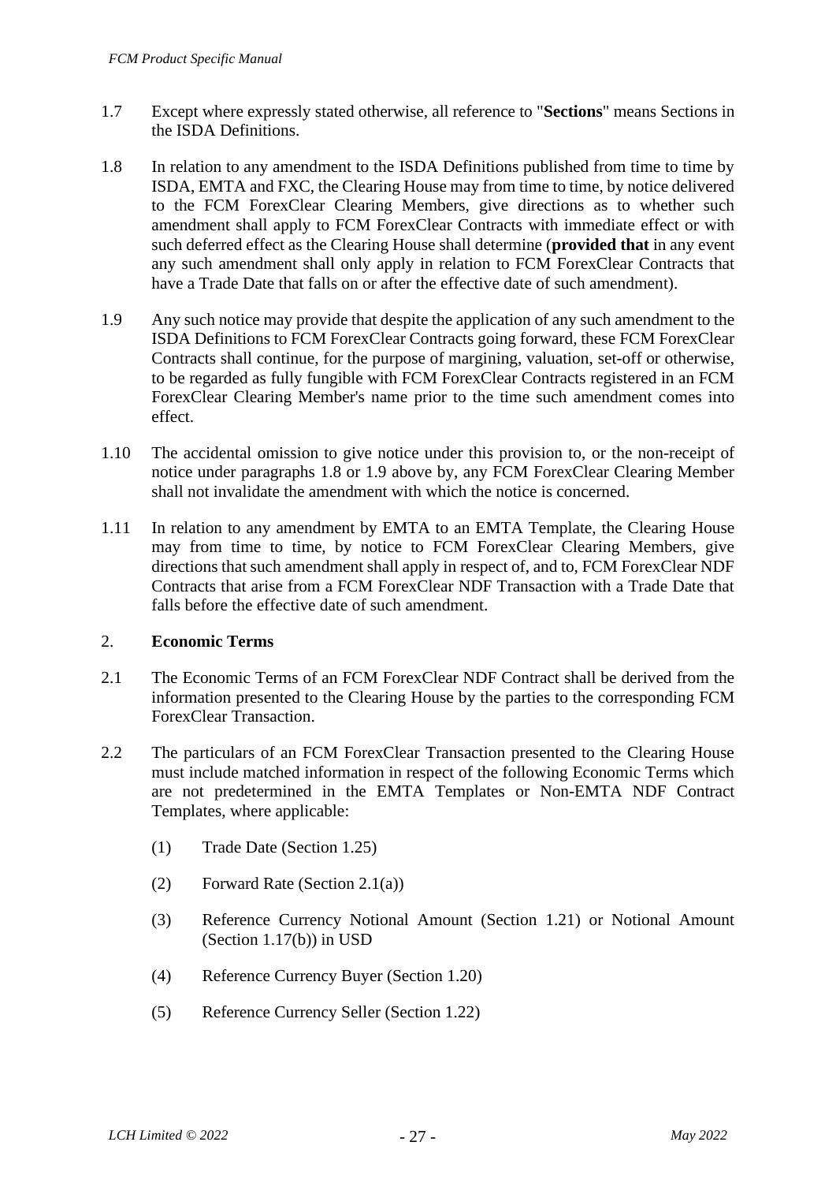1.7 Except where expressly stated otherwise, all reference to "**Sections**" means Sections in the ISDA Definitions.

1.8 In relation to any amendment to the ISDA Definitions published from time to time by ISDA, EMTA and FXC, the Clearing House may from time to time, by notice delivered to the FCM ForexClear Clearing Members, give directions as to whether such amendment shall apply to FCM ForexClear Contracts with immediate effect or with such deferred effect as the Clearing House shall determine (**provided that** in any event any such amendment shall only apply in relation to FCM ForexClear Contracts that have a Trade Date that falls on or after the effective date of such amendment).

1.9 Any such notice may provide that despite the application of any such amendment to the ISDA Definitions to FCM ForexClear Contracts going forward, these FCM ForexClear Contracts shall continue, for the purpose of margining, valuation, set-off or otherwise, to be regarded as fully fungible with FCM ForexClear Contracts registered in an FCM ForexClear Clearing Member's name prior to the time such amendment comes into effect.

1.10 The accidental omission to give notice under this provision to, or the non-receipt of notice under paragraphs 1.8 or 1.9 above by, any FCM ForexClear Clearing Member shall not invalidate the amendment with which the notice is concerned.

1.11 In relation to any amendment by EMTA to an EMTA Template, the Clearing House may from time to time, by notice to FCM ForexClear Clearing Members, give directions that such amendment shall apply in respect of, and to, FCM ForexClear NDF Contracts that arise from a FCM ForexClear NDF Transaction with a Trade Date that falls before the effective date of such amendment.

## 2. Economic Terms

2.1 The Economic Terms of an FCM ForexClear NDF Contract shall be derived from the information presented to the Clearing House by the parties to the corresponding FCM ForexClear Transaction.

2.2 The particulars of an FCM ForexClear Transaction presented to the Clearing House must include matched information in respect of the following Economic Terms which are not predetermined in the EMTA Templates or Non-EMTA NDF Contract Templates, where applicable:

(1) Trade Date (Section 1.25)

(2) Forward Rate (Section 2.1(a))

(3) Reference Currency Notional Amount (Section 1.21) or Notional Amount (Section 1.17(b)) in USD

(4) Reference Currency Buyer (Section 1.20)

(5) Reference Currency Seller (Section 1.22)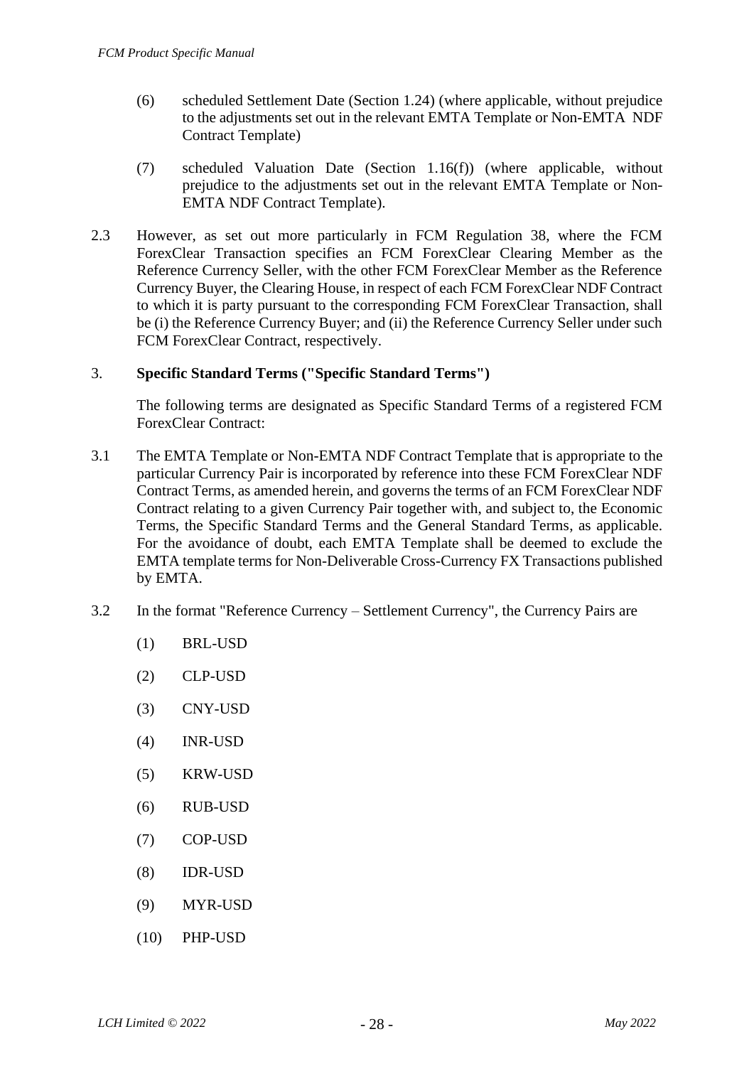(6) scheduled Settlement Date (Section 1.24) (where applicable, without prejudice to the adjustments set out in the relevant EMTA Template or Non-EMTA NDF Contract Template)

(7) scheduled Valuation Date (Section 1.16(f)) (where applicable, without prejudice to the adjustments set out in the relevant EMTA Template or Non-EMTA NDF Contract Template).

2.3 However, as set out more particularly in FCM Regulation 38, where the FCM ForexClear Transaction specifies an FCM ForexClear Clearing Member as the Reference Currency Seller, with the other FCM ForexClear Member as the Reference Currency Buyer, the Clearing House, in respect of each FCM ForexClear NDF Contract to which it is party pursuant to the corresponding FCM ForexClear Transaction, shall be (i) the Reference Currency Buyer; and (ii) the Reference Currency Seller under such FCM ForexClear Contract, respectively.

## 3. **Specific Standard Terms ("Specific Standard Terms")**

The following terms are designated as Specific Standard Terms of a registered FCM ForexClear Contract:

3.1 The EMTA Template or Non-EMTA NDF Contract Template that is appropriate to the particular Currency Pair is incorporated by reference into these FCM ForexClear NDF Contract Terms, as amended herein, and governs the terms of an FCM ForexClear NDF Contract relating to a given Currency Pair together with, and subject to, the Economic Terms, the Specific Standard Terms and the General Standard Terms, as applicable. For the avoidance of doubt, each EMTA Template shall be deemed to exclude the EMTA template terms for Non-Deliverable Cross-Currency FX Transactions published by EMTA.

3.2 In the format "Reference Currency – Settlement Currency", the Currency Pairs are

(1) BRL-USD

(2) CLP-USD

(3) CNY-USD

(4) INR-USD

(5) KRW-USD

(6) RUB-USD

(7) COP-USD

(8) IDR-USD

(9) MYR-USD

(10) PHP-USD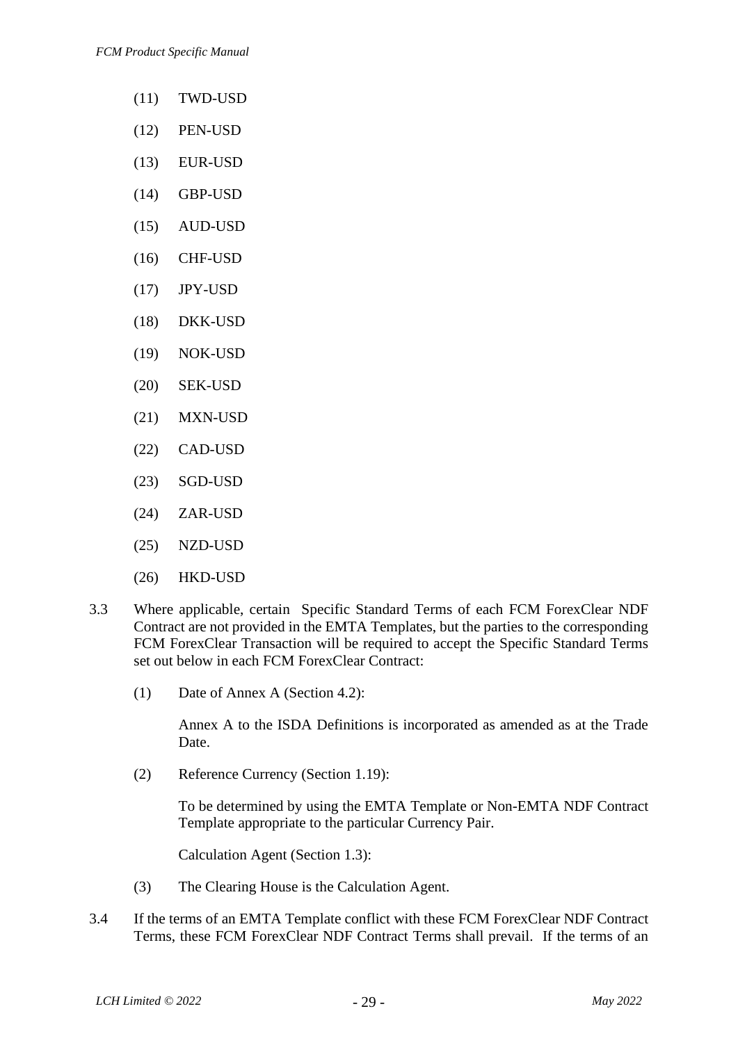(11) TWD-USD

(12) PEN-USD

(13) EUR-USD

(14) GBP-USD

(15) AUD-USD

(16) CHF-USD

(17) JPY-USD

(18) DKK-USD

(19) NOK-USD

(20) SEK-USD

(21) MXN-USD

(22) CAD-USD

(23) SGD-USD

(24) ZAR-USD

(25) NZD-USD

(26) HKD-USD

3.3 Where applicable, certain Specific Standard Terms of each FCM ForexClear NDF Contract are not provided in the EMTA Templates, but the parties to the corresponding FCM ForexClear Transaction will be required to accept the Specific Standard Terms set out below in each FCM ForexClear Contract:

(1) Date of Annex A (Section 4.2):

Annex A to the ISDA Definitions is incorporated as amended as at the Trade Date.

(2) Reference Currency (Section 1.19):

To be determined by using the EMTA Template or Non-EMTA NDF Contract Template appropriate to the particular Currency Pair.

Calculation Agent (Section 1.3):

(3) The Clearing House is the Calculation Agent.

3.4 If the terms of an EMTA Template conflict with these FCM ForexClear NDF Contract Terms, these FCM ForexClear NDF Contract Terms shall prevail. If the terms of an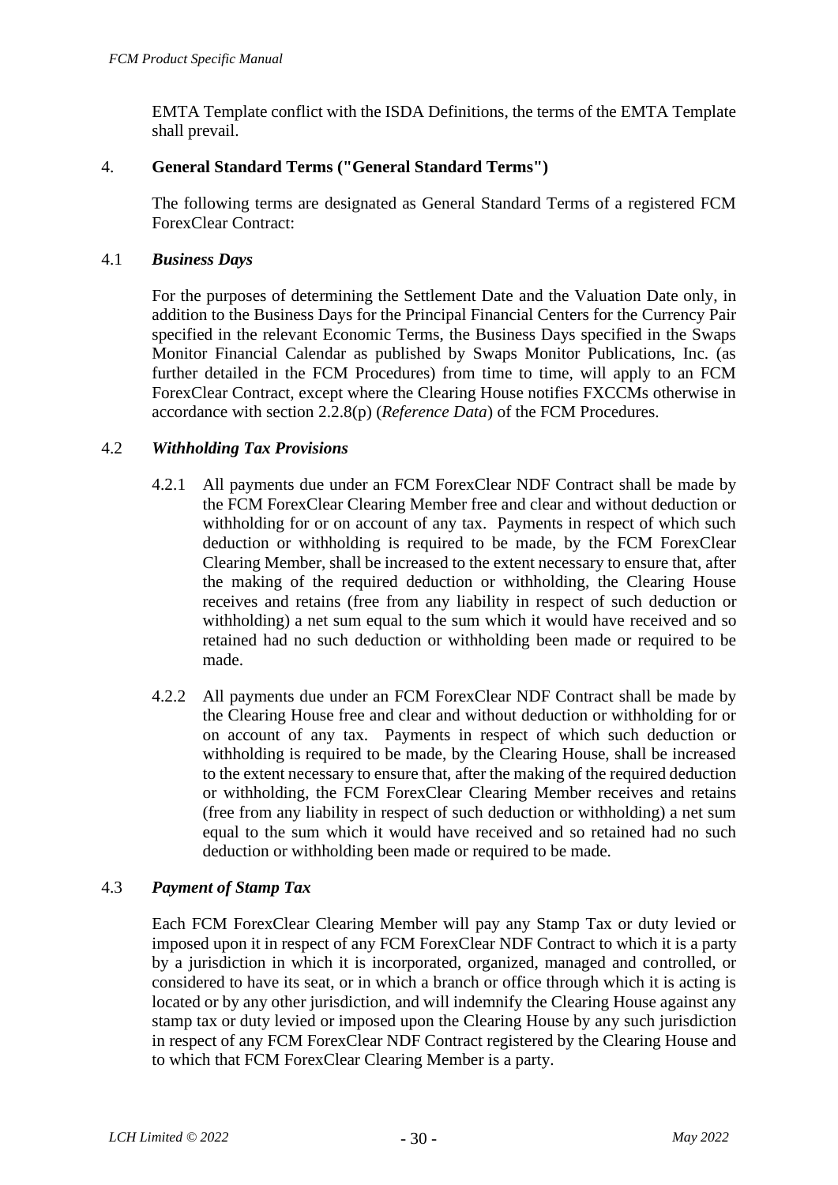EMTA Template conflict with the ISDA Definitions, the terms of the EMTA Template shall prevail.

## 4. General Standard Terms ("General Standard Terms")

The following terms are designated as General Standard Terms of a registered FCM ForexClear Contract:

### 4.1 *Business Days*

For the purposes of determining the Settlement Date and the Valuation Date only, in addition to the Business Days for the Principal Financial Centers for the Currency Pair specified in the relevant Economic Terms, the Business Days specified in the Swaps Monitor Financial Calendar as published by Swaps Monitor Publications, Inc. (as further detailed in the FCM Procedures) from time to time, will apply to an FCM ForexClear Contract, except where the Clearing House notifies FXCCMs otherwise in accordance with section 2.2.8(p) (*Reference Data*) of the FCM Procedures.

### 4.2 *Withholding Tax Provisions*

4.2.1 All payments due under an FCM ForexClear NDF Contract shall be made by the FCM ForexClear Clearing Member free and clear and without deduction or withholding for or on account of any tax. Payments in respect of which such deduction or withholding is required to be made, by the FCM ForexClear Clearing Member, shall be increased to the extent necessary to ensure that, after the making of the required deduction or withholding, the Clearing House receives and retains (free from any liability in respect of such deduction or withholding) a net sum equal to the sum which it would have received and so retained had no such deduction or withholding been made or required to be made.

4.2.2 All payments due under an FCM ForexClear NDF Contract shall be made by the Clearing House free and clear and without deduction or withholding for or on account of any tax. Payments in respect of which such deduction or withholding is required to be made, by the Clearing House, shall be increased to the extent necessary to ensure that, after the making of the required deduction or withholding, the FCM ForexClear Clearing Member receives and retains (free from any liability in respect of such deduction or withholding) a net sum equal to the sum which it would have received and so retained had no such deduction or withholding been made or required to be made.

### 4.3 *Payment of Stamp Tax*

Each FCM ForexClear Clearing Member will pay any Stamp Tax or duty levied or imposed upon it in respect of any FCM ForexClear NDF Contract to which it is a party by a jurisdiction in which it is incorporated, organized, managed and controlled, or considered to have its seat, or in which a branch or office through which it is acting is located or by any other jurisdiction, and will indemnify the Clearing House against any stamp tax or duty levied or imposed upon the Clearing House by any such jurisdiction in respect of any FCM ForexClear NDF Contract registered by the Clearing House and to which that FCM ForexClear Clearing Member is a party.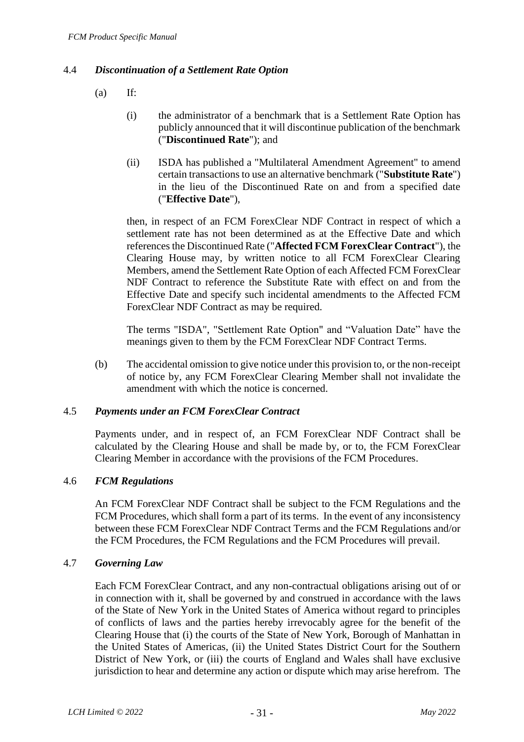### 4.4 *Discontinuation of a Settlement Rate Option*

(a) If:

(i) the administrator of a benchmark that is a Settlement Rate Option has publicly announced that it will discontinue publication of the benchmark ("**Discontinued Rate**"); and

(ii) ISDA has published a "Multilateral Amendment Agreement" to amend certain transactions to use an alternative benchmark ("**Substitute Rate**") in the lieu of the Discontinued Rate on and from a specified date ("**Effective Date**"),

then, in respect of an FCM ForexClear NDF Contract in respect of which a settlement rate has not been determined as at the Effective Date and which references the Discontinued Rate ("**Affected FCM ForexClear Contract**"), the Clearing House may, by written notice to all FCM ForexClear Clearing Members, amend the Settlement Rate Option of each Affected FCM ForexClear NDF Contract to reference the Substitute Rate with effect on and from the Effective Date and specify such incidental amendments to the Affected FCM ForexClear NDF Contract as may be required.

The terms "ISDA", "Settlement Rate Option" and "Valuation Date" have the meanings given to them by the FCM ForexClear NDF Contract Terms.

(b) The accidental omission to give notice under this provision to, or the non-receipt of notice by, any FCM ForexClear Clearing Member shall not invalidate the amendment with which the notice is concerned.

### 4.5 *Payments under an FCM ForexClear Contract*

Payments under, and in respect of, an FCM ForexClear NDF Contract shall be calculated by the Clearing House and shall be made by, or to, the FCM ForexClear Clearing Member in accordance with the provisions of the FCM Procedures.

### 4.6 *FCM Regulations*

An FCM ForexClear NDF Contract shall be subject to the FCM Regulations and the FCM Procedures, which shall form a part of its terms. In the event of any inconsistency between these FCM ForexClear NDF Contract Terms and the FCM Regulations and/or the FCM Procedures, the FCM Regulations and the FCM Procedures will prevail.

### 4.7 *Governing Law*

Each FCM ForexClear Contract, and any non-contractual obligations arising out of or in connection with it, shall be governed by and construed in accordance with the laws of the State of New York in the United States of America without regard to principles of conflicts of laws and the parties hereby irrevocably agree for the benefit of the Clearing House that (i) the courts of the State of New York, Borough of Manhattan in the United States of Americas, (ii) the United States District Court for the Southern District of New York, or (iii) the courts of England and Wales shall have exclusive jurisdiction to hear and determine any action or dispute which may arise herefrom. The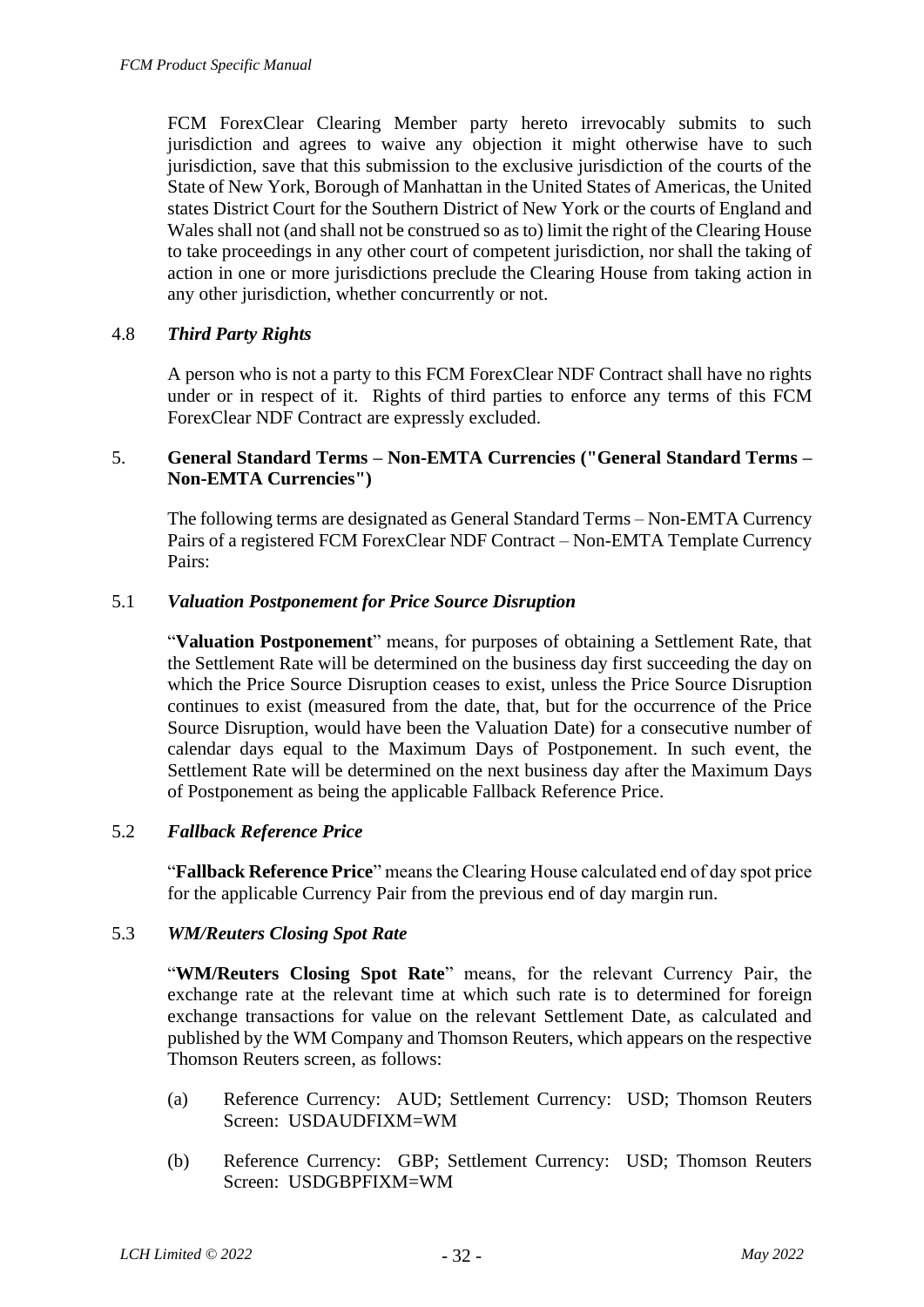FCM ForexClear Clearing Member party hereto irrevocably submits to such jurisdiction and agrees to waive any objection it might otherwise have to such jurisdiction, save that this submission to the exclusive jurisdiction of the courts of the State of New York, Borough of Manhattan in the United States of Americas, the United states District Court for the Southern District of New York or the courts of England and Wales shall not (and shall not be construed so as to) limit the right of the Clearing House to take proceedings in any other court of competent jurisdiction, nor shall the taking of action in one or more jurisdictions preclude the Clearing House from taking action in any other jurisdiction, whether concurrently or not.

### 4.8 *Third Party Rights*

A person who is not a party to this FCM ForexClear NDF Contract shall have no rights under or in respect of it. Rights of third parties to enforce any terms of this FCM ForexClear NDF Contract are expressly excluded.

## 5. General Standard Terms – Non-EMTA Currencies ("General Standard Terms – Non-EMTA Currencies")

The following terms are designated as General Standard Terms – Non-EMTA Currency Pairs of a registered FCM ForexClear NDF Contract – Non-EMTA Template Currency Pairs:

### 5.1 *Valuation Postponement for Price Source Disruption*

"**Valuation Postponement**" means, for purposes of obtaining a Settlement Rate, that the Settlement Rate will be determined on the business day first succeeding the day on which the Price Source Disruption ceases to exist, unless the Price Source Disruption continues to exist (measured from the date, that, but for the occurrence of the Price Source Disruption, would have been the Valuation Date) for a consecutive number of calendar days equal to the Maximum Days of Postponement. In such event, the Settlement Rate will be determined on the next business day after the Maximum Days of Postponement as being the applicable Fallback Reference Price.

### 5.2 *Fallback Reference Price*

"**Fallback Reference Price**" means the Clearing House calculated end of day spot price for the applicable Currency Pair from the previous end of day margin run.

### 5.3 *WM/Reuters Closing Spot Rate*

"**WM/Reuters Closing Spot Rate**" means, for the relevant Currency Pair, the exchange rate at the relevant time at which such rate is to determined for foreign exchange transactions for value on the relevant Settlement Date, as calculated and published by the WM Company and Thomson Reuters, which appears on the respective Thomson Reuters screen, as follows:

(a) Reference Currency: AUD; Settlement Currency: USD; Thomson Reuters Screen: USDAUDFIXM=WM

(b) Reference Currency: GBP; Settlement Currency: USD; Thomson Reuters Screen: USDGBPFIXM=WM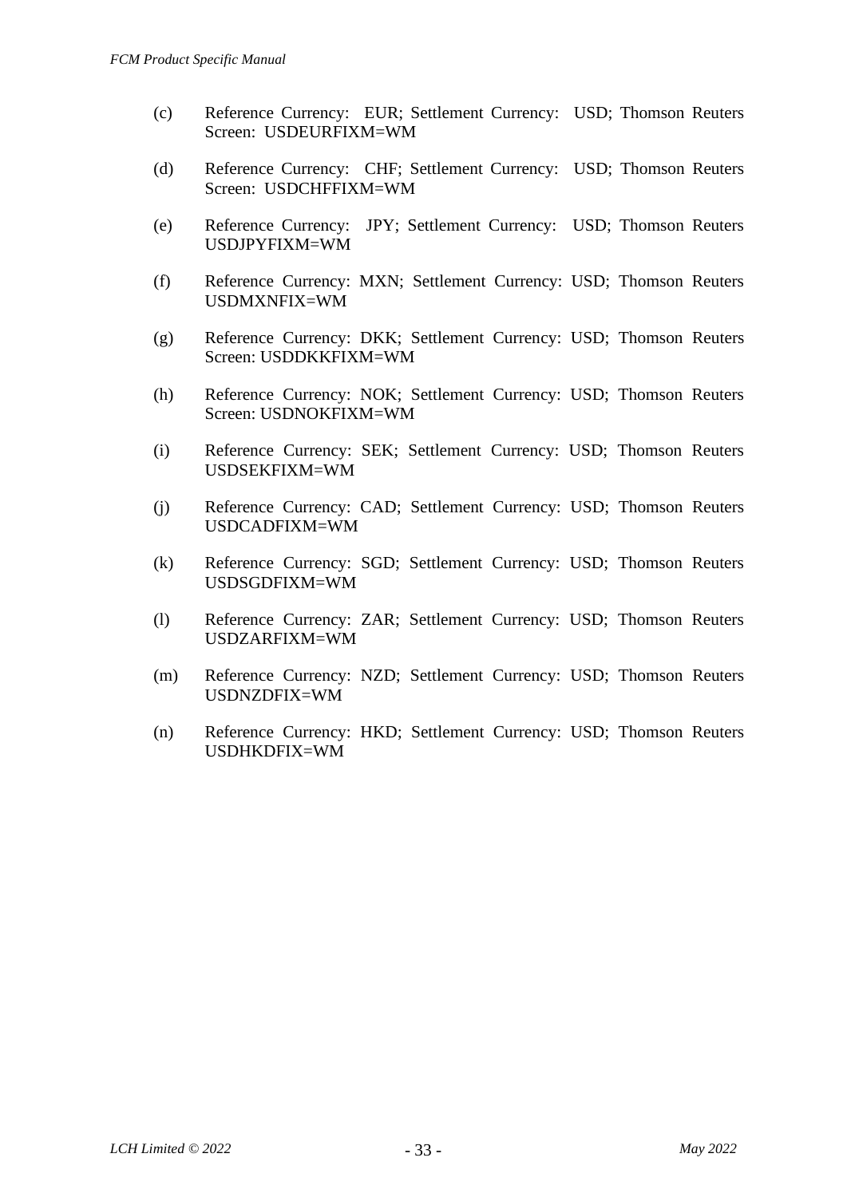(c) Reference Currency: EUR; Settlement Currency: USD; Thomson Reuters Screen: USDEURFIXM=WM

(d) Reference Currency: CHF; Settlement Currency: USD; Thomson Reuters Screen: USDCHFFIXM=WM

(e) Reference Currency: JPY; Settlement Currency: USD; Thomson Reuters USDJPYFIXM=WM

(f) Reference Currency: MXN; Settlement Currency: USD; Thomson Reuters USDMXNFIX=WM

(g) Reference Currency: DKK; Settlement Currency: USD; Thomson Reuters Screen: USDDKKFIXM=WM

(h) Reference Currency: NOK; Settlement Currency: USD; Thomson Reuters Screen: USDNOKFIXM=WM

(i) Reference Currency: SEK; Settlement Currency: USD; Thomson Reuters USDSEKFIXM=WM

(j) Reference Currency: CAD; Settlement Currency: USD; Thomson Reuters USDCADFIXM=WM

(k) Reference Currency: SGD; Settlement Currency: USD; Thomson Reuters USDSGDFIXM=WM

(l) Reference Currency: ZAR; Settlement Currency: USD; Thomson Reuters USDZARFIXM=WM

(m) Reference Currency: NZD; Settlement Currency: USD; Thomson Reuters USDNZDFIX=WM

(n) Reference Currency: HKD; Settlement Currency: USD; Thomson Reuters USDHKDFIX=WM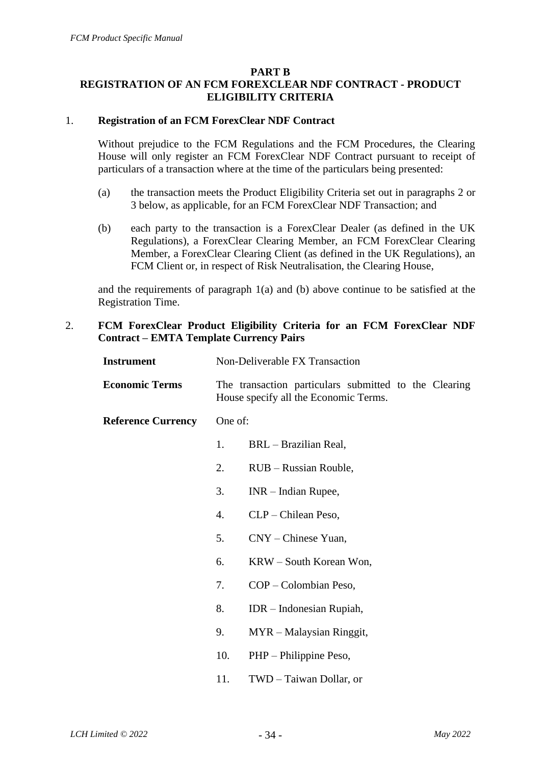## PART B
## REGISTRATION OF AN FCM FOREXCLEAR NDF CONTRACT - PRODUCT ELIGIBILITY CRITERIA

1. **Registration of an FCM ForexClear NDF Contract**

   Without prejudice to the FCM Regulations and the FCM Procedures, the Clearing House will only register an FCM ForexClear NDF Contract pursuant to receipt of particulars of a transaction where at the time of the particulars being presented:

   (a) the transaction meets the Product Eligibility Criteria set out in paragraphs 2 or 3 below, as applicable, for an FCM ForexClear NDF Transaction; and

   (b) each party to the transaction is a ForexClear Dealer (as defined in the UK Regulations), a ForexClear Clearing Member, an FCM ForexClear Clearing Member, a ForexClear Clearing Client (as defined in the UK Regulations), an FCM Client or, in respect of Risk Neutralisation, the Clearing House,

   and the requirements of paragraph 1(a) and (b) above continue to be satisfied at the Registration Time.

2. **FCM ForexClear Product Eligibility Criteria for an FCM ForexClear NDF Contract – EMTA Template Currency Pairs**

| | |
|---|---|
| **Instrument** | Non-Deliverable FX Transaction |
| **Economic Terms** | The transaction particulars submitted to the Clearing House specify all the Economic Terms. |
| **Reference Currency** | One of: |
| | 1. BRL – Brazilian Real, |
| | 2. RUB – Russian Rouble, |
| | 3. INR – Indian Rupee, |
| | 4. CLP – Chilean Peso, |
| | 5. CNY – Chinese Yuan, |
| | 6. KRW – South Korean Won, |
| | 7. COP – Colombian Peso, |
| | 8. IDR – Indonesian Rupiah, |
| | 9. MYR – Malaysian Ringgit, |
| | 10. PHP – Philippine Peso, |
| | 11. TWD – Taiwan Dollar, or |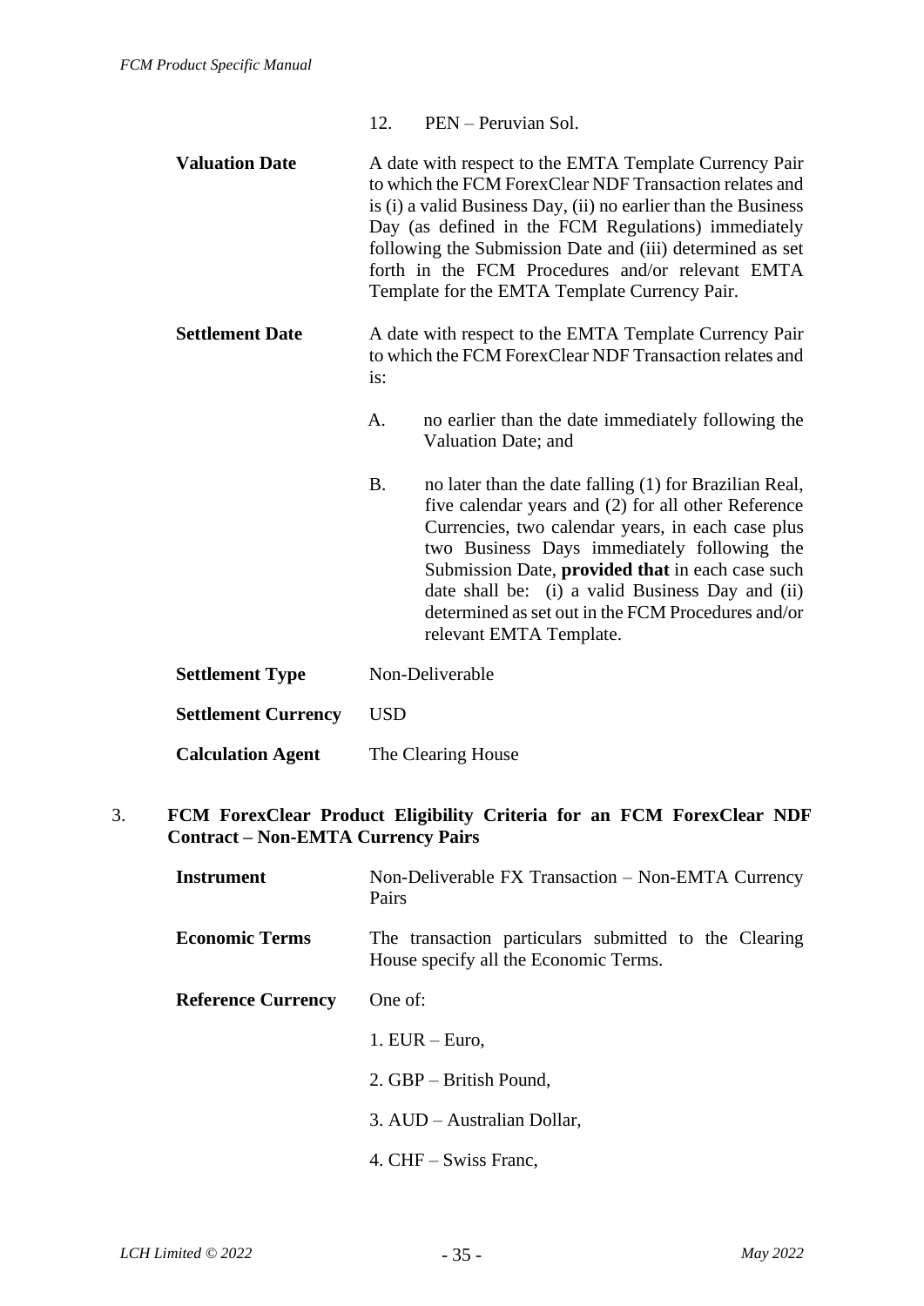12. PEN – Peruvian Sol.

| | |
|---|---|
| **Valuation Date** | A date with respect to the EMTA Template Currency Pair to which the FCM ForexClear NDF Transaction relates and is (i) a valid Business Day, (ii) no earlier than the Business Day (as defined in the FCM Regulations) immediately following the Submission Date and (iii) determined as set forth in the FCM Procedures and/or relevant EMTA Template for the EMTA Template Currency Pair. |
| **Settlement Date** | A date with respect to the EMTA Template Currency Pair to which the FCM ForexClear NDF Transaction relates and is:<br><br>A. no earlier than the date immediately following the Valuation Date; and<br><br>B. no later than the date falling (1) for Brazilian Real, five calendar years and (2) for all other Reference Currencies, two calendar years, in each case plus two Business Days immediately following the Submission Date, **provided that** in each case such date shall be: (i) a valid Business Day and (ii) determined as set out in the FCM Procedures and/or relevant EMTA Template. |
| **Settlement Type** | Non-Deliverable |
| **Settlement Currency** | USD |
| **Calculation Agent** | The Clearing House |

3. **FCM ForexClear Product Eligibility Criteria for an FCM ForexClear NDF Contract – Non-EMTA Currency Pairs**

| | |
|---|---|
| **Instrument** | Non-Deliverable FX Transaction – Non-EMTA Currency Pairs |
| **Economic Terms** | The transaction particulars submitted to the Clearing House specify all the Economic Terms. |
| **Reference Currency** | One of:<br><br>1. EUR – Euro,<br><br>2. GBP – British Pound,<br><br>3. AUD – Australian Dollar,<br><br>4. CHF – Swiss Franc, |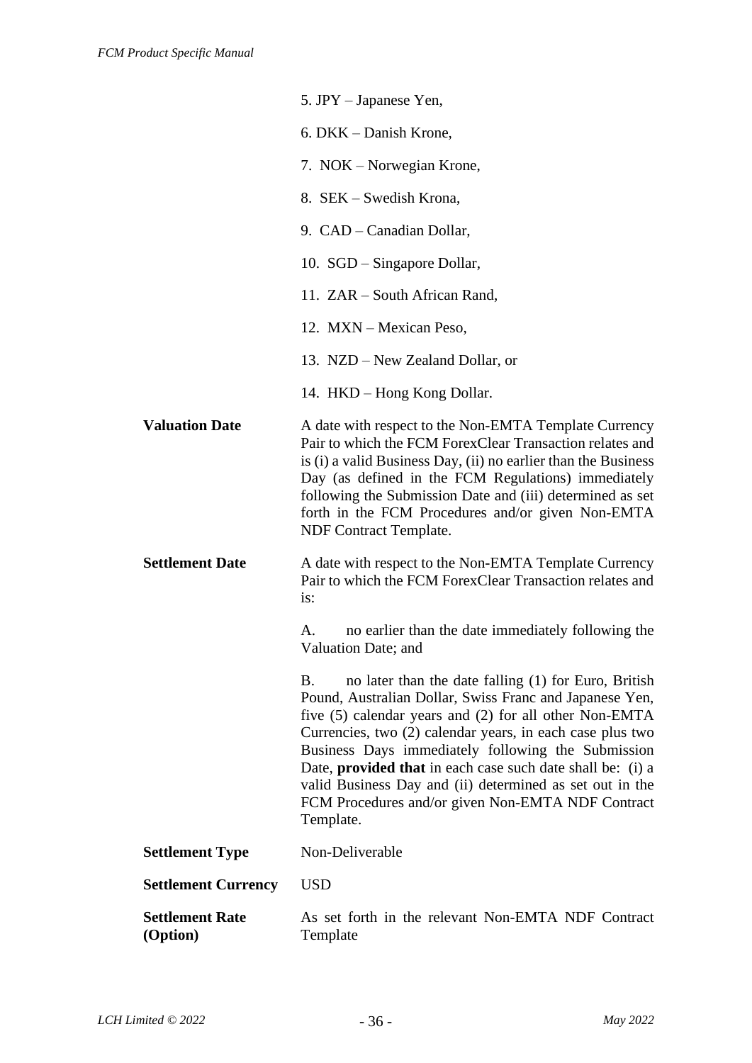5. JPY – Japanese Yen,

6. DKK – Danish Krone,

7. NOK – Norwegian Krone,

8. SEK – Swedish Krona,

9. CAD – Canadian Dollar,

10. SGD – Singapore Dollar,

11. ZAR – South African Rand,

12. MXN – Mexican Peso,

13. NZD – New Zealand Dollar, or

14. HKD – Hong Kong Dollar.

| | |
|---|---|
| **Valuation Date** | A date with respect to the Non-EMTA Template Currency Pair to which the FCM ForexClear Transaction relates and is (i) a valid Business Day, (ii) no earlier than the Business Day (as defined in the FCM Regulations) immediately following the Submission Date and (iii) determined as set forth in the FCM Procedures and/or given Non-EMTA NDF Contract Template. |
| **Settlement Date** | A date with respect to the Non-EMTA Template Currency Pair to which the FCM ForexClear Transaction relates and is:<br><br>A. no earlier than the date immediately following the Valuation Date; and<br><br>B. no later than the date falling (1) for Euro, British Pound, Australian Dollar, Swiss Franc and Japanese Yen, five (5) calendar years and (2) for all other Non-EMTA Currencies, two (2) calendar years, in each case plus two Business Days immediately following the Submission Date, **provided that** in each case such date shall be: (i) a valid Business Day and (ii) determined as set out in the FCM Procedures and/or given Non-EMTA NDF Contract Template. |
| **Settlement Type** | Non-Deliverable |
| **Settlement Currency** | USD |
| **Settlement Rate (Option)** | As set forth in the relevant Non-EMTA NDF Contract Template |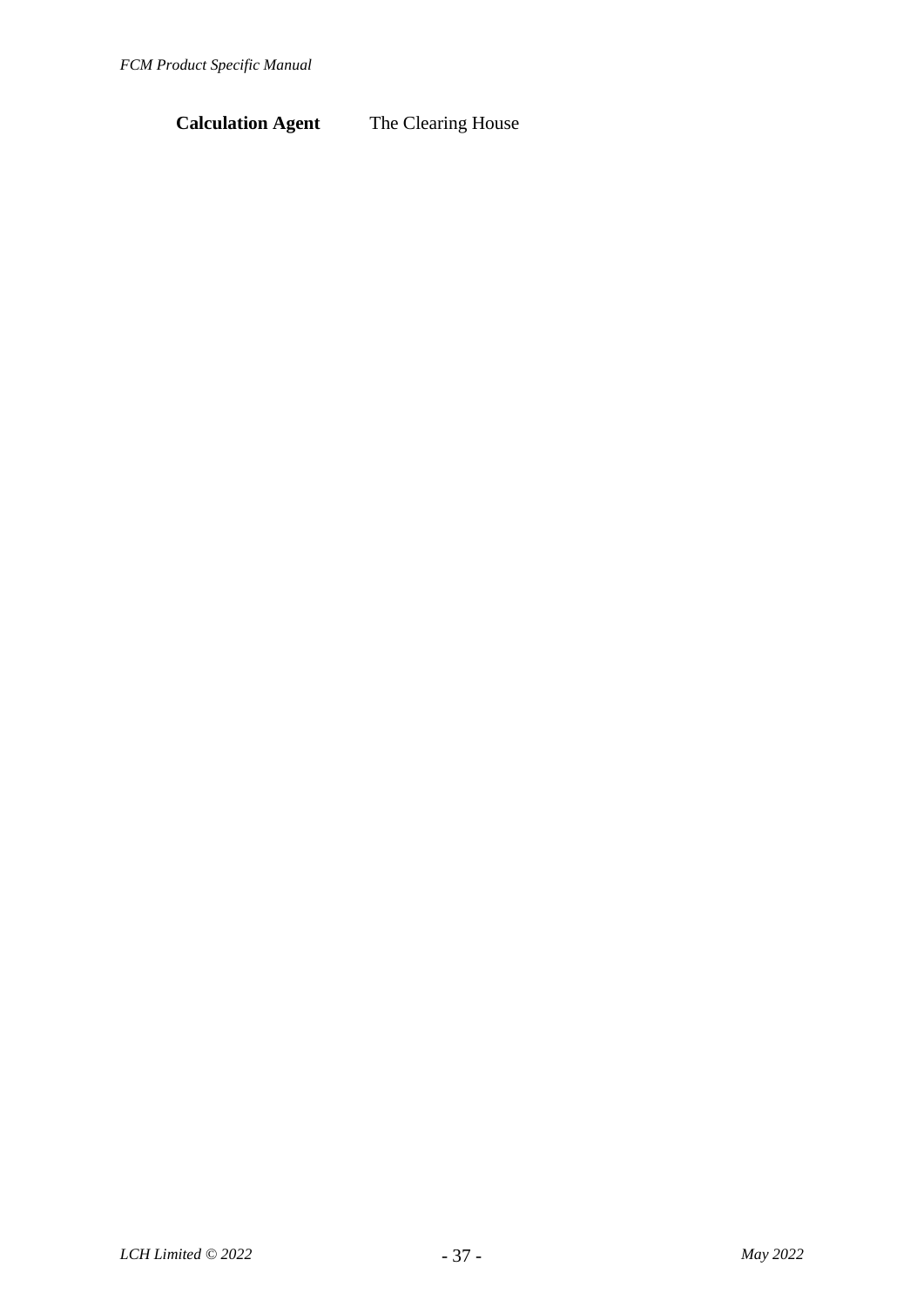| | |
|---|---|
| **Calculation Agent** | The Clearing House |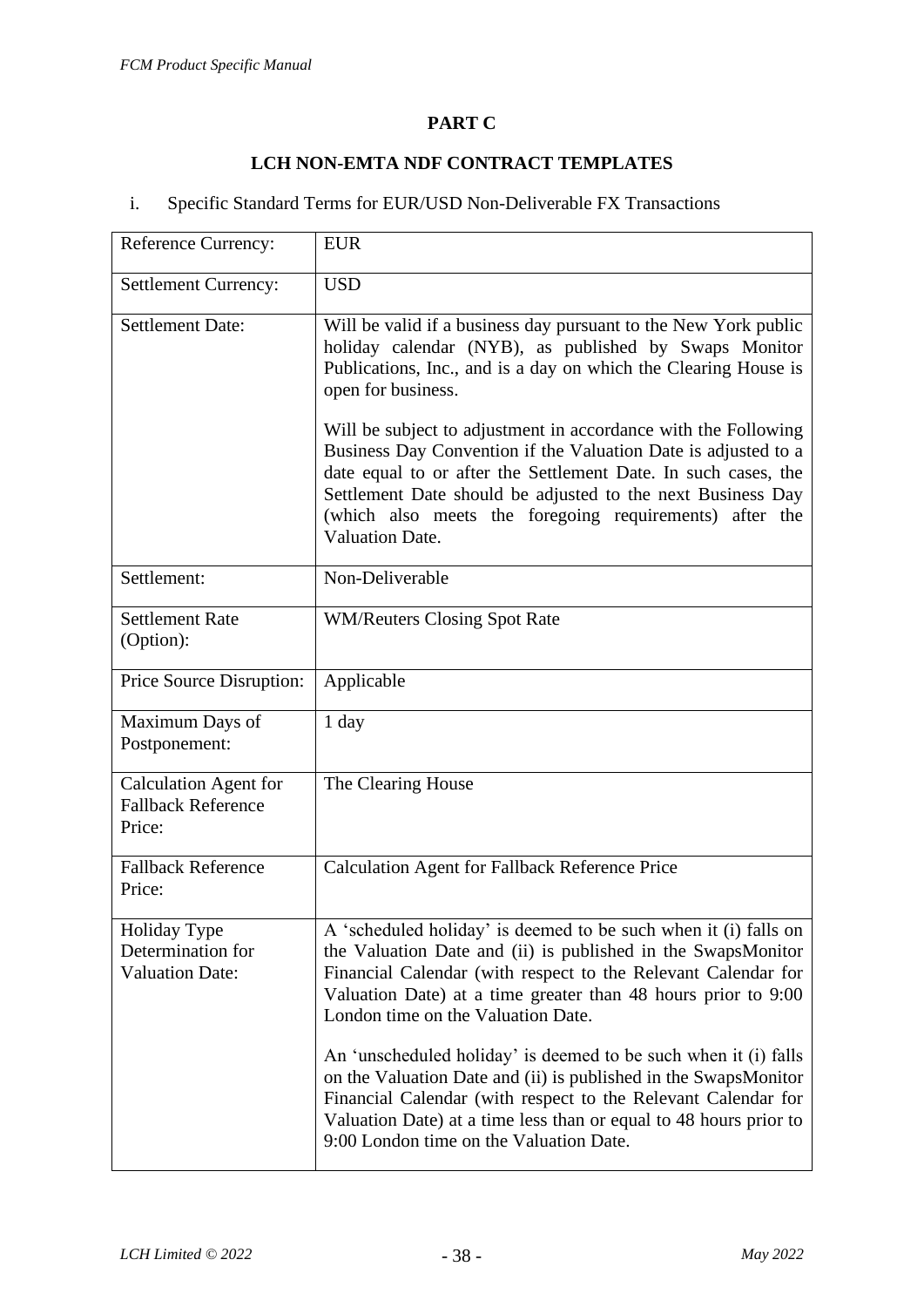# PART C

## LCH NON-EMTA NDF CONTRACT TEMPLATES

i. Specific Standard Terms for EUR/USD Non-Deliverable FX Transactions

| | |
|---|---|
| Reference Currency: | EUR |
| Settlement Currency: | USD |
| Settlement Date: | Will be valid if a business day pursuant to the New York public holiday calendar (NYB), as published by Swaps Monitor Publications, Inc., and is a day on which the Clearing House is open for business.<br><br>Will be subject to adjustment in accordance with the Following Business Day Convention if the Valuation Date is adjusted to a date equal to or after the Settlement Date. In such cases, the Settlement Date should be adjusted to the next Business Day (which also meets the foregoing requirements) after the Valuation Date. |
| Settlement: | Non-Deliverable |
| Settlement Rate (Option): | WM/Reuters Closing Spot Rate |
| Price Source Disruption: | Applicable |
| Maximum Days of Postponement: | 1 day |
| Calculation Agent for Fallback Reference Price: | The Clearing House |
| Fallback Reference Price: | Calculation Agent for Fallback Reference Price |
| Holiday Type Determination for Valuation Date: | A 'scheduled holiday' is deemed to be such when it (i) falls on the Valuation Date and (ii) is published in the SwapsMonitor Financial Calendar (with respect to the Relevant Calendar for Valuation Date) at a time greater than 48 hours prior to 9:00 London time on the Valuation Date.<br><br>An 'unscheduled holiday' is deemed to be such when it (i) falls on the Valuation Date and (ii) is published in the SwapsMonitor Financial Calendar (with respect to the Relevant Calendar for Valuation Date) at a time less than or equal to 48 hours prior to 9:00 London time on the Valuation Date. |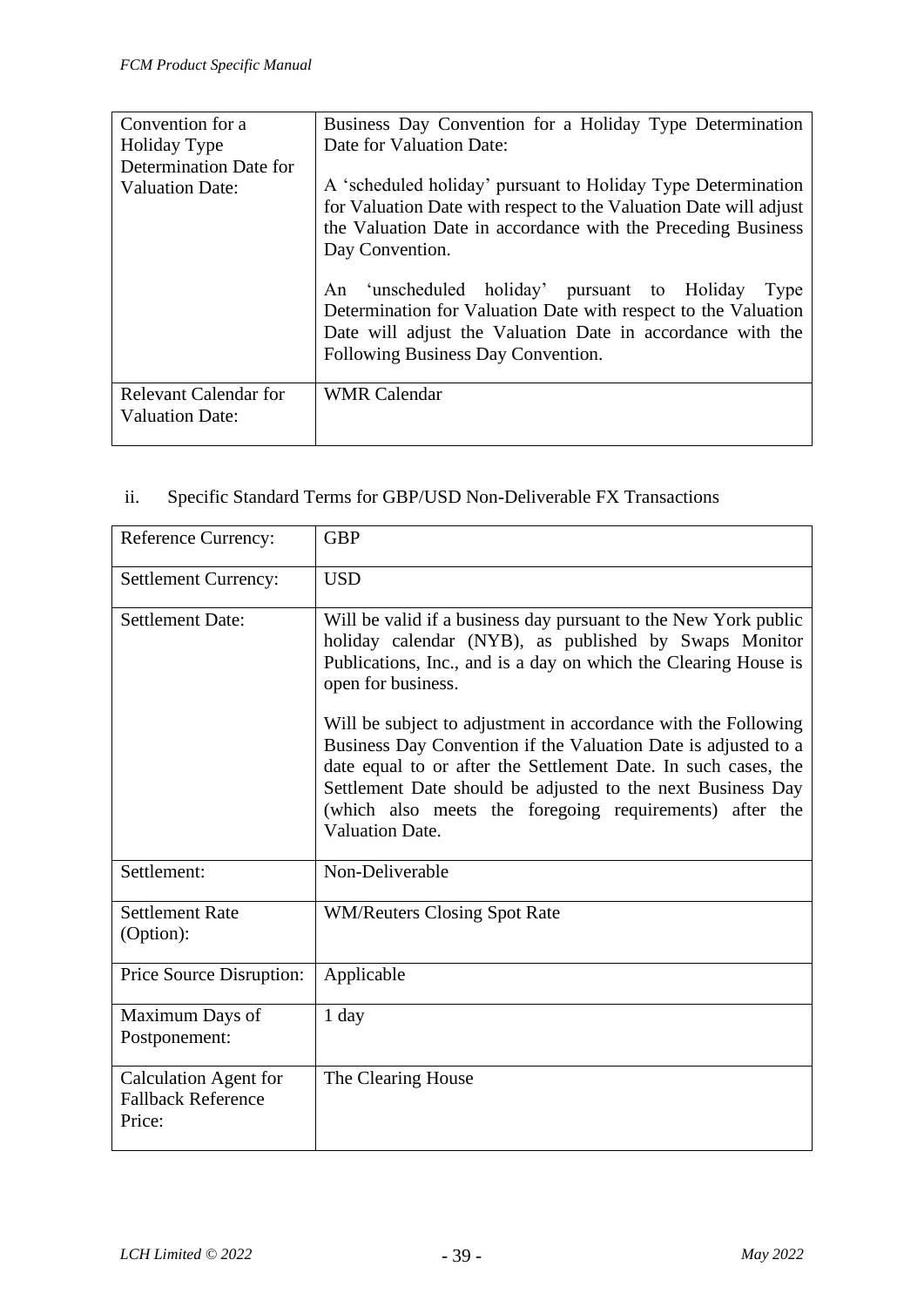| Convention for a Holiday Type Determination Date for Valuation Date: | Business Day Convention for a Holiday Type Determination Date for Valuation Date:<br><br>A 'scheduled holiday' pursuant to Holiday Type Determination for Valuation Date with respect to the Valuation Date will adjust the Valuation Date in accordance with the Preceding Business Day Convention.<br><br>An 'unscheduled holiday' pursuant to Holiday Type Determination for Valuation Date with respect to the Valuation Date will adjust the Valuation Date in accordance with the Following Business Day Convention. |
|---|---|
| Relevant Calendar for Valuation Date: | WMR Calendar |

ii. Specific Standard Terms for GBP/USD Non-Deliverable FX Transactions

| Reference Currency: | GBP |
|---|---|
| Settlement Currency: | USD |
| Settlement Date: | Will be valid if a business day pursuant to the New York public holiday calendar (NYB), as published by Swaps Monitor Publications, Inc., and is a day on which the Clearing House is open for business.<br><br>Will be subject to adjustment in accordance with the Following Business Day Convention if the Valuation Date is adjusted to a date equal to or after the Settlement Date. In such cases, the Settlement Date should be adjusted to the next Business Day (which also meets the foregoing requirements) after the Valuation Date. |
| Settlement: | Non-Deliverable |
| Settlement Rate (Option): | WM/Reuters Closing Spot Rate |
| Price Source Disruption: | Applicable |
| Maximum Days of Postponement: | 1 day |
| Calculation Agent for Fallback Reference Price: | The Clearing House |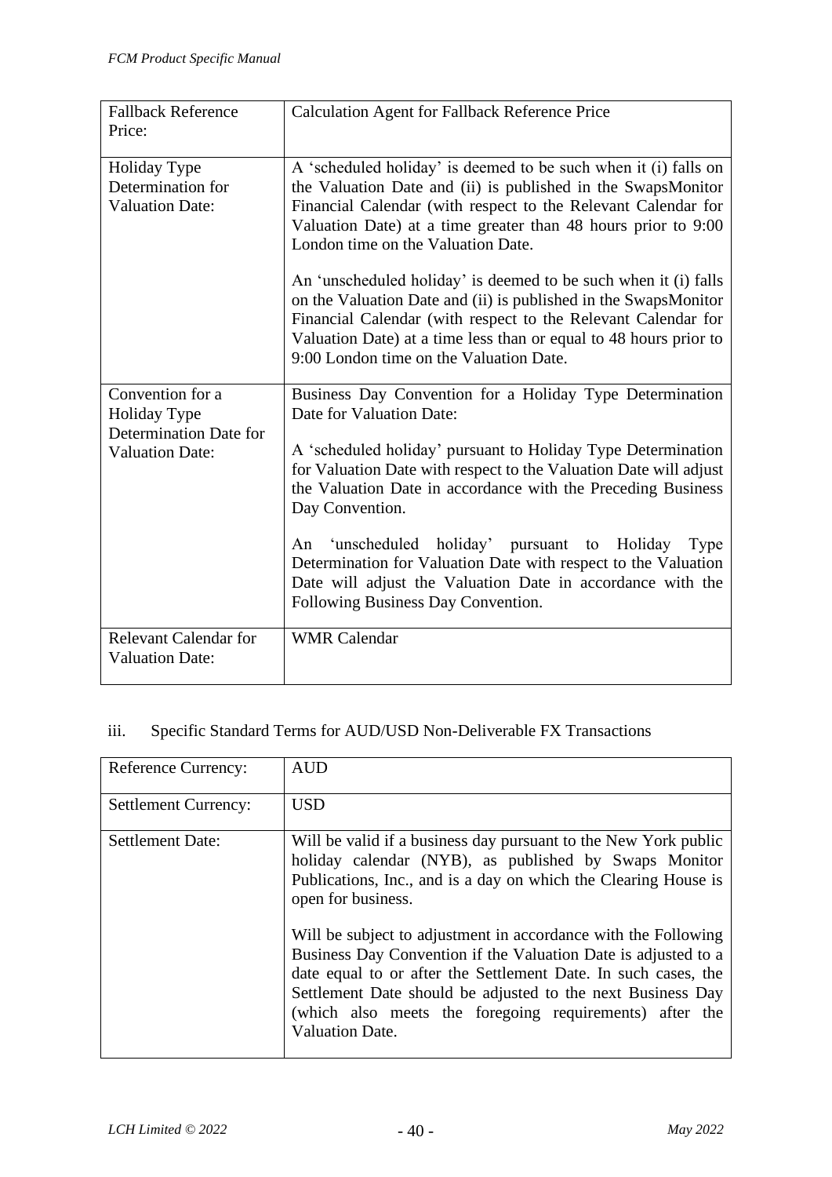| Fallback Reference Price: | Calculation Agent for Fallback Reference Price |
|---|---|
| Holiday Type Determination for Valuation Date: | A 'scheduled holiday' is deemed to be such when it (i) falls on the Valuation Date and (ii) is published in the SwapsMonitor Financial Calendar (with respect to the Relevant Calendar for Valuation Date) at a time greater than 48 hours prior to 9:00 London time on the Valuation Date.<br><br>An 'unscheduled holiday' is deemed to be such when it (i) falls on the Valuation Date and (ii) is published in the SwapsMonitor Financial Calendar (with respect to the Relevant Calendar for Valuation Date) at a time less than or equal to 48 hours prior to 9:00 London time on the Valuation Date. |
| Convention for a Holiday Type Determination Date for Valuation Date: | Business Day Convention for a Holiday Type Determination Date for Valuation Date:<br><br>A 'scheduled holiday' pursuant to Holiday Type Determination for Valuation Date with respect to the Valuation Date will adjust the Valuation Date in accordance with the Preceding Business Day Convention.<br><br>An 'unscheduled holiday' pursuant to Holiday Type Determination for Valuation Date with respect to the Valuation Date will adjust the Valuation Date in accordance with the Following Business Day Convention. |
| Relevant Calendar for Valuation Date: | WMR Calendar |

iii. Specific Standard Terms for AUD/USD Non-Deliverable FX Transactions

| Reference Currency: | AUD |
|---|---|
| Settlement Currency: | USD |
| Settlement Date: | Will be valid if a business day pursuant to the New York public holiday calendar (NYB), as published by Swaps Monitor Publications, Inc., and is a day on which the Clearing House is open for business.<br><br>Will be subject to adjustment in accordance with the Following Business Day Convention if the Valuation Date is adjusted to a date equal to or after the Settlement Date. In such cases, the Settlement Date should be adjusted to the next Business Day (which also meets the foregoing requirements) after the Valuation Date. |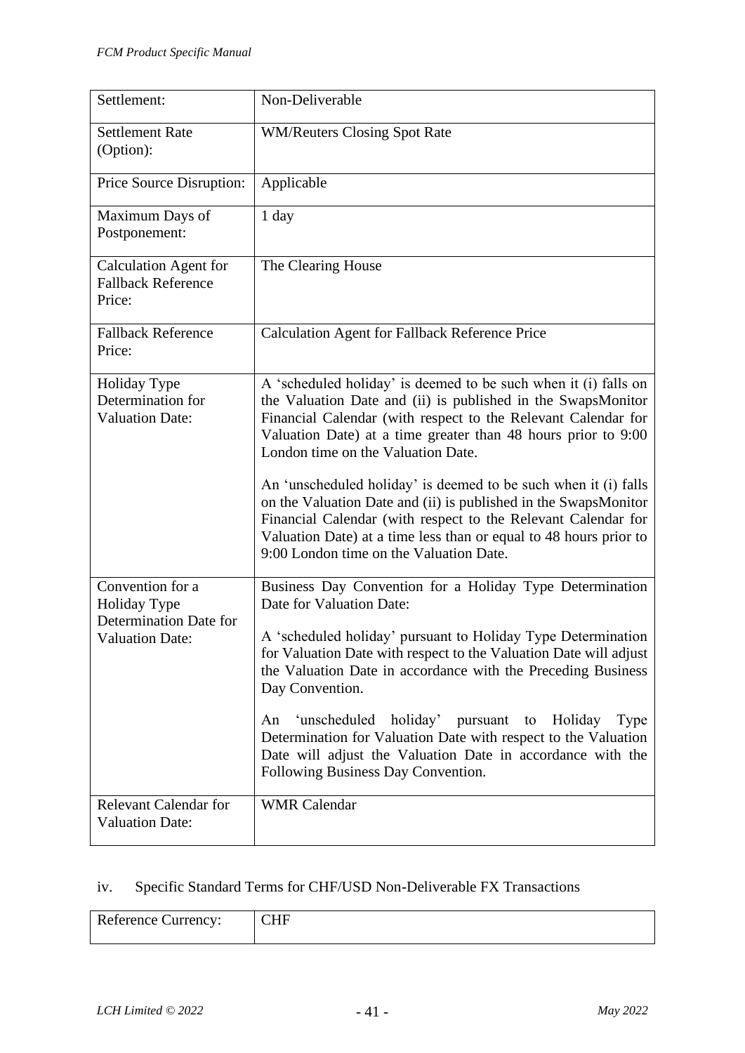| Settlement: | Non-Deliverable |
|---|---|
| Settlement Rate (Option): | WM/Reuters Closing Spot Rate |
| Price Source Disruption: | Applicable |
| Maximum Days of Postponement: | 1 day |
| Calculation Agent for Fallback Reference Price: | The Clearing House |
| Fallback Reference Price: | Calculation Agent for Fallback Reference Price |
| Holiday Type Determination for Valuation Date: | A 'scheduled holiday' is deemed to be such when it (i) falls on the Valuation Date and (ii) is published in the SwapsMonitor Financial Calendar (with respect to the Relevant Calendar for Valuation Date) at a time greater than 48 hours prior to 9:00 London time on the Valuation Date.<br><br>An 'unscheduled holiday' is deemed to be such when it (i) falls on the Valuation Date and (ii) is published in the SwapsMonitor Financial Calendar (with respect to the Relevant Calendar for Valuation Date) at a time less than or equal to 48 hours prior to 9:00 London time on the Valuation Date. |
| Convention for a Holiday Type Determination Date for Valuation Date: | Business Day Convention for a Holiday Type Determination Date for Valuation Date:<br><br>A 'scheduled holiday' pursuant to Holiday Type Determination for Valuation Date with respect to the Valuation Date will adjust the Valuation Date in accordance with the Preceding Business Day Convention.<br><br>An 'unscheduled holiday' pursuant to Holiday Type Determination for Valuation Date with respect to the Valuation Date will adjust the Valuation Date in accordance with the Following Business Day Convention. |
| Relevant Calendar for Valuation Date: | WMR Calendar |

iv. Specific Standard Terms for CHF/USD Non-Deliverable FX Transactions

| Reference Currency: | CHF |
|---|---|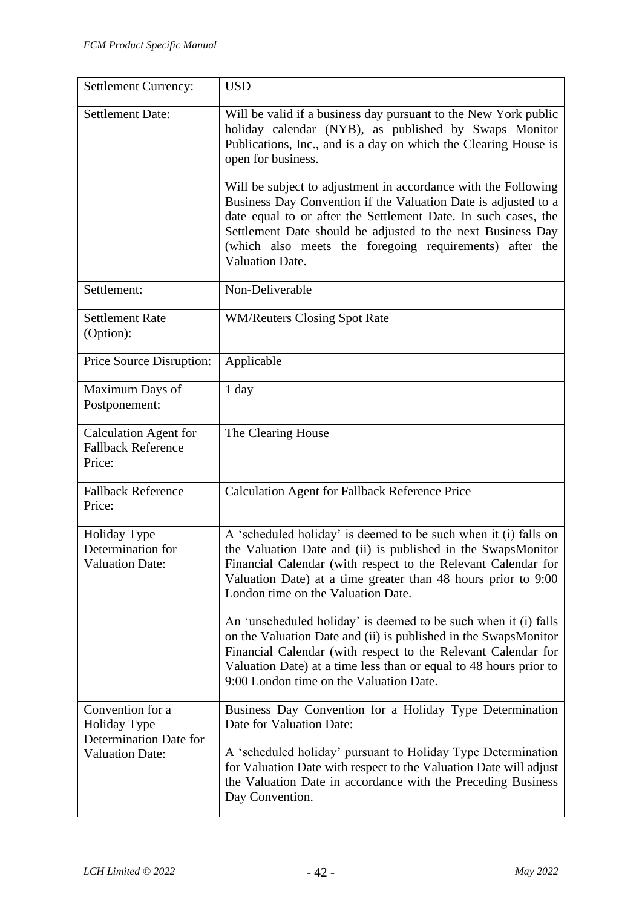| Settlement Currency: | USD |
|---|---|
| Settlement Date: | Will be valid if a business day pursuant to the New York public holiday calendar (NYB), as published by Swaps Monitor Publications, Inc., and is a day on which the Clearing House is open for business.<br><br>Will be subject to adjustment in accordance with the Following Business Day Convention if the Valuation Date is adjusted to a date equal to or after the Settlement Date. In such cases, the Settlement Date should be adjusted to the next Business Day (which also meets the foregoing requirements) after the Valuation Date. |
| Settlement: | Non-Deliverable |
| Settlement Rate (Option): | WM/Reuters Closing Spot Rate |
| Price Source Disruption: | Applicable |
| Maximum Days of Postponement: | 1 day |
| Calculation Agent for Fallback Reference Price: | The Clearing House |
| Fallback Reference Price: | Calculation Agent for Fallback Reference Price |
| Holiday Type Determination for Valuation Date: | A 'scheduled holiday' is deemed to be such when it (i) falls on the Valuation Date and (ii) is published in the SwapsMonitor Financial Calendar (with respect to the Relevant Calendar for Valuation Date) at a time greater than 48 hours prior to 9:00 London time on the Valuation Date.<br><br>An 'unscheduled holiday' is deemed to be such when it (i) falls on the Valuation Date and (ii) is published in the SwapsMonitor Financial Calendar (with respect to the Relevant Calendar for Valuation Date) at a time less than or equal to 48 hours prior to 9:00 London time on the Valuation Date. |
| Convention for a Holiday Type Determination Date for Valuation Date: | Business Day Convention for a Holiday Type Determination Date for Valuation Date:<br><br>A 'scheduled holiday' pursuant to Holiday Type Determination for Valuation Date with respect to the Valuation Date will adjust the Valuation Date in accordance with the Preceding Business Day Convention. |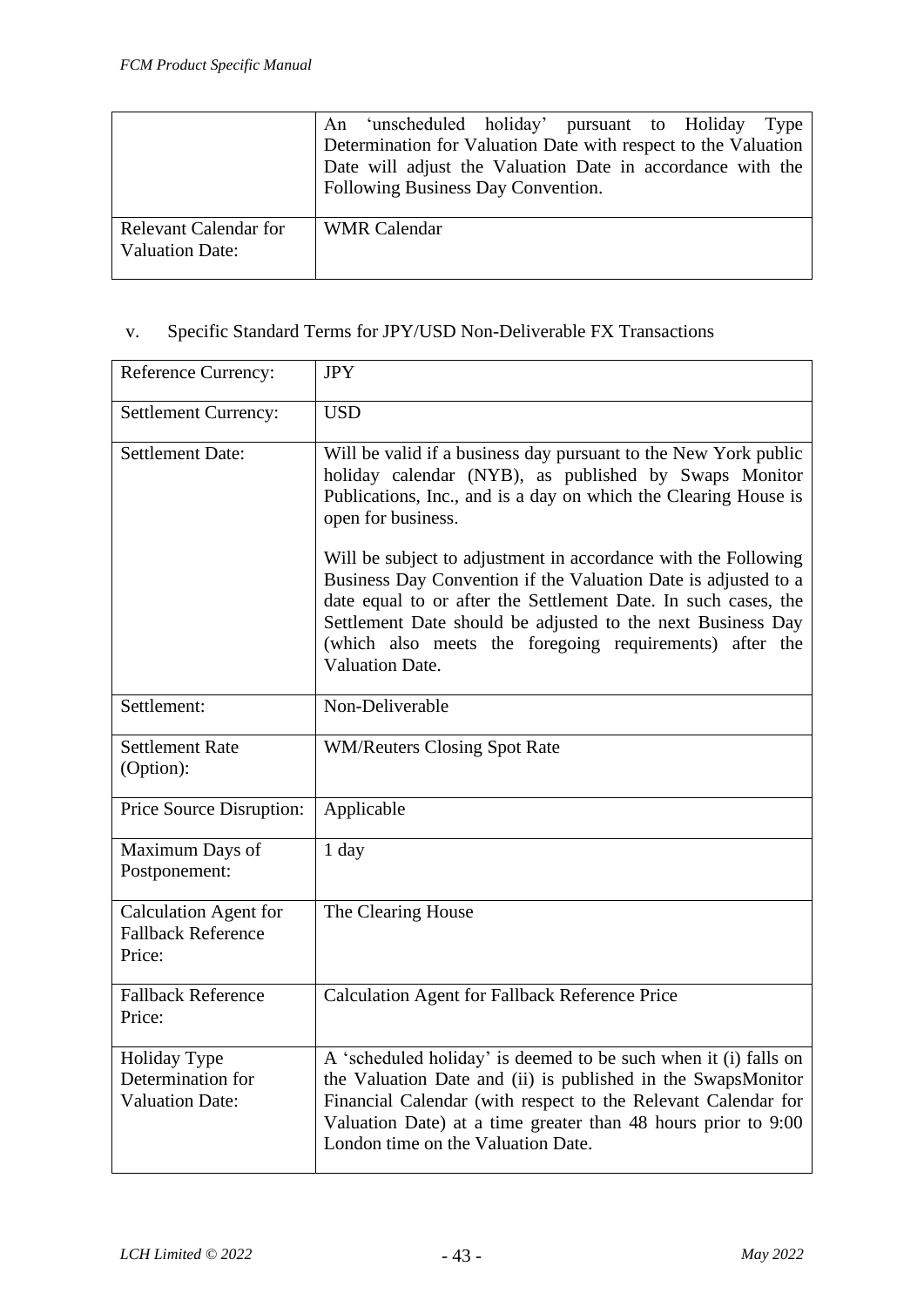| | |
|---|---|
| | An 'unscheduled holiday' pursuant to Holiday Type Determination for Valuation Date with respect to the Valuation Date will adjust the Valuation Date in accordance with the Following Business Day Convention. |
| Relevant Calendar for Valuation Date: | WMR Calendar |

v. Specific Standard Terms for JPY/USD Non-Deliverable FX Transactions

| | |
|---|---|
| Reference Currency: | JPY |
| Settlement Currency: | USD |
| Settlement Date: | Will be valid if a business day pursuant to the New York public holiday calendar (NYB), as published by Swaps Monitor Publications, Inc., and is a day on which the Clearing House is open for business.<br><br>Will be subject to adjustment in accordance with the Following Business Day Convention if the Valuation Date is adjusted to a date equal to or after the Settlement Date. In such cases, the Settlement Date should be adjusted to the next Business Day (which also meets the foregoing requirements) after the Valuation Date. |
| Settlement: | Non-Deliverable |
| Settlement Rate (Option): | WM/Reuters Closing Spot Rate |
| Price Source Disruption: | Applicable |
| Maximum Days of Postponement: | 1 day |
| Calculation Agent for Fallback Reference Price: | The Clearing House |
| Fallback Reference Price: | Calculation Agent for Fallback Reference Price |
| Holiday Type Determination for Valuation Date: | A 'scheduled holiday' is deemed to be such when it (i) falls on the Valuation Date and (ii) is published in the SwapsMonitor Financial Calendar (with respect to the Relevant Calendar for Valuation Date) at a time greater than 48 hours prior to 9:00 London time on the Valuation Date. |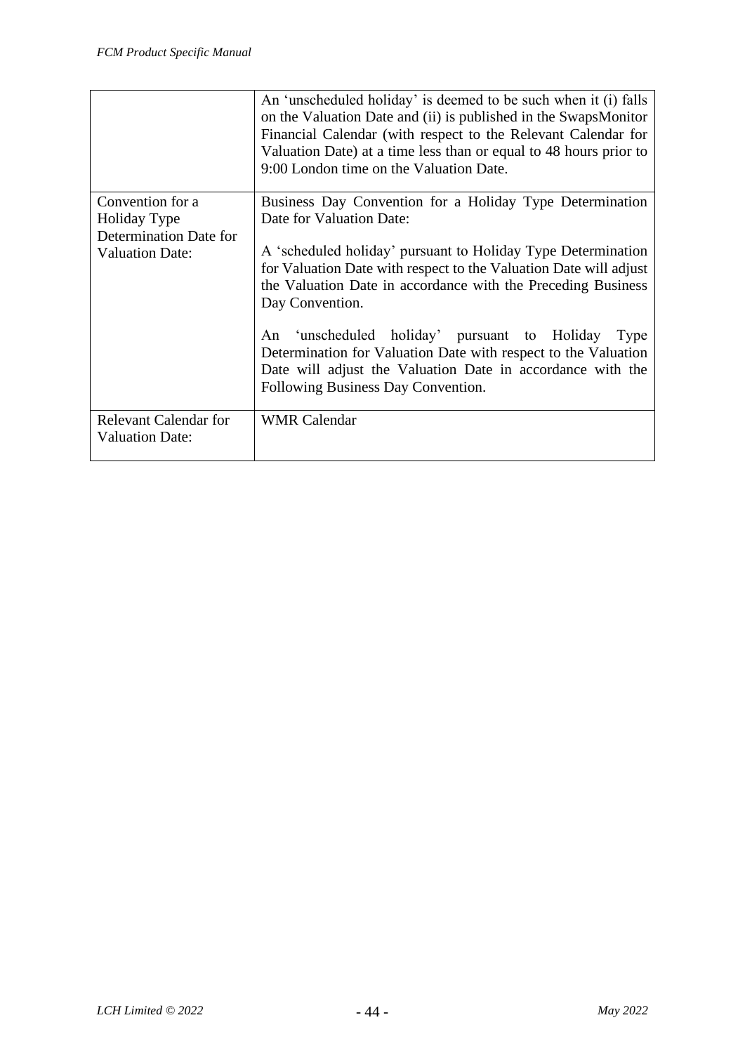| | |
|---|---|
| | An 'unscheduled holiday' is deemed to be such when it (i) falls on the Valuation Date and (ii) is published in the SwapsMonitor Financial Calendar (with respect to the Relevant Calendar for Valuation Date) at a time less than or equal to 48 hours prior to 9:00 London time on the Valuation Date. |
| Convention for a Holiday Type Determination Date for Valuation Date: | Business Day Convention for a Holiday Type Determination Date for Valuation Date:<br><br>A 'scheduled holiday' pursuant to Holiday Type Determination for Valuation Date with respect to the Valuation Date will adjust the Valuation Date in accordance with the Preceding Business Day Convention.<br><br>An 'unscheduled holiday' pursuant to Holiday Type Determination for Valuation Date with respect to the Valuation Date will adjust the Valuation Date in accordance with the Following Business Day Convention. |
| Relevant Calendar for Valuation Date: | WMR Calendar |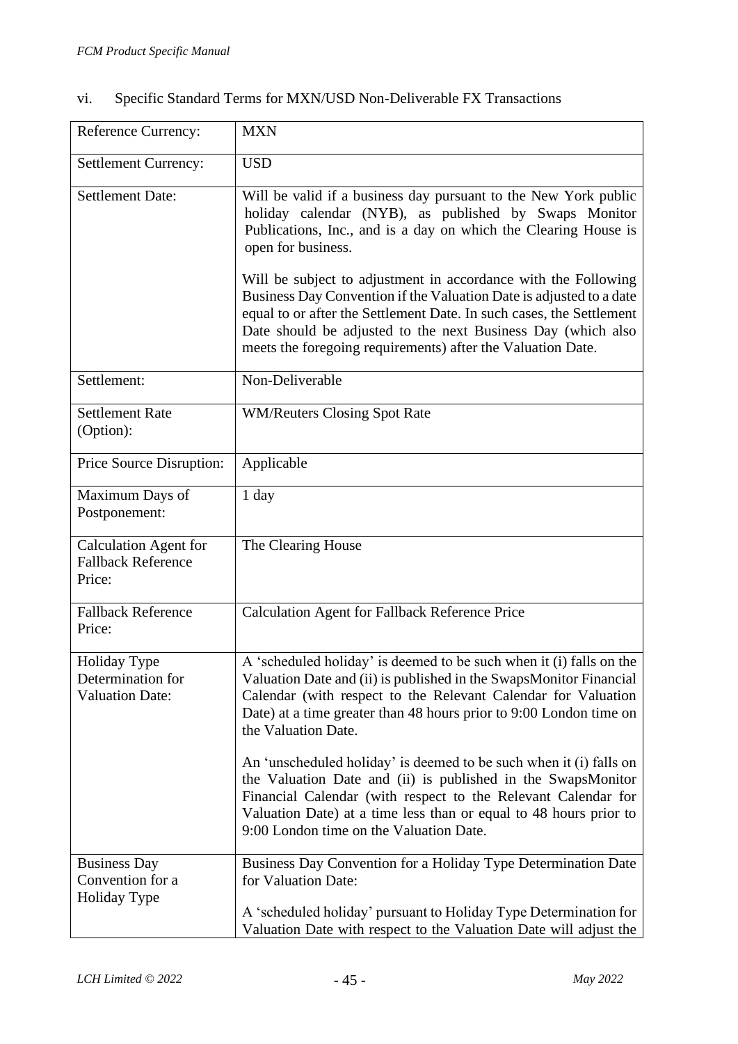vi. Specific Standard Terms for MXN/USD Non-Deliverable FX Transactions

| | |
|---|---|
| Reference Currency: | MXN |
| Settlement Currency: | USD |
| Settlement Date: | Will be valid if a business day pursuant to the New York public holiday calendar (NYB), as published by Swaps Monitor Publications, Inc., and is a day on which the Clearing House is open for business.<br><br>Will be subject to adjustment in accordance with the Following Business Day Convention if the Valuation Date is adjusted to a date equal to or after the Settlement Date. In such cases, the Settlement Date should be adjusted to the next Business Day (which also meets the foregoing requirements) after the Valuation Date. |
| Settlement: | Non-Deliverable |
| Settlement Rate (Option): | WM/Reuters Closing Spot Rate |
| Price Source Disruption: | Applicable |
| Maximum Days of Postponement: | 1 day |
| Calculation Agent for Fallback Reference Price: | The Clearing House |
| Fallback Reference Price: | Calculation Agent for Fallback Reference Price |
| Holiday Type Determination for Valuation Date: | A 'scheduled holiday' is deemed to be such when it (i) falls on the Valuation Date and (ii) is published in the SwapsMonitor Financial Calendar (with respect to the Relevant Calendar for Valuation Date) at a time greater than 48 hours prior to 9:00 London time on the Valuation Date.<br><br>An 'unscheduled holiday' is deemed to be such when it (i) falls on the Valuation Date and (ii) is published in the SwapsMonitor Financial Calendar (with respect to the Relevant Calendar for Valuation Date) at a time less than or equal to 48 hours prior to 9:00 London time on the Valuation Date. |
| Business Day Convention for a Holiday Type | Business Day Convention for a Holiday Type Determination Date for Valuation Date:<br><br>A 'scheduled holiday' pursuant to Holiday Type Determination for Valuation Date with respect to the Valuation Date will adjust the |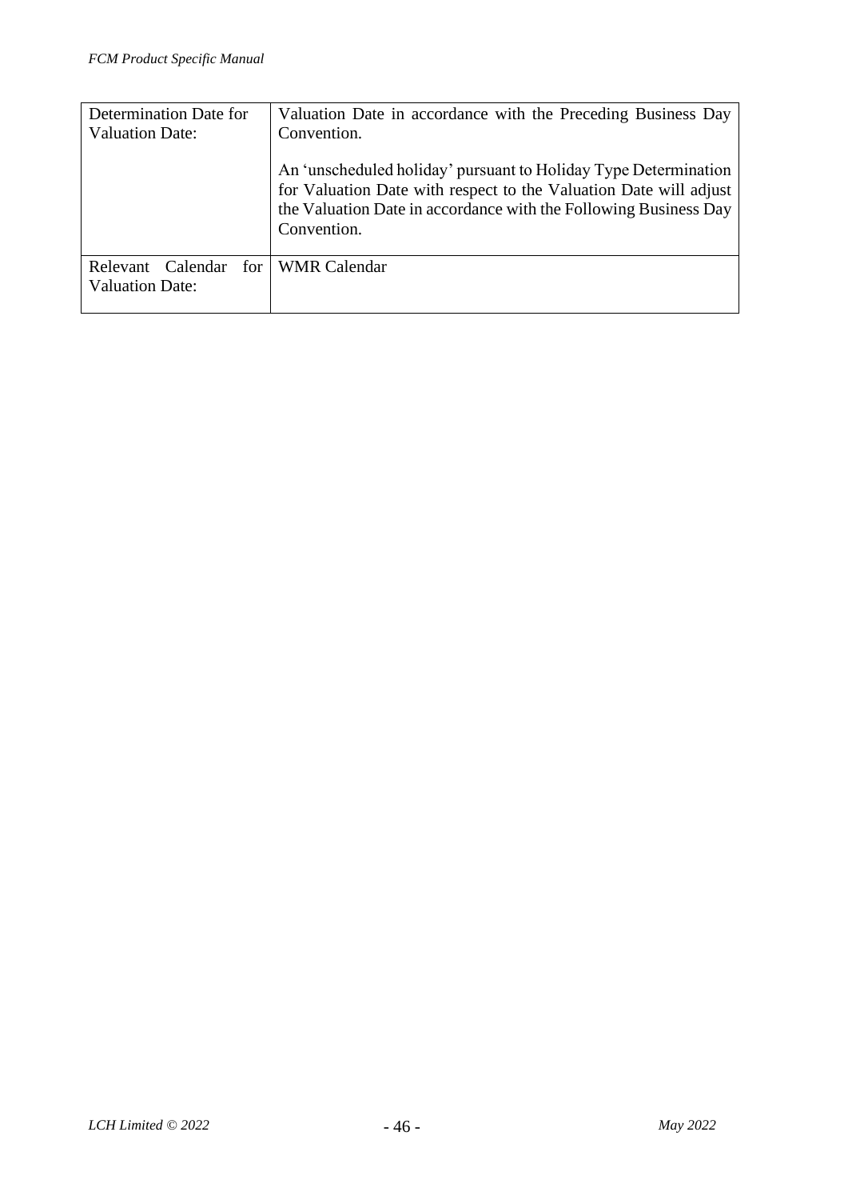| | |
|---|---|
| Determination Date for Valuation Date: | Valuation Date in accordance with the Preceding Business Day Convention.<br><br>An 'unscheduled holiday' pursuant to Holiday Type Determination for Valuation Date with respect to the Valuation Date will adjust the Valuation Date in accordance with the Following Business Day Convention. |
| Relevant Calendar for Valuation Date: | WMR Calendar |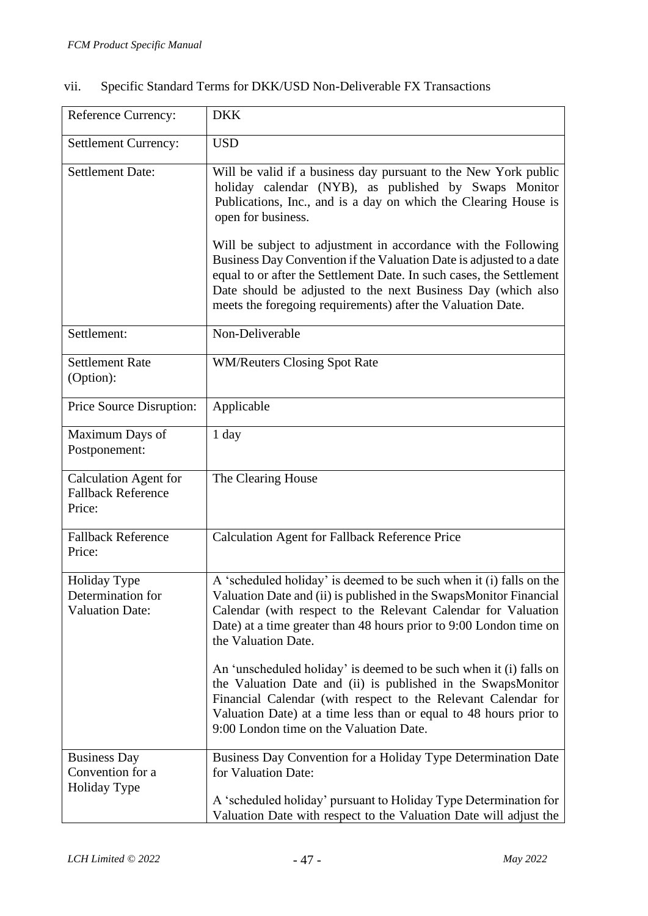vii. Specific Standard Terms for DKK/USD Non-Deliverable FX Transactions

| | |
|---|---|
| Reference Currency: | DKK |
| Settlement Currency: | USD |
| Settlement Date: | Will be valid if a business day pursuant to the New York public holiday calendar (NYB), as published by Swaps Monitor Publications, Inc., and is a day on which the Clearing House is open for business.<br><br>Will be subject to adjustment in accordance with the Following Business Day Convention if the Valuation Date is adjusted to a date equal to or after the Settlement Date. In such cases, the Settlement Date should be adjusted to the next Business Day (which also meets the foregoing requirements) after the Valuation Date. |
| Settlement: | Non-Deliverable |
| Settlement Rate (Option): | WM/Reuters Closing Spot Rate |
| Price Source Disruption: | Applicable |
| Maximum Days of Postponement: | 1 day |
| Calculation Agent for Fallback Reference Price: | The Clearing House |
| Fallback Reference Price: | Calculation Agent for Fallback Reference Price |
| Holiday Type Determination for Valuation Date: | A 'scheduled holiday' is deemed to be such when it (i) falls on the Valuation Date and (ii) is published in the SwapsMonitor Financial Calendar (with respect to the Relevant Calendar for Valuation Date) at a time greater than 48 hours prior to 9:00 London time on the Valuation Date.<br><br>An 'unscheduled holiday' is deemed to be such when it (i) falls on the Valuation Date and (ii) is published in the SwapsMonitor Financial Calendar (with respect to the Relevant Calendar for Valuation Date) at a time less than or equal to 48 hours prior to 9:00 London time on the Valuation Date. |
| Business Day Convention for a Holiday Type | Business Day Convention for a Holiday Type Determination Date for Valuation Date:<br><br>A 'scheduled holiday' pursuant to Holiday Type Determination for Valuation Date with respect to the Valuation Date will adjust the |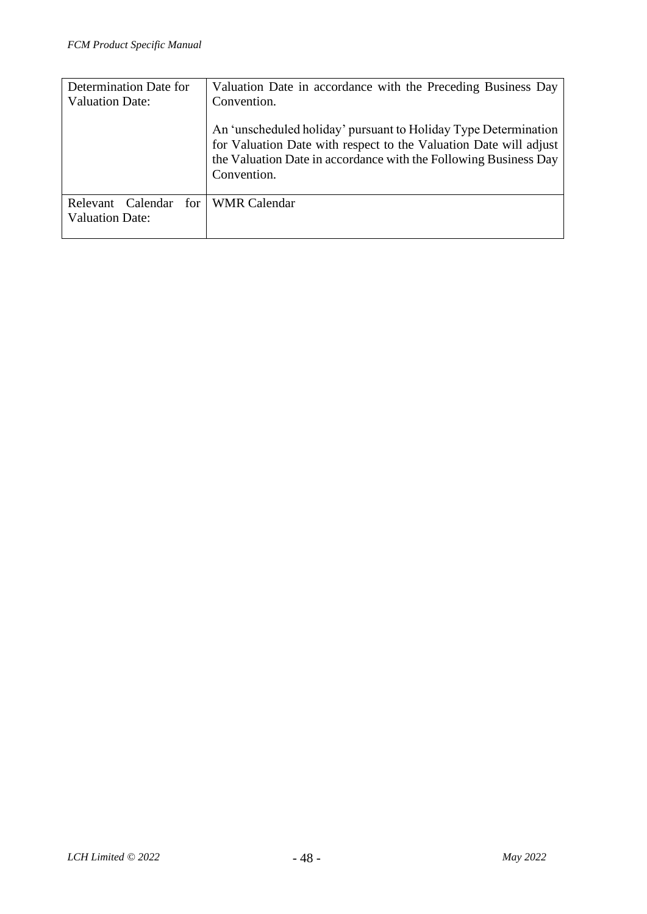| Determination Date for Valuation Date: | Valuation Date in accordance with the Preceding Business Day Convention.<br><br>An 'unscheduled holiday' pursuant to Holiday Type Determination for Valuation Date with respect to the Valuation Date will adjust the Valuation Date in accordance with the Following Business Day Convention. |
|---|---|
| Relevant Calendar for Valuation Date: | WMR Calendar |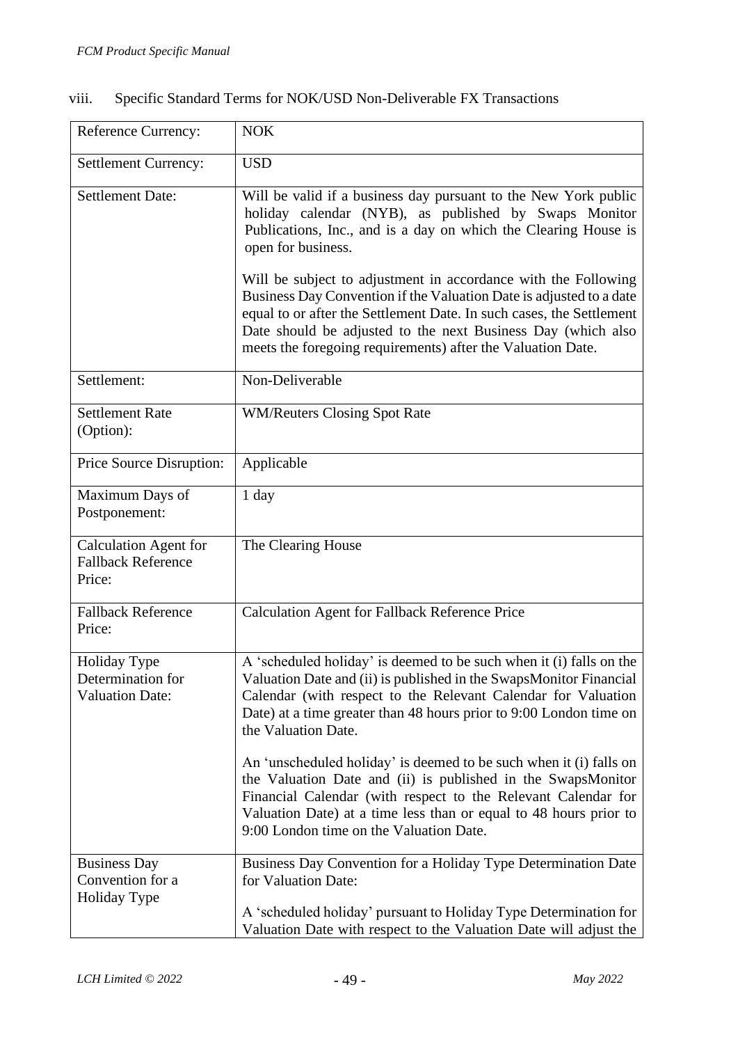viii. Specific Standard Terms for NOK/USD Non-Deliverable FX Transactions

| | |
|---|---|
| Reference Currency: | NOK |
| Settlement Currency: | USD |
| Settlement Date: | Will be valid if a business day pursuant to the New York public holiday calendar (NYB), as published by Swaps Monitor Publications, Inc., and is a day on which the Clearing House is open for business.<br><br>Will be subject to adjustment in accordance with the Following Business Day Convention if the Valuation Date is adjusted to a date equal to or after the Settlement Date. In such cases, the Settlement Date should be adjusted to the next Business Day (which also meets the foregoing requirements) after the Valuation Date. |
| Settlement: | Non-Deliverable |
| Settlement Rate (Option): | WM/Reuters Closing Spot Rate |
| Price Source Disruption: | Applicable |
| Maximum Days of Postponement: | 1 day |
| Calculation Agent for Fallback Reference Price: | The Clearing House |
| Fallback Reference Price: | Calculation Agent for Fallback Reference Price |
| Holiday Type Determination for Valuation Date: | A 'scheduled holiday' is deemed to be such when it (i) falls on the Valuation Date and (ii) is published in the SwapsMonitor Financial Calendar (with respect to the Relevant Calendar for Valuation Date) at a time greater than 48 hours prior to 9:00 London time on the Valuation Date.<br><br>An 'unscheduled holiday' is deemed to be such when it (i) falls on the Valuation Date and (ii) is published in the SwapsMonitor Financial Calendar (with respect to the Relevant Calendar for Valuation Date) at a time less than or equal to 48 hours prior to 9:00 London time on the Valuation Date. |
| Business Day Convention for a Holiday Type | Business Day Convention for a Holiday Type Determination Date for Valuation Date:<br><br>A 'scheduled holiday' pursuant to Holiday Type Determination for Valuation Date with respect to the Valuation Date will adjust the |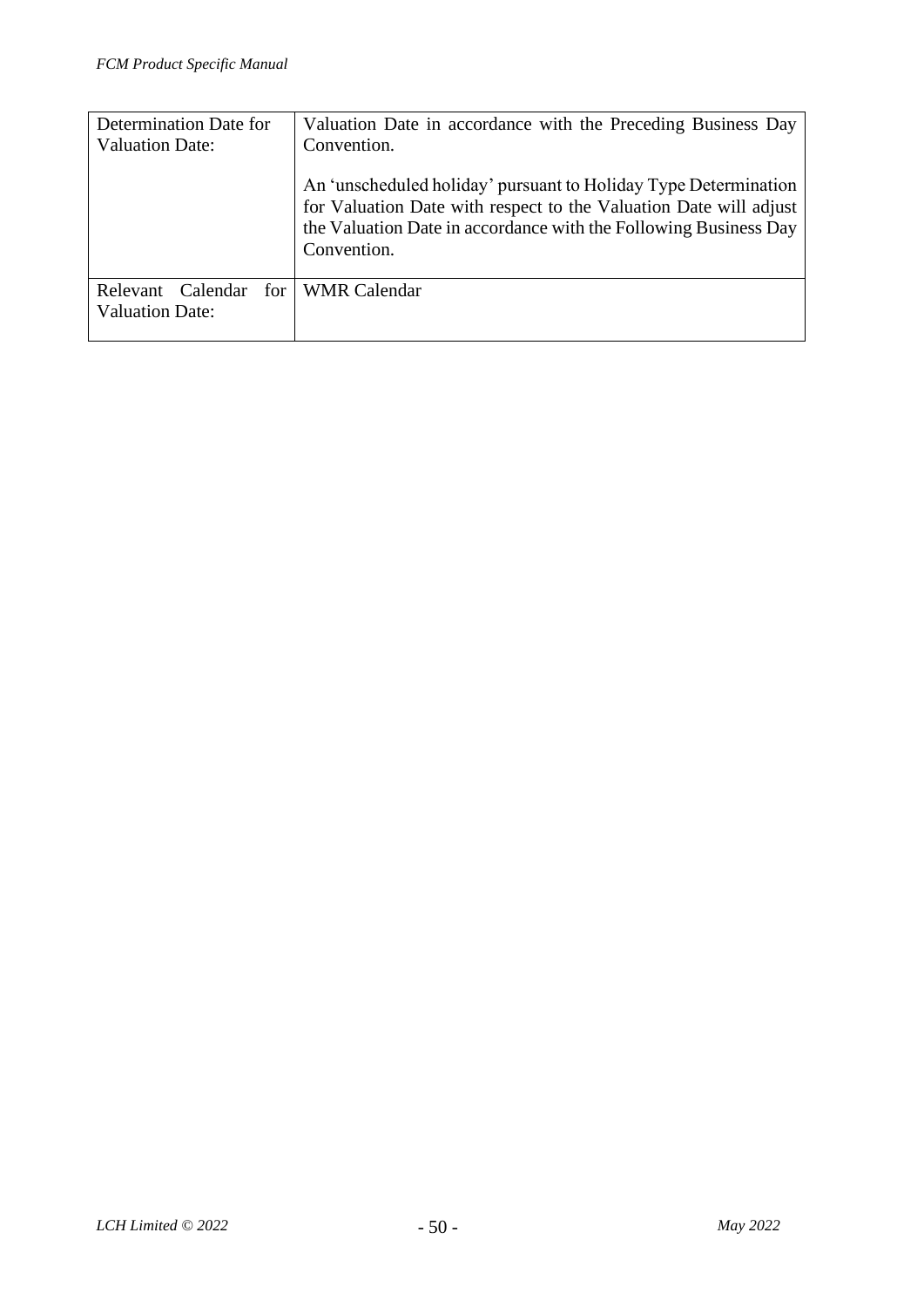| | |
|---|---|
| Determination Date for Valuation Date: | Valuation Date in accordance with the Preceding Business Day Convention.<br><br>An 'unscheduled holiday' pursuant to Holiday Type Determination for Valuation Date with respect to the Valuation Date will adjust the Valuation Date in accordance with the Following Business Day Convention. |
| Relevant Calendar for Valuation Date: | WMR Calendar |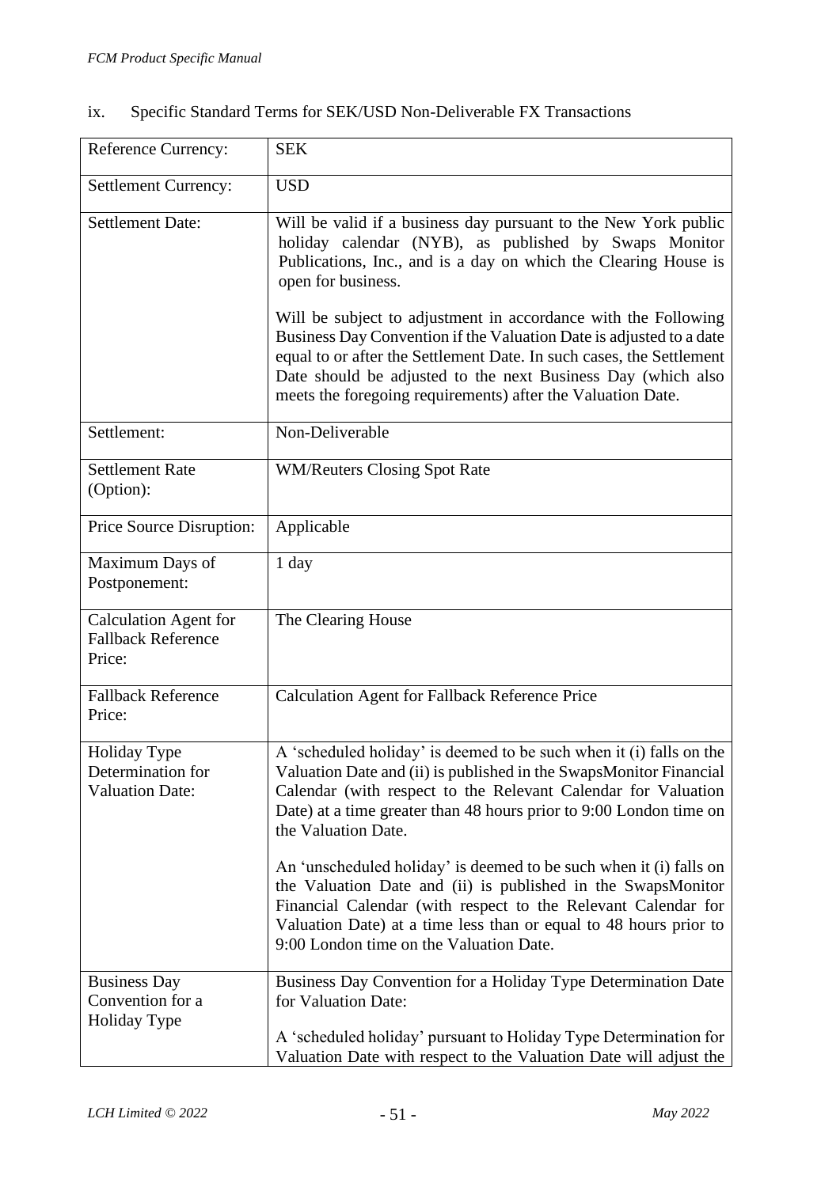ix. Specific Standard Terms for SEK/USD Non-Deliverable FX Transactions

| | |
|---|---|
| Reference Currency: | SEK |
| Settlement Currency: | USD |
| Settlement Date: | Will be valid if a business day pursuant to the New York public holiday calendar (NYB), as published by Swaps Monitor Publications, Inc., and is a day on which the Clearing House is open for business.<br><br>Will be subject to adjustment in accordance with the Following Business Day Convention if the Valuation Date is adjusted to a date equal to or after the Settlement Date. In such cases, the Settlement Date should be adjusted to the next Business Day (which also meets the foregoing requirements) after the Valuation Date. |
| Settlement: | Non-Deliverable |
| Settlement Rate (Option): | WM/Reuters Closing Spot Rate |
| Price Source Disruption: | Applicable |
| Maximum Days of Postponement: | 1 day |
| Calculation Agent for Fallback Reference Price: | The Clearing House |
| Fallback Reference Price: | Calculation Agent for Fallback Reference Price |
| Holiday Type Determination for Valuation Date: | A 'scheduled holiday' is deemed to be such when it (i) falls on the Valuation Date and (ii) is published in the SwapsMonitor Financial Calendar (with respect to the Relevant Calendar for Valuation Date) at a time greater than 48 hours prior to 9:00 London time on the Valuation Date.<br><br>An 'unscheduled holiday' is deemed to be such when it (i) falls on the Valuation Date and (ii) is published in the SwapsMonitor Financial Calendar (with respect to the Relevant Calendar for Valuation Date) at a time less than or equal to 48 hours prior to 9:00 London time on the Valuation Date. |
| Business Day Convention for a Holiday Type | Business Day Convention for a Holiday Type Determination Date for Valuation Date:<br><br>A 'scheduled holiday' pursuant to Holiday Type Determination for Valuation Date with respect to the Valuation Date will adjust the |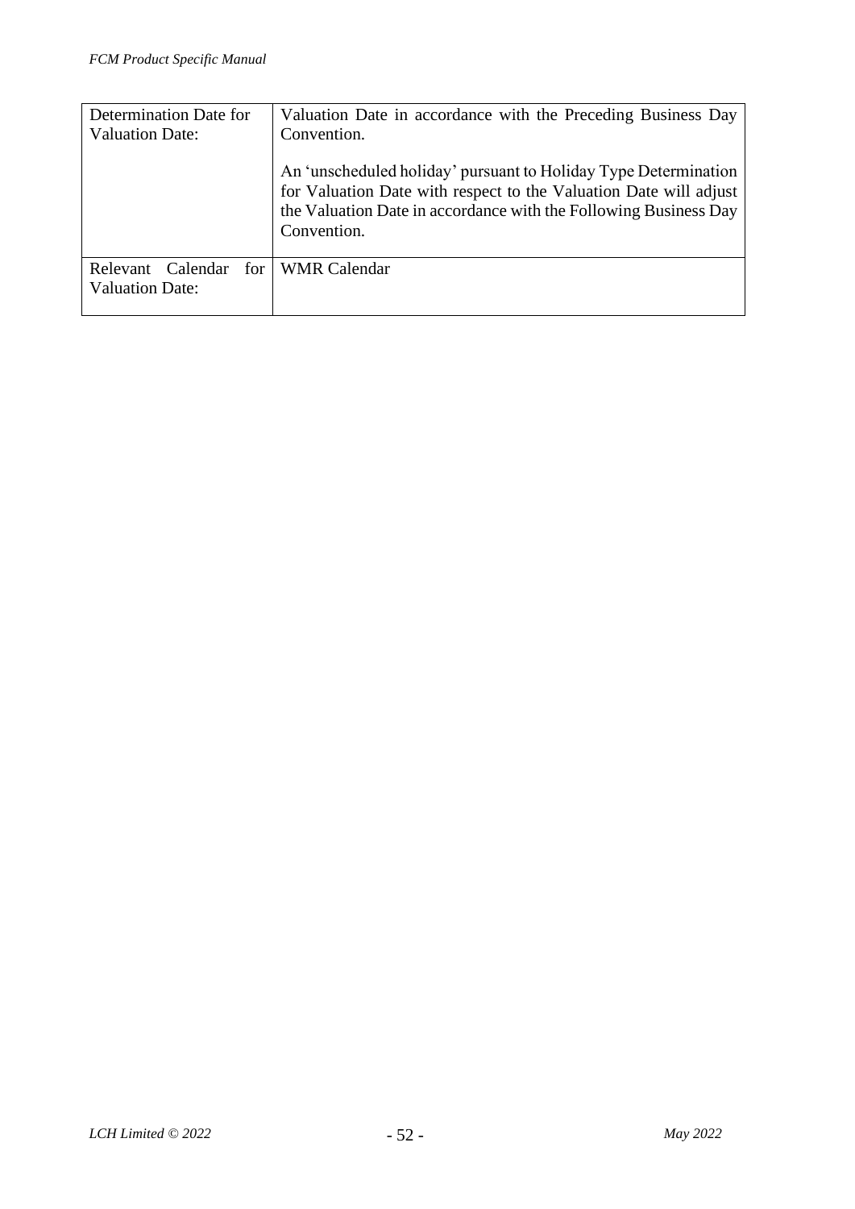| Determination Date for Valuation Date: | Valuation Date in accordance with the Preceding Business Day Convention.<br><br>An 'unscheduled holiday' pursuant to Holiday Type Determination for Valuation Date with respect to the Valuation Date will adjust the Valuation Date in accordance with the Following Business Day Convention. |
|---|---|
| Relevant Calendar for Valuation Date: | WMR Calendar |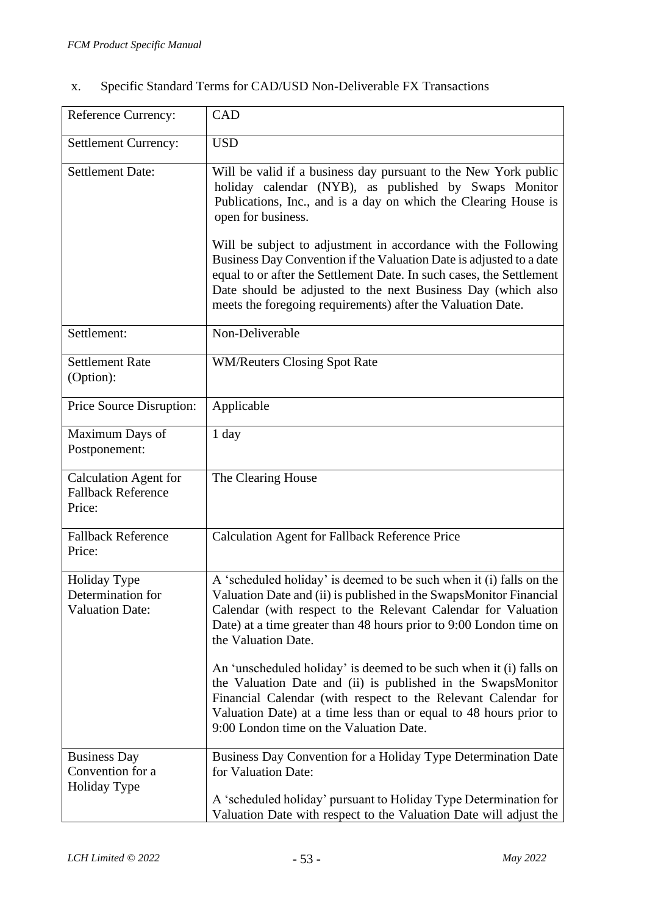x. Specific Standard Terms for CAD/USD Non-Deliverable FX Transactions

| Reference Currency: | CAD |
|---|---|
| Settlement Currency: | USD |
| Settlement Date: | Will be valid if a business day pursuant to the New York public holiday calendar (NYB), as published by Swaps Monitor Publications, Inc., and is a day on which the Clearing House is open for business.<br><br>Will be subject to adjustment in accordance with the Following Business Day Convention if the Valuation Date is adjusted to a date equal to or after the Settlement Date. In such cases, the Settlement Date should be adjusted to the next Business Day (which also meets the foregoing requirements) after the Valuation Date. |
| Settlement: | Non-Deliverable |
| Settlement Rate (Option): | WM/Reuters Closing Spot Rate |
| Price Source Disruption: | Applicable |
| Maximum Days of Postponement: | 1 day |
| Calculation Agent for Fallback Reference Price: | The Clearing House |
| Fallback Reference Price: | Calculation Agent for Fallback Reference Price |
| Holiday Type Determination for Valuation Date: | A 'scheduled holiday' is deemed to be such when it (i) falls on the Valuation Date and (ii) is published in the SwapsMonitor Financial Calendar (with respect to the Relevant Calendar for Valuation Date) at a time greater than 48 hours prior to 9:00 London time on the Valuation Date.<br><br>An 'unscheduled holiday' is deemed to be such when it (i) falls on the Valuation Date and (ii) is published in the SwapsMonitor Financial Calendar (with respect to the Relevant Calendar for Valuation Date) at a time less than or equal to 48 hours prior to 9:00 London time on the Valuation Date. |
| Business Day Convention for a Holiday Type | Business Day Convention for a Holiday Type Determination Date for Valuation Date:<br><br>A 'scheduled holiday' pursuant to Holiday Type Determination for Valuation Date with respect to the Valuation Date will adjust the |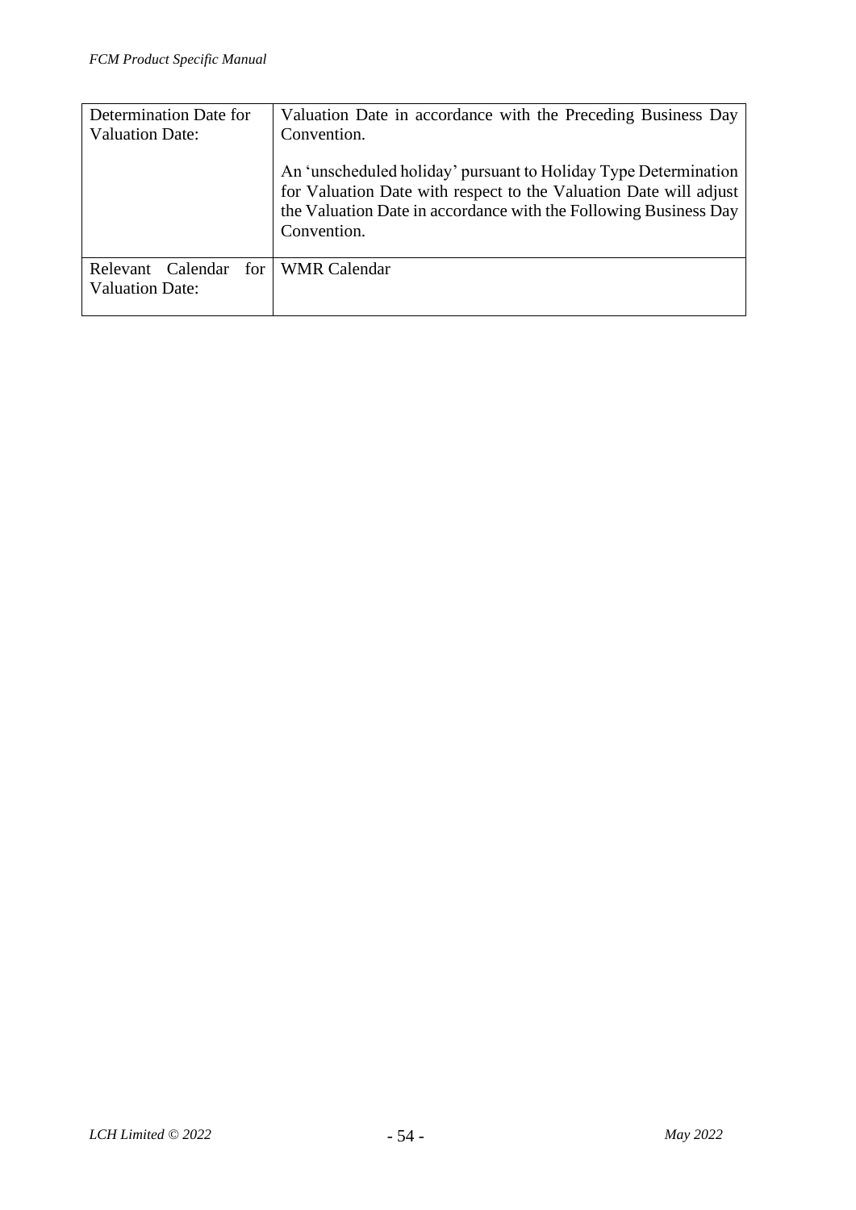| Determination Date for Valuation Date: | Valuation Date in accordance with the Preceding Business Day Convention.<br><br>An 'unscheduled holiday' pursuant to Holiday Type Determination for Valuation Date with respect to the Valuation Date will adjust the Valuation Date in accordance with the Following Business Day Convention. |
|---|---|
| Relevant Calendar for Valuation Date: | WMR Calendar |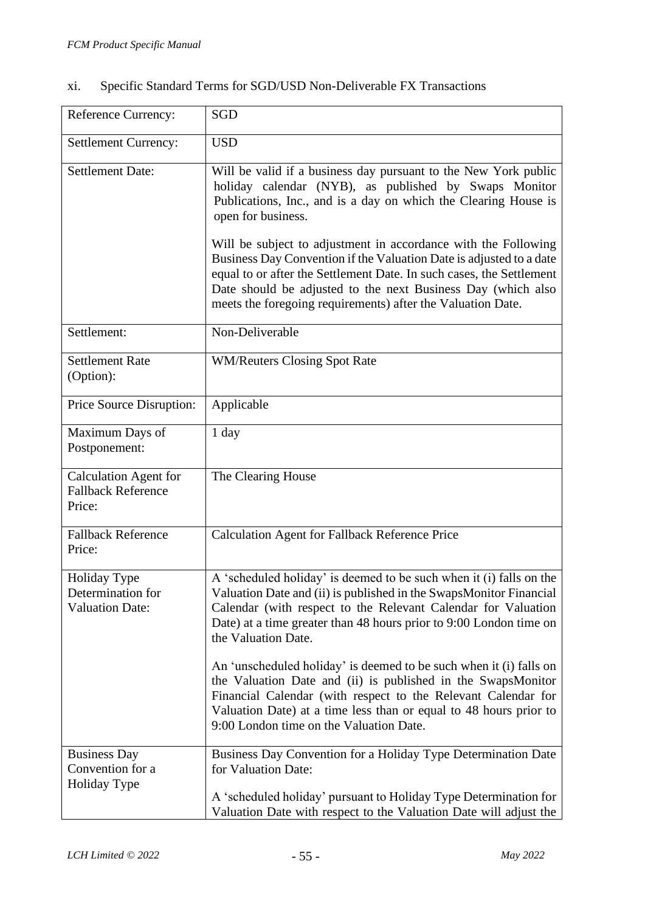xi. Specific Standard Terms for SGD/USD Non-Deliverable FX Transactions

| | |
|---|---|
| Reference Currency: | SGD |
| Settlement Currency: | USD |
| Settlement Date: | Will be valid if a business day pursuant to the New York public holiday calendar (NYB), as published by Swaps Monitor Publications, Inc., and is a day on which the Clearing House is open for business.<br><br>Will be subject to adjustment in accordance with the Following Business Day Convention if the Valuation Date is adjusted to a date equal to or after the Settlement Date. In such cases, the Settlement Date should be adjusted to the next Business Day (which also meets the foregoing requirements) after the Valuation Date. |
| Settlement: | Non-Deliverable |
| Settlement Rate (Option): | WM/Reuters Closing Spot Rate |
| Price Source Disruption: | Applicable |
| Maximum Days of Postponement: | 1 day |
| Calculation Agent for Fallback Reference Price: | The Clearing House |
| Fallback Reference Price: | Calculation Agent for Fallback Reference Price |
| Holiday Type Determination for Valuation Date: | A 'scheduled holiday' is deemed to be such when it (i) falls on the Valuation Date and (ii) is published in the SwapsMonitor Financial Calendar (with respect to the Relevant Calendar for Valuation Date) at a time greater than 48 hours prior to 9:00 London time on the Valuation Date.<br><br>An 'unscheduled holiday' is deemed to be such when it (i) falls on the Valuation Date and (ii) is published in the SwapsMonitor Financial Calendar (with respect to the Relevant Calendar for Valuation Date) at a time less than or equal to 48 hours prior to 9:00 London time on the Valuation Date. |
| Business Day Convention for a Holiday Type | Business Day Convention for a Holiday Type Determination Date for Valuation Date:<br><br>A 'scheduled holiday' pursuant to Holiday Type Determination for Valuation Date with respect to the Valuation Date will adjust the |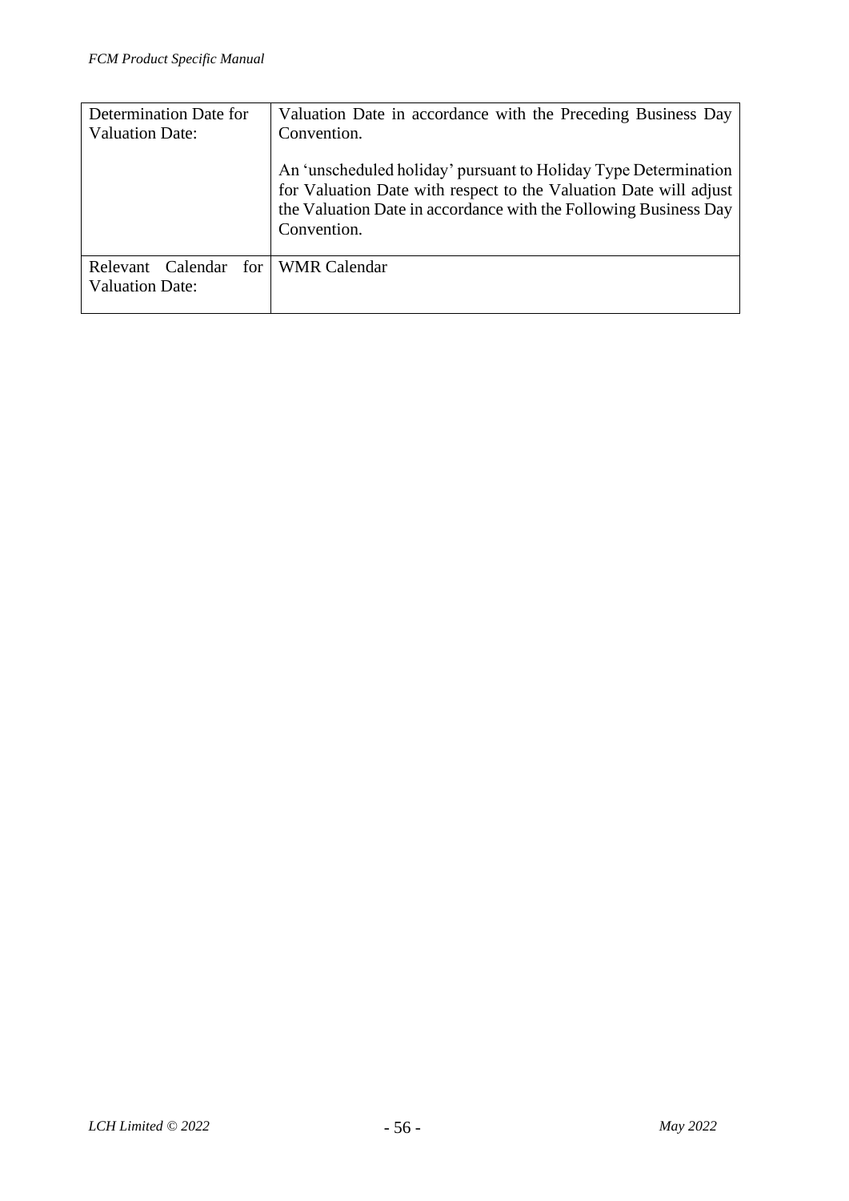| | |
|---|---|
| Determination Date for Valuation Date: | Valuation Date in accordance with the Preceding Business Day Convention.<br><br>An 'unscheduled holiday' pursuant to Holiday Type Determination for Valuation Date with respect to the Valuation Date will adjust the Valuation Date in accordance with the Following Business Day Convention. |
| Relevant Calendar for Valuation Date: | WMR Calendar |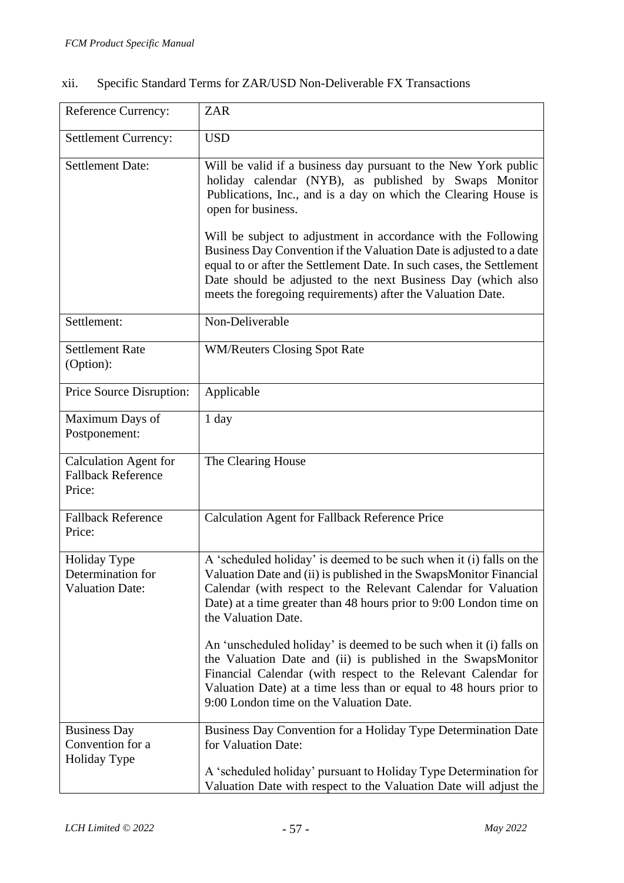xii. Specific Standard Terms for ZAR/USD Non-Deliverable FX Transactions

| Reference Currency: | ZAR |
|---|---|
| Settlement Currency: | USD |
| Settlement Date: | Will be valid if a business day pursuant to the New York public holiday calendar (NYB), as published by Swaps Monitor Publications, Inc., and is a day on which the Clearing House is open for business.<br><br>Will be subject to adjustment in accordance with the Following Business Day Convention if the Valuation Date is adjusted to a date equal to or after the Settlement Date. In such cases, the Settlement Date should be adjusted to the next Business Day (which also meets the foregoing requirements) after the Valuation Date. |
| Settlement: | Non-Deliverable |
| Settlement Rate (Option): | WM/Reuters Closing Spot Rate |
| Price Source Disruption: | Applicable |
| Maximum Days of Postponement: | 1 day |
| Calculation Agent for Fallback Reference Price: | The Clearing House |
| Fallback Reference Price: | Calculation Agent for Fallback Reference Price |
| Holiday Type Determination for Valuation Date: | A 'scheduled holiday' is deemed to be such when it (i) falls on the Valuation Date and (ii) is published in the SwapsMonitor Financial Calendar (with respect to the Relevant Calendar for Valuation Date) at a time greater than 48 hours prior to 9:00 London time on the Valuation Date.<br><br>An 'unscheduled holiday' is deemed to be such when it (i) falls on the Valuation Date and (ii) is published in the SwapsMonitor Financial Calendar (with respect to the Relevant Calendar for Valuation Date) at a time less than or equal to 48 hours prior to 9:00 London time on the Valuation Date. |
| Business Day Convention for a Holiday Type | Business Day Convention for a Holiday Type Determination Date for Valuation Date:<br><br>A 'scheduled holiday' pursuant to Holiday Type Determination for Valuation Date with respect to the Valuation Date will adjust the |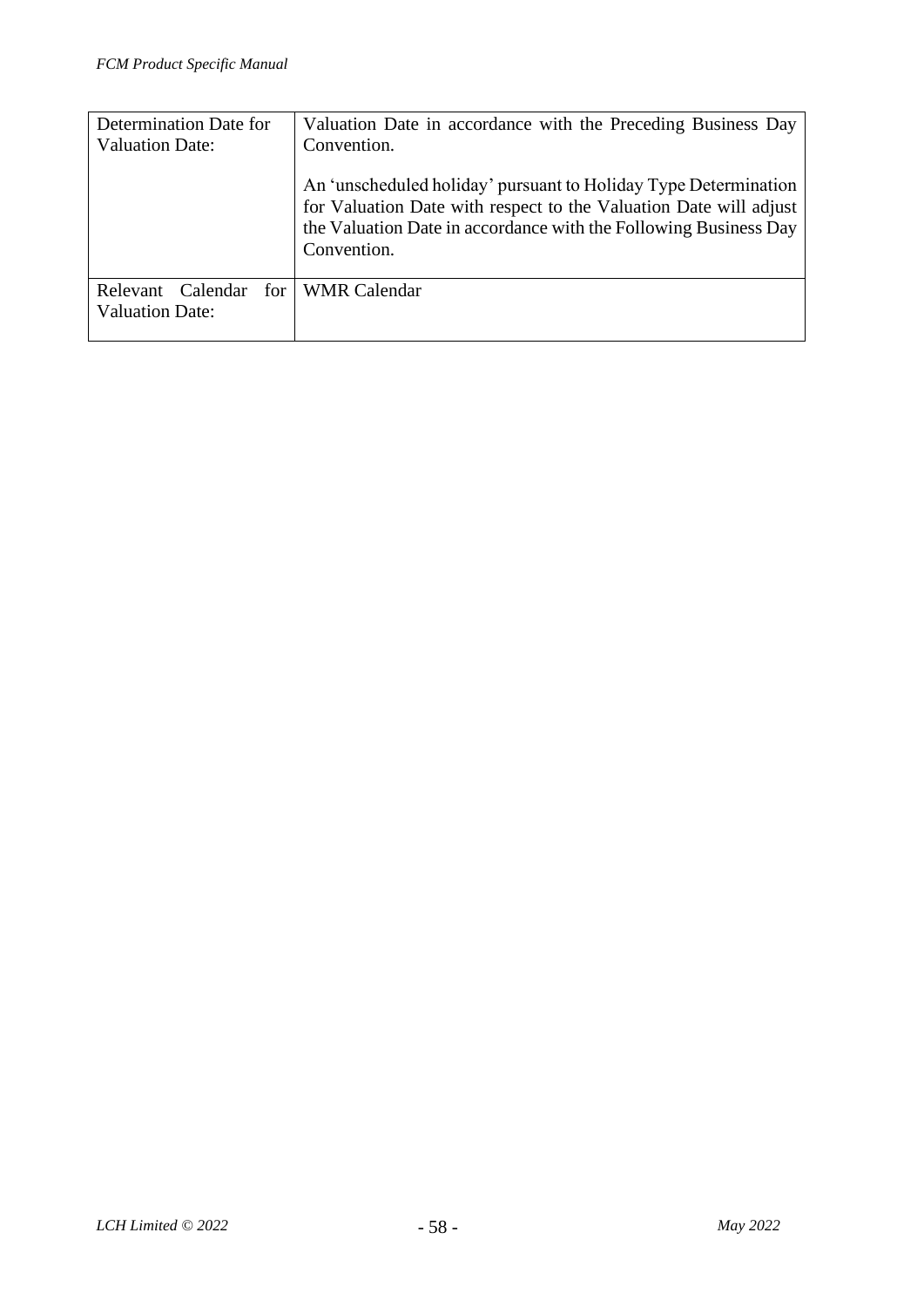| | |
|---|---|
| Determination Date for Valuation Date: | Valuation Date in accordance with the Preceding Business Day Convention.<br><br>An 'unscheduled holiday' pursuant to Holiday Type Determination for Valuation Date with respect to the Valuation Date will adjust the Valuation Date in accordance with the Following Business Day Convention. |
| Relevant Calendar for Valuation Date: | WMR Calendar |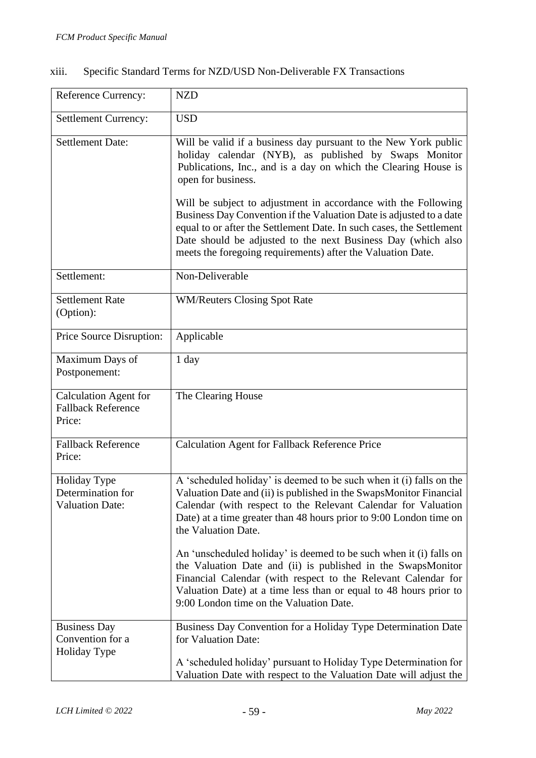xiii. Specific Standard Terms for NZD/USD Non-Deliverable FX Transactions

| | |
|---|---|
| Reference Currency: | NZD |
| Settlement Currency: | USD |
| Settlement Date: | Will be valid if a business day pursuant to the New York public holiday calendar (NYB), as published by Swaps Monitor Publications, Inc., and is a day on which the Clearing House is open for business.<br><br>Will be subject to adjustment in accordance with the Following Business Day Convention if the Valuation Date is adjusted to a date equal to or after the Settlement Date. In such cases, the Settlement Date should be adjusted to the next Business Day (which also meets the foregoing requirements) after the Valuation Date. |
| Settlement: | Non-Deliverable |
| Settlement Rate (Option): | WM/Reuters Closing Spot Rate |
| Price Source Disruption: | Applicable |
| Maximum Days of Postponement: | 1 day |
| Calculation Agent for Fallback Reference Price: | The Clearing House |
| Fallback Reference Price: | Calculation Agent for Fallback Reference Price |
| Holiday Type Determination for Valuation Date: | A 'scheduled holiday' is deemed to be such when it (i) falls on the Valuation Date and (ii) is published in the SwapsMonitor Financial Calendar (with respect to the Relevant Calendar for Valuation Date) at a time greater than 48 hours prior to 9:00 London time on the Valuation Date.<br><br>An 'unscheduled holiday' is deemed to be such when it (i) falls on the Valuation Date and (ii) is published in the SwapsMonitor Financial Calendar (with respect to the Relevant Calendar for Valuation Date) at a time less than or equal to 48 hours prior to 9:00 London time on the Valuation Date. |
| Business Day Convention for a Holiday Type | Business Day Convention for a Holiday Type Determination Date for Valuation Date:<br><br>A 'scheduled holiday' pursuant to Holiday Type Determination for Valuation Date with respect to the Valuation Date will adjust the |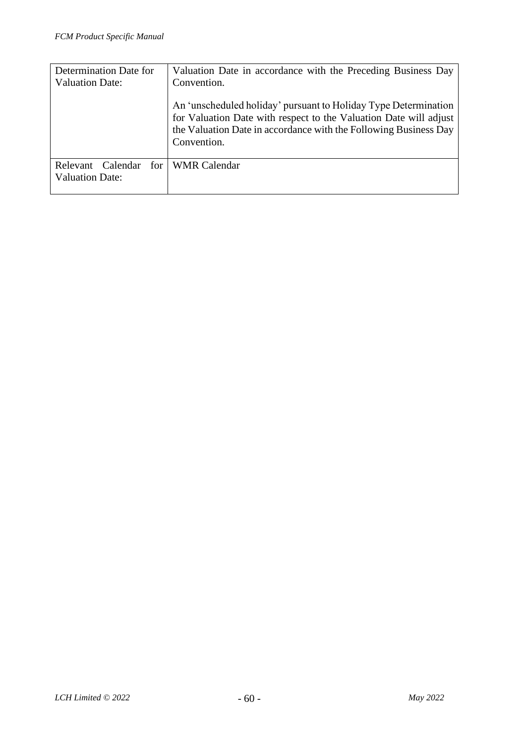| Determination Date for Valuation Date: | Valuation Date in accordance with the Preceding Business Day Convention.<br><br>An 'unscheduled holiday' pursuant to Holiday Type Determination for Valuation Date with respect to the Valuation Date will adjust the Valuation Date in accordance with the Following Business Day Convention. |
|---|---|
| Relevant Calendar for Valuation Date: | WMR Calendar |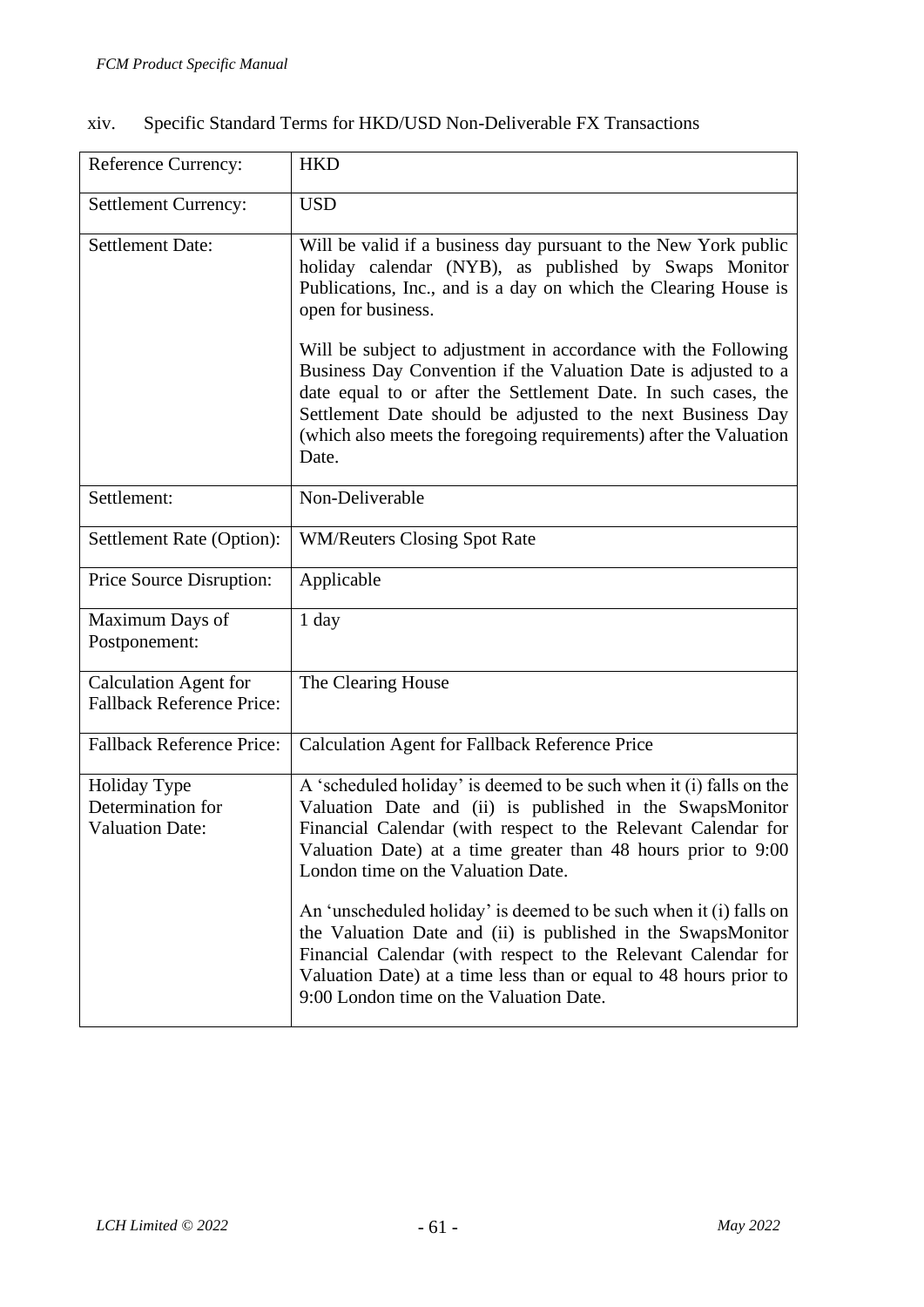xiv. Specific Standard Terms for HKD/USD Non-Deliverable FX Transactions

| Reference Currency: | HKD |
|---|---|
| Settlement Currency: | USD |
| Settlement Date: | Will be valid if a business day pursuant to the New York public holiday calendar (NYB), as published by Swaps Monitor Publications, Inc., and is a day on which the Clearing House is open for business.<br><br>Will be subject to adjustment in accordance with the Following Business Day Convention if the Valuation Date is adjusted to a date equal to or after the Settlement Date. In such cases, the Settlement Date should be adjusted to the next Business Day (which also meets the foregoing requirements) after the Valuation Date. |
| Settlement: | Non-Deliverable |
| Settlement Rate (Option): | WM/Reuters Closing Spot Rate |
| Price Source Disruption: | Applicable |
| Maximum Days of Postponement: | 1 day |
| Calculation Agent for Fallback Reference Price: | The Clearing House |
| Fallback Reference Price: | Calculation Agent for Fallback Reference Price |
| Holiday Type Determination for Valuation Date: | A 'scheduled holiday' is deemed to be such when it (i) falls on the Valuation Date and (ii) is published in the SwapsMonitor Financial Calendar (with respect to the Relevant Calendar for Valuation Date) at a time greater than 48 hours prior to 9:00 London time on the Valuation Date.<br><br>An 'unscheduled holiday' is deemed to be such when it (i) falls on the Valuation Date and (ii) is published in the SwapsMonitor Financial Calendar (with respect to the Relevant Calendar for Valuation Date) at a time less than or equal to 48 hours prior to 9:00 London time on the Valuation Date. |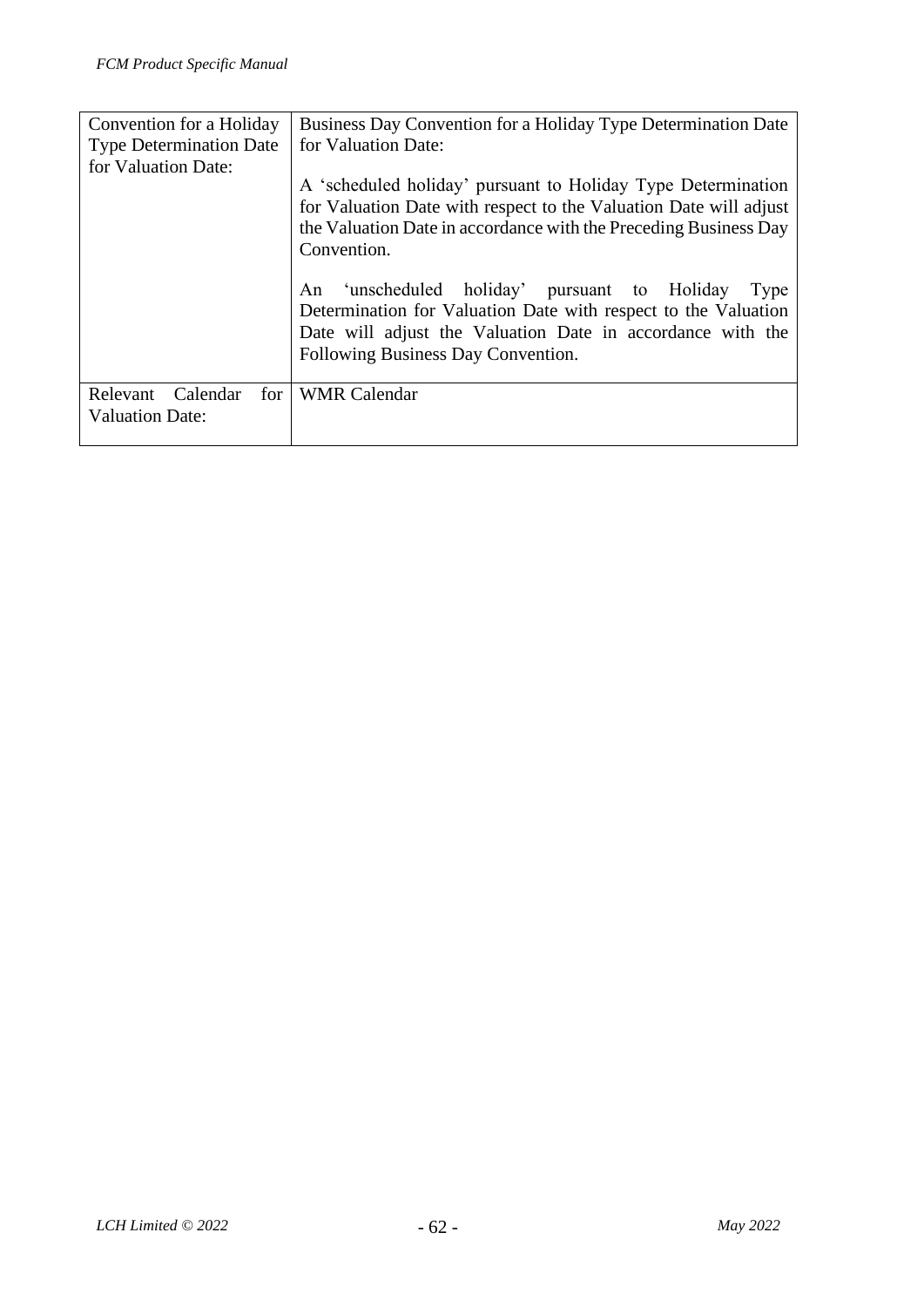| Convention for a Holiday Type Determination Date for Valuation Date: | Business Day Convention for a Holiday Type Determination Date for Valuation Date:<br><br>A 'scheduled holiday' pursuant to Holiday Type Determination for Valuation Date with respect to the Valuation Date will adjust the Valuation Date in accordance with the Preceding Business Day Convention.<br><br>An 'unscheduled holiday' pursuant to Holiday Type Determination for Valuation Date with respect to the Valuation Date will adjust the Valuation Date in accordance with the Following Business Day Convention. |
|---|---|
| Relevant Calendar for Valuation Date: | WMR Calendar |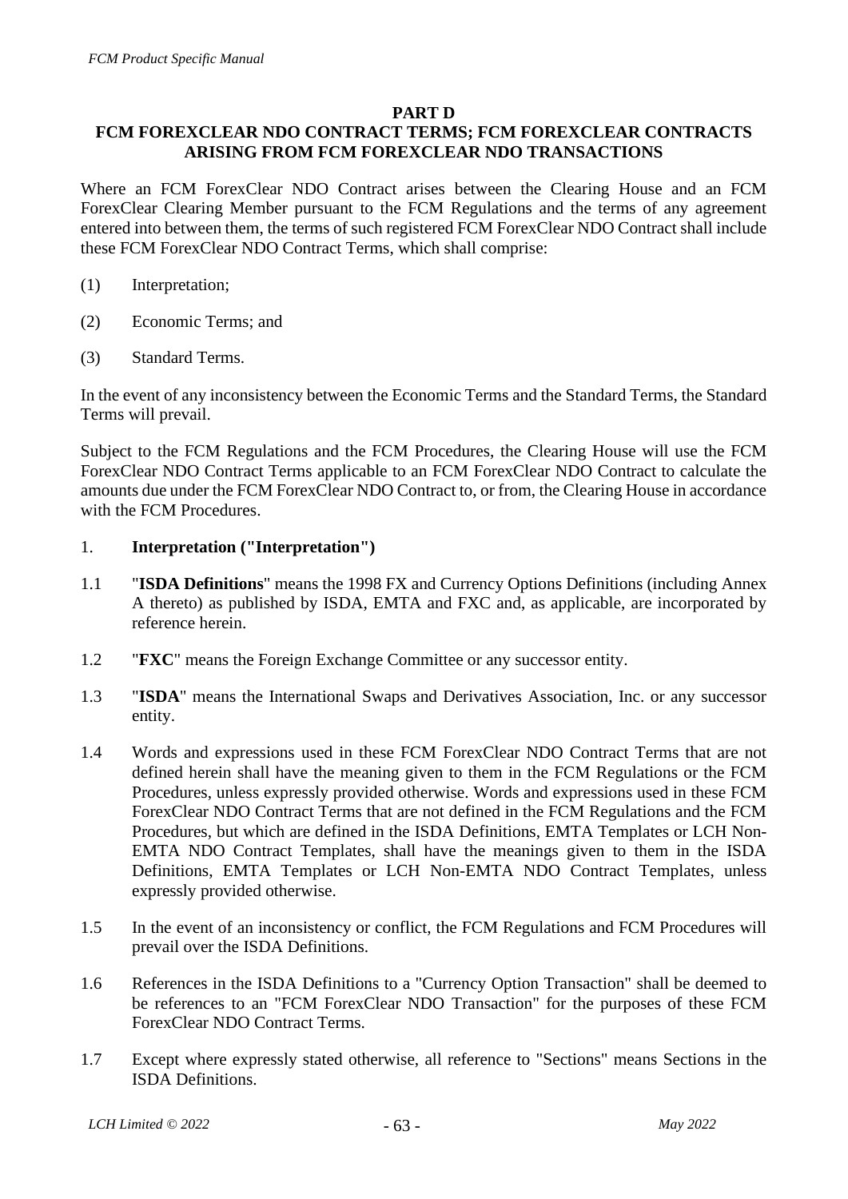## PART D
## FCM FOREXCLEAR NDO CONTRACT TERMS; FCM FOREXCLEAR CONTRACTS ARISING FROM FCM FOREXCLEAR NDO TRANSACTIONS

Where an FCM ForexClear NDO Contract arises between the Clearing House and an FCM ForexClear Clearing Member pursuant to the FCM Regulations and the terms of any agreement entered into between them, the terms of such registered FCM ForexClear NDO Contract shall include these FCM ForexClear NDO Contract Terms, which shall comprise:

(1) Interpretation;

(2) Economic Terms; and

(3) Standard Terms.

In the event of any inconsistency between the Economic Terms and the Standard Terms, the Standard Terms will prevail.

Subject to the FCM Regulations and the FCM Procedures, the Clearing House will use the FCM ForexClear NDO Contract Terms applicable to an FCM ForexClear NDO Contract to calculate the amounts due under the FCM ForexClear NDO Contract to, or from, the Clearing House in accordance with the FCM Procedures.

1. **Interpretation ("Interpretation")**

1.1 "**ISDA Definitions**" means the 1998 FX and Currency Options Definitions (including Annex A thereto) as published by ISDA, EMTA and FXC and, as applicable, are incorporated by reference herein.

1.2 "**FXC**" means the Foreign Exchange Committee or any successor entity.

1.3 "**ISDA**" means the International Swaps and Derivatives Association, Inc. or any successor entity.

1.4 Words and expressions used in these FCM ForexClear NDO Contract Terms that are not defined herein shall have the meaning given to them in the FCM Regulations or the FCM Procedures, unless expressly provided otherwise. Words and expressions used in these FCM ForexClear NDO Contract Terms that are not defined in the FCM Regulations and the FCM Procedures, but which are defined in the ISDA Definitions, EMTA Templates or LCH Non-EMTA NDO Contract Templates, shall have the meanings given to them in the ISDA Definitions, EMTA Templates or LCH Non-EMTA NDO Contract Templates, unless expressly provided otherwise.

1.5 In the event of an inconsistency or conflict, the FCM Regulations and FCM Procedures will prevail over the ISDA Definitions.

1.6 References in the ISDA Definitions to a "Currency Option Transaction" shall be deemed to be references to an "FCM ForexClear NDO Transaction" for the purposes of these FCM ForexClear NDO Contract Terms.

1.7 Except where expressly stated otherwise, all reference to "Sections" means Sections in the ISDA Definitions.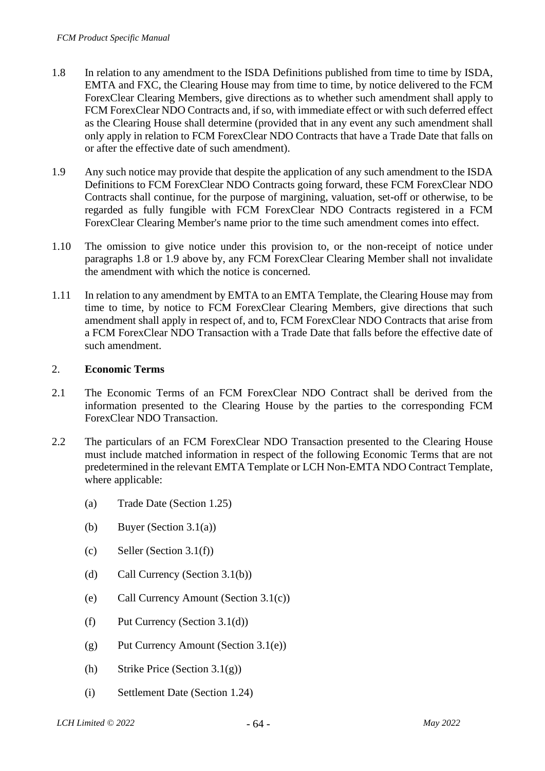1.8 In relation to any amendment to the ISDA Definitions published from time to time by ISDA, EMTA and FXC, the Clearing House may from time to time, by notice delivered to the FCM ForexClear Clearing Members, give directions as to whether such amendment shall apply to FCM ForexClear NDO Contracts and, if so, with immediate effect or with such deferred effect as the Clearing House shall determine (provided that in any event any such amendment shall only apply in relation to FCM ForexClear NDO Contracts that have a Trade Date that falls on or after the effective date of such amendment).

1.9 Any such notice may provide that despite the application of any such amendment to the ISDA Definitions to FCM ForexClear NDO Contracts going forward, these FCM ForexClear NDO Contracts shall continue, for the purpose of margining, valuation, set-off or otherwise, to be regarded as fully fungible with FCM ForexClear NDO Contracts registered in a FCM ForexClear Clearing Member's name prior to the time such amendment comes into effect.

1.10 The omission to give notice under this provision to, or the non-receipt of notice under paragraphs 1.8 or 1.9 above by, any FCM ForexClear Clearing Member shall not invalidate the amendment with which the notice is concerned.

1.11 In relation to any amendment by EMTA to an EMTA Template, the Clearing House may from time to time, by notice to FCM ForexClear Clearing Members, give directions that such amendment shall apply in respect of, and to, FCM ForexClear NDO Contracts that arise from a FCM ForexClear NDO Transaction with a Trade Date that falls before the effective date of such amendment.

## 2. **Economic Terms**

2.1 The Economic Terms of an FCM ForexClear NDO Contract shall be derived from the information presented to the Clearing House by the parties to the corresponding FCM ForexClear NDO Transaction.

2.2 The particulars of an FCM ForexClear NDO Transaction presented to the Clearing House must include matched information in respect of the following Economic Terms that are not predetermined in the relevant EMTA Template or LCH Non-EMTA NDO Contract Template, where applicable:

(a) Trade Date (Section 1.25)

(b) Buyer (Section 3.1(a))

(c) Seller (Section 3.1(f))

(d) Call Currency (Section 3.1(b))

(e) Call Currency Amount (Section 3.1(c))

(f) Put Currency (Section 3.1(d))

(g) Put Currency Amount (Section 3.1(e))

(h) Strike Price (Section 3.1(g))

(i) Settlement Date (Section 1.24)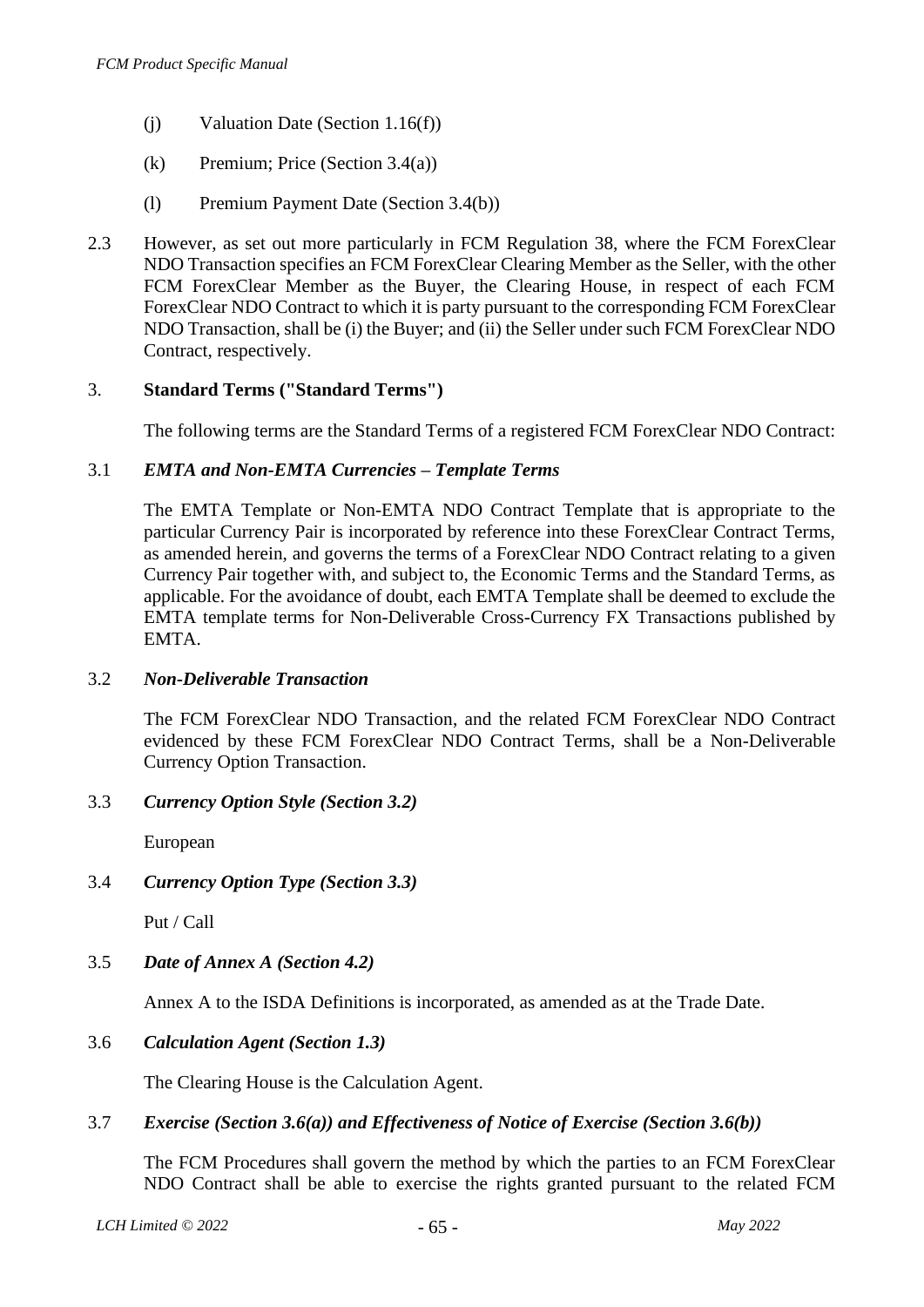(j) Valuation Date (Section 1.16(f))

(k) Premium; Price (Section 3.4(a))

(l) Premium Payment Date (Section 3.4(b))

2.3 However, as set out more particularly in FCM Regulation 38, where the FCM ForexClear NDO Transaction specifies an FCM ForexClear Clearing Member as the Seller, with the other FCM ForexClear Member as the Buyer, the Clearing House, in respect of each FCM ForexClear NDO Contract to which it is party pursuant to the corresponding FCM ForexClear NDO Transaction, shall be (i) the Buyer; and (ii) the Seller under such FCM ForexClear NDO Contract, respectively.

## 3. Standard Terms ("Standard Terms")

The following terms are the Standard Terms of a registered FCM ForexClear NDO Contract:

### 3.1 *EMTA and Non-EMTA Currencies – Template Terms*

The EMTA Template or Non-EMTA NDO Contract Template that is appropriate to the particular Currency Pair is incorporated by reference into these ForexClear Contract Terms, as amended herein, and governs the terms of a ForexClear NDO Contract relating to a given Currency Pair together with, and subject to, the Economic Terms and the Standard Terms, as applicable. For the avoidance of doubt, each EMTA Template shall be deemed to exclude the EMTA template terms for Non-Deliverable Cross-Currency FX Transactions published by EMTA.

### 3.2 *Non-Deliverable Transaction*

The FCM ForexClear NDO Transaction, and the related FCM ForexClear NDO Contract evidenced by these FCM ForexClear NDO Contract Terms, shall be a Non-Deliverable Currency Option Transaction.

### 3.3 *Currency Option Style (Section 3.2)*

European

### 3.4 *Currency Option Type (Section 3.3)*

Put / Call

### 3.5 *Date of Annex A (Section 4.2)*

Annex A to the ISDA Definitions is incorporated, as amended as at the Trade Date.

### 3.6 *Calculation Agent (Section 1.3)*

The Clearing House is the Calculation Agent.

### 3.7 *Exercise (Section 3.6(a)) and Effectiveness of Notice of Exercise (Section 3.6(b))*

The FCM Procedures shall govern the method by which the parties to an FCM ForexClear NDO Contract shall be able to exercise the rights granted pursuant to the related FCM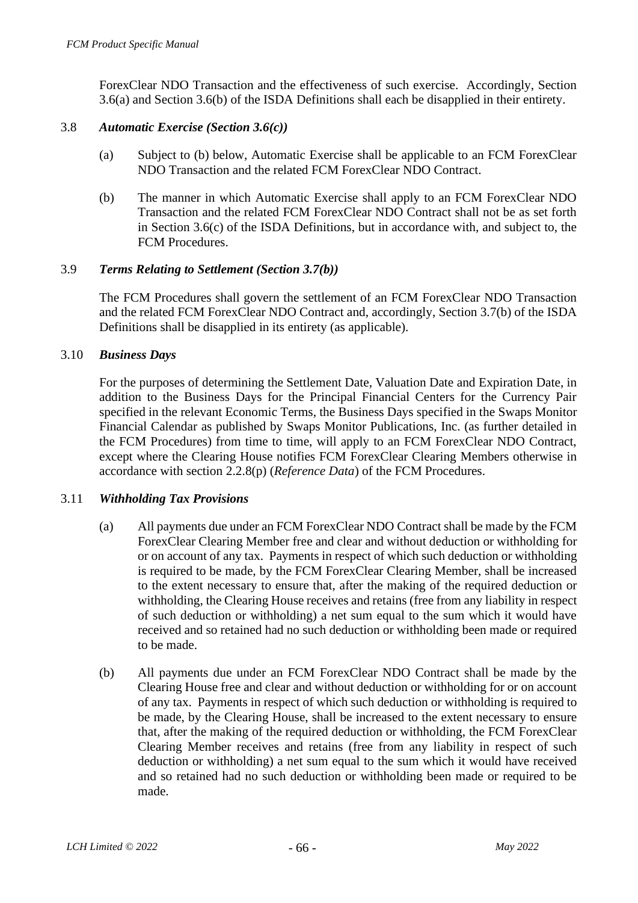ForexClear NDO Transaction and the effectiveness of such exercise. Accordingly, Section 3.6(a) and Section 3.6(b) of the ISDA Definitions shall each be disapplied in their entirety.

### 3.8 *Automatic Exercise (Section 3.6(c))*

(a) Subject to (b) below, Automatic Exercise shall be applicable to an FCM ForexClear NDO Transaction and the related FCM ForexClear NDO Contract.

(b) The manner in which Automatic Exercise shall apply to an FCM ForexClear NDO Transaction and the related FCM ForexClear NDO Contract shall not be as set forth in Section 3.6(c) of the ISDA Definitions, but in accordance with, and subject to, the FCM Procedures.

### 3.9 *Terms Relating to Settlement (Section 3.7(b))*

The FCM Procedures shall govern the settlement of an FCM ForexClear NDO Transaction and the related FCM ForexClear NDO Contract and, accordingly, Section 3.7(b) of the ISDA Definitions shall be disapplied in its entirety (as applicable).

### 3.10 *Business Days*

For the purposes of determining the Settlement Date, Valuation Date and Expiration Date, in addition to the Business Days for the Principal Financial Centers for the Currency Pair specified in the relevant Economic Terms, the Business Days specified in the Swaps Monitor Financial Calendar as published by Swaps Monitor Publications, Inc. (as further detailed in the FCM Procedures) from time to time, will apply to an FCM ForexClear NDO Contract, except where the Clearing House notifies FCM ForexClear Clearing Members otherwise in accordance with section 2.2.8(p) (*Reference Data*) of the FCM Procedures.

### 3.11 *Withholding Tax Provisions*

(a) All payments due under an FCM ForexClear NDO Contract shall be made by the FCM ForexClear Clearing Member free and clear and without deduction or withholding for or on account of any tax. Payments in respect of which such deduction or withholding is required to be made, by the FCM ForexClear Clearing Member, shall be increased to the extent necessary to ensure that, after the making of the required deduction or withholding, the Clearing House receives and retains (free from any liability in respect of such deduction or withholding) a net sum equal to the sum which it would have received and so retained had no such deduction or withholding been made or required to be made.

(b) All payments due under an FCM ForexClear NDO Contract shall be made by the Clearing House free and clear and without deduction or withholding for or on account of any tax. Payments in respect of which such deduction or withholding is required to be made, by the Clearing House, shall be increased to the extent necessary to ensure that, after the making of the required deduction or withholding, the FCM ForexClear Clearing Member receives and retains (free from any liability in respect of such deduction or withholding) a net sum equal to the sum which it would have received and so retained had no such deduction or withholding been made or required to be made.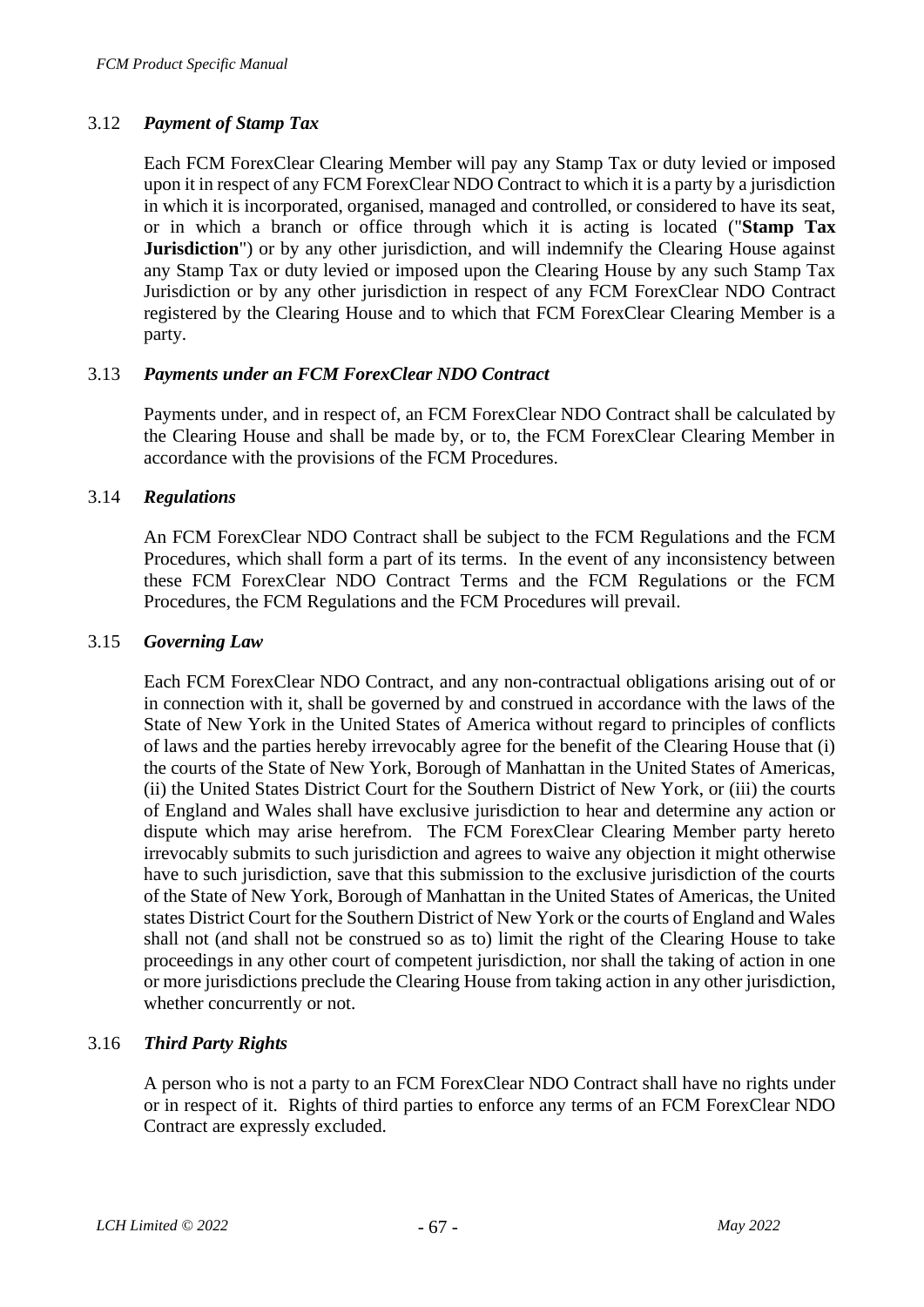### 3.12 *Payment of Stamp Tax*

Each FCM ForexClear Clearing Member will pay any Stamp Tax or duty levied or imposed upon it in respect of any FCM ForexClear NDO Contract to which it is a party by a jurisdiction in which it is incorporated, organised, managed and controlled, or considered to have its seat, or in which a branch or office through which it is acting is located ("**Stamp Tax Jurisdiction**") or by any other jurisdiction, and will indemnify the Clearing House against any Stamp Tax or duty levied or imposed upon the Clearing House by any such Stamp Tax Jurisdiction or by any other jurisdiction in respect of any FCM ForexClear NDO Contract registered by the Clearing House and to which that FCM ForexClear Clearing Member is a party.

### 3.13 *Payments under an FCM ForexClear NDO Contract*

Payments under, and in respect of, an FCM ForexClear NDO Contract shall be calculated by the Clearing House and shall be made by, or to, the FCM ForexClear Clearing Member in accordance with the provisions of the FCM Procedures.

### 3.14 *Regulations*

An FCM ForexClear NDO Contract shall be subject to the FCM Regulations and the FCM Procedures, which shall form a part of its terms. In the event of any inconsistency between these FCM ForexClear NDO Contract Terms and the FCM Regulations or the FCM Procedures, the FCM Regulations and the FCM Procedures will prevail.

### 3.15 *Governing Law*

Each FCM ForexClear NDO Contract, and any non-contractual obligations arising out of or in connection with it, shall be governed by and construed in accordance with the laws of the State of New York in the United States of America without regard to principles of conflicts of laws and the parties hereby irrevocably agree for the benefit of the Clearing House that (i) the courts of the State of New York, Borough of Manhattan in the United States of Americas, (ii) the United States District Court for the Southern District of New York, or (iii) the courts of England and Wales shall have exclusive jurisdiction to hear and determine any action or dispute which may arise herefrom. The FCM ForexClear Clearing Member party hereto irrevocably submits to such jurisdiction and agrees to waive any objection it might otherwise have to such jurisdiction, save that this submission to the exclusive jurisdiction of the courts of the State of New York, Borough of Manhattan in the United States of Americas, the United states District Court for the Southern District of New York or the courts of England and Wales shall not (and shall not be construed so as to) limit the right of the Clearing House to take proceedings in any other court of competent jurisdiction, nor shall the taking of action in one or more jurisdictions preclude the Clearing House from taking action in any other jurisdiction, whether concurrently or not.

### 3.16 *Third Party Rights*

A person who is not a party to an FCM ForexClear NDO Contract shall have no rights under or in respect of it. Rights of third parties to enforce any terms of an FCM ForexClear NDO Contract are expressly excluded.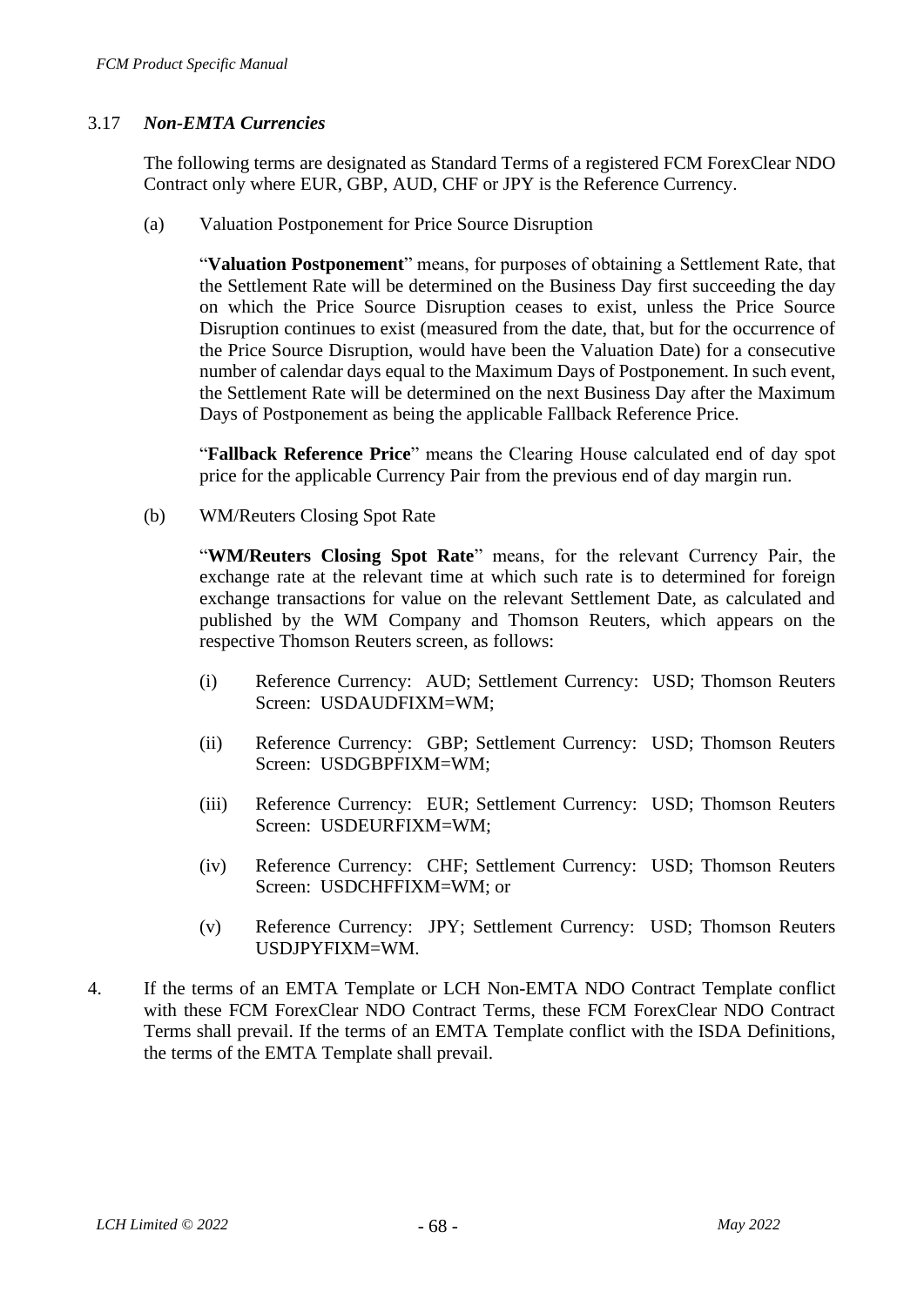### 3.17 *Non-EMTA Currencies*

The following terms are designated as Standard Terms of a registered FCM ForexClear NDO Contract only where EUR, GBP, AUD, CHF or JPY is the Reference Currency.

(a) Valuation Postponement for Price Source Disruption

"**Valuation Postponement**" means, for purposes of obtaining a Settlement Rate, that the Settlement Rate will be determined on the Business Day first succeeding the day on which the Price Source Disruption ceases to exist, unless the Price Source Disruption continues to exist (measured from the date, that, but for the occurrence of the Price Source Disruption, would have been the Valuation Date) for a consecutive number of calendar days equal to the Maximum Days of Postponement. In such event, the Settlement Rate will be determined on the next Business Day after the Maximum Days of Postponement as being the applicable Fallback Reference Price.

"**Fallback Reference Price**" means the Clearing House calculated end of day spot price for the applicable Currency Pair from the previous end of day margin run.

(b) WM/Reuters Closing Spot Rate

"**WM/Reuters Closing Spot Rate**" means, for the relevant Currency Pair, the exchange rate at the relevant time at which such rate is to determined for foreign exchange transactions for value on the relevant Settlement Date, as calculated and published by the WM Company and Thomson Reuters, which appears on the respective Thomson Reuters screen, as follows:

(i) Reference Currency: AUD; Settlement Currency: USD; Thomson Reuters Screen: USDAUDFIXM=WM;

(ii) Reference Currency: GBP; Settlement Currency: USD; Thomson Reuters Screen: USDGBPFIXM=WM;

(iii) Reference Currency: EUR; Settlement Currency: USD; Thomson Reuters Screen: USDEURFIXM=WM;

(iv) Reference Currency: CHF; Settlement Currency: USD; Thomson Reuters Screen: USDCHFFIXM=WM; or

(v) Reference Currency: JPY; Settlement Currency: USD; Thomson Reuters USDJPYFIXM=WM.

4. If the terms of an EMTA Template or LCH Non-EMTA NDO Contract Template conflict with these FCM ForexClear NDO Contract Terms, these FCM ForexClear NDO Contract Terms shall prevail. If the terms of an EMTA Template conflict with the ISDA Definitions, the terms of the EMTA Template shall prevail.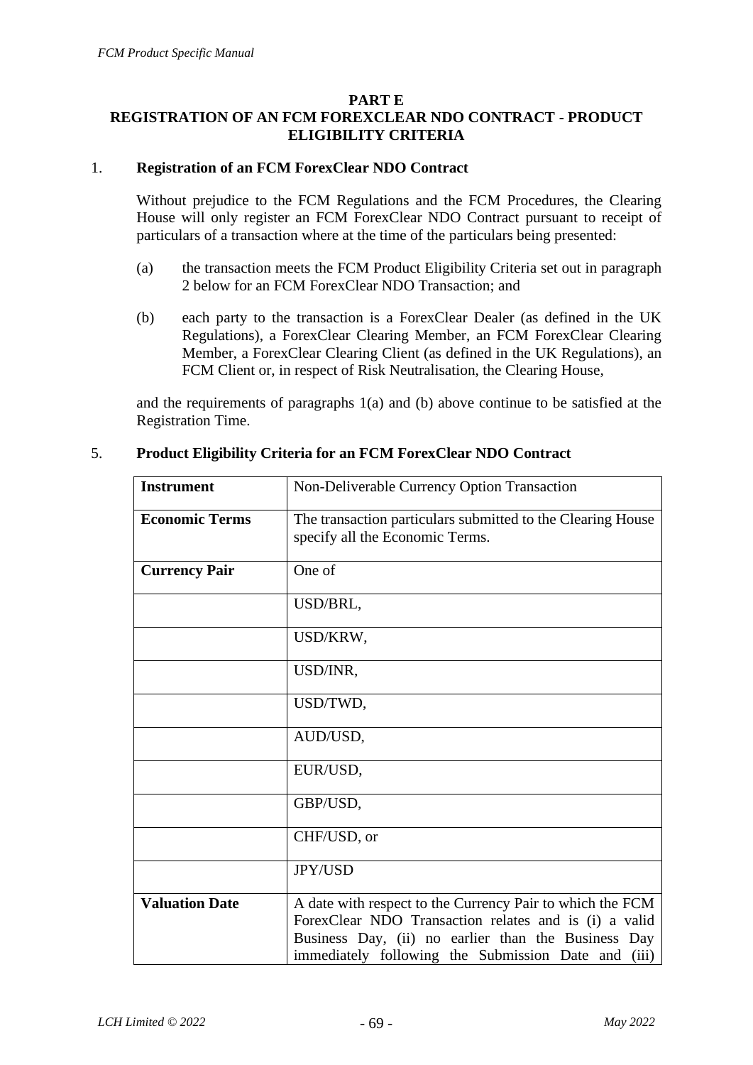## PART E
## REGISTRATION OF AN FCM FOREXCLEAR NDO CONTRACT - PRODUCT ELIGIBILITY CRITERIA

1. **Registration of an FCM ForexClear NDO Contract**

 Without prejudice to the FCM Regulations and the FCM Procedures, the Clearing House will only register an FCM ForexClear NDO Contract pursuant to receipt of particulars of a transaction where at the time of the particulars being presented:

 (a) the transaction meets the FCM Product Eligibility Criteria set out in paragraph 2 below for an FCM ForexClear NDO Transaction; and

 (b) each party to the transaction is a ForexClear Dealer (as defined in the UK Regulations), a ForexClear Clearing Member, an FCM ForexClear Clearing Member, a ForexClear Clearing Client (as defined in the UK Regulations), an FCM Client or, in respect of Risk Neutralisation, the Clearing House,

 and the requirements of paragraphs 1(a) and (b) above continue to be satisfied at the Registration Time.

5. **Product Eligibility Criteria for an FCM ForexClear NDO Contract**

| **Instrument** | Non-Deliverable Currency Option Transaction |
|---|---|
| **Economic Terms** | The transaction particulars submitted to the Clearing House specify all the Economic Terms. |
| **Currency Pair** | One of |
| | USD/BRL, |
| | USD/KRW, |
| | USD/INR, |
| | USD/TWD, |
| | AUD/USD, |
| | EUR/USD, |
| | GBP/USD, |
| | CHF/USD, or |
| | JPY/USD |
| **Valuation Date** | A date with respect to the Currency Pair to which the FCM ForexClear NDO Transaction relates and is (i) a valid Business Day, (ii) no earlier than the Business Day immediately following the Submission Date and (iii) |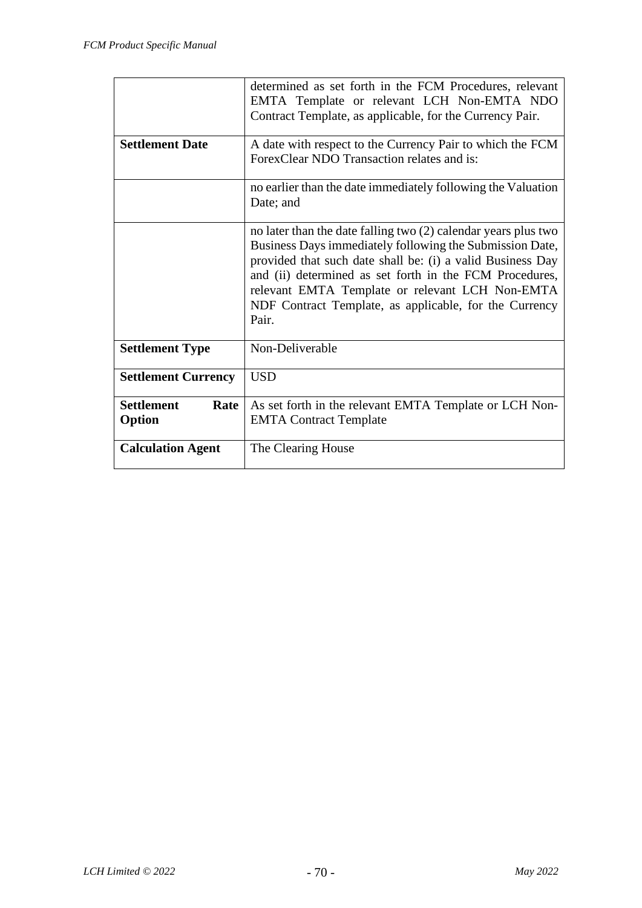| | |
|---|---|
| | determined as set forth in the FCM Procedures, relevant EMTA Template or relevant LCH Non-EMTA NDO Contract Template, as applicable, for the Currency Pair. |
| **Settlement Date** | A date with respect to the Currency Pair to which the FCM ForexClear NDO Transaction relates and is: |
| | no earlier than the date immediately following the Valuation Date; and |
| | no later than the date falling two (2) calendar years plus two Business Days immediately following the Submission Date, provided that such date shall be: (i) a valid Business Day and (ii) determined as set forth in the FCM Procedures, relevant EMTA Template or relevant LCH Non-EMTA NDF Contract Template, as applicable, for the Currency Pair. |
| **Settlement Type** | Non-Deliverable |
| **Settlement Currency** | USD |
| **Settlement Rate Option** | As set forth in the relevant EMTA Template or LCH Non-EMTA Contract Template |
| **Calculation Agent** | The Clearing House |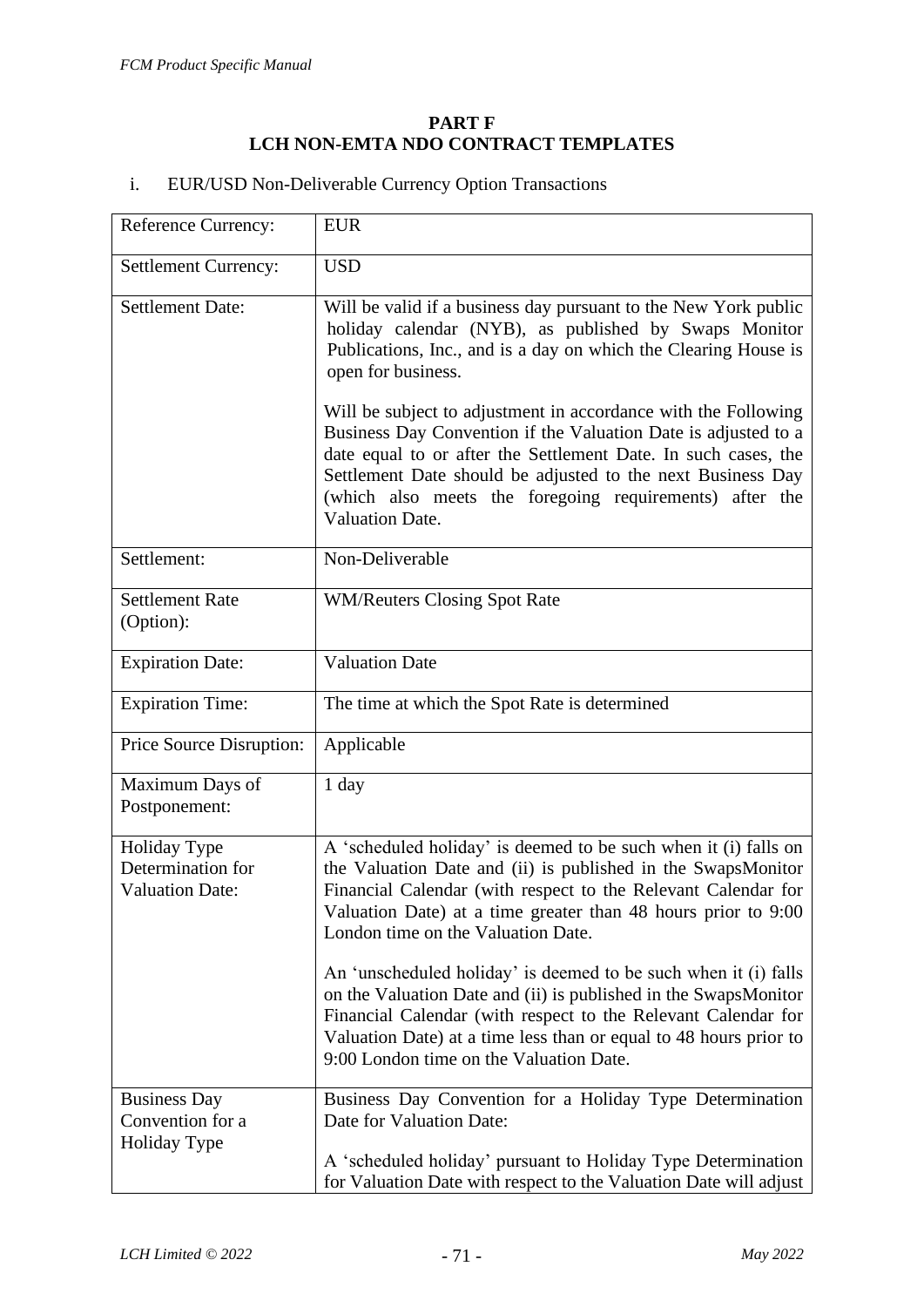**PART F**
**LCH NON-EMTA NDO CONTRACT TEMPLATES**

i. EUR/USD Non-Deliverable Currency Option Transactions

| | |
|---|---|
| Reference Currency: | EUR |
| Settlement Currency: | USD |
| Settlement Date: | Will be valid if a business day pursuant to the New York public holiday calendar (NYB), as published by Swaps Monitor Publications, Inc., and is a day on which the Clearing House is open for business.<br><br>Will be subject to adjustment in accordance with the Following Business Day Convention if the Valuation Date is adjusted to a date equal to or after the Settlement Date. In such cases, the Settlement Date should be adjusted to the next Business Day (which also meets the foregoing requirements) after the Valuation Date. |
| Settlement: | Non-Deliverable |
| Settlement Rate (Option): | WM/Reuters Closing Spot Rate |
| Expiration Date: | Valuation Date |
| Expiration Time: | The time at which the Spot Rate is determined |
| Price Source Disruption: | Applicable |
| Maximum Days of Postponement: | 1 day |
| Holiday Type Determination for Valuation Date: | A 'scheduled holiday' is deemed to be such when it (i) falls on the Valuation Date and (ii) is published in the SwapsMonitor Financial Calendar (with respect to the Relevant Calendar for Valuation Date) at a time greater than 48 hours prior to 9:00 London time on the Valuation Date.<br><br>An 'unscheduled holiday' is deemed to be such when it (i) falls on the Valuation Date and (ii) is published in the SwapsMonitor Financial Calendar (with respect to the Relevant Calendar for Valuation Date) at a time less than or equal to 48 hours prior to 9:00 London time on the Valuation Date. |
| Business Day Convention for a Holiday Type | Business Day Convention for a Holiday Type Determination Date for Valuation Date:<br><br>A 'scheduled holiday' pursuant to Holiday Type Determination for Valuation Date with respect to the Valuation Date will adjust |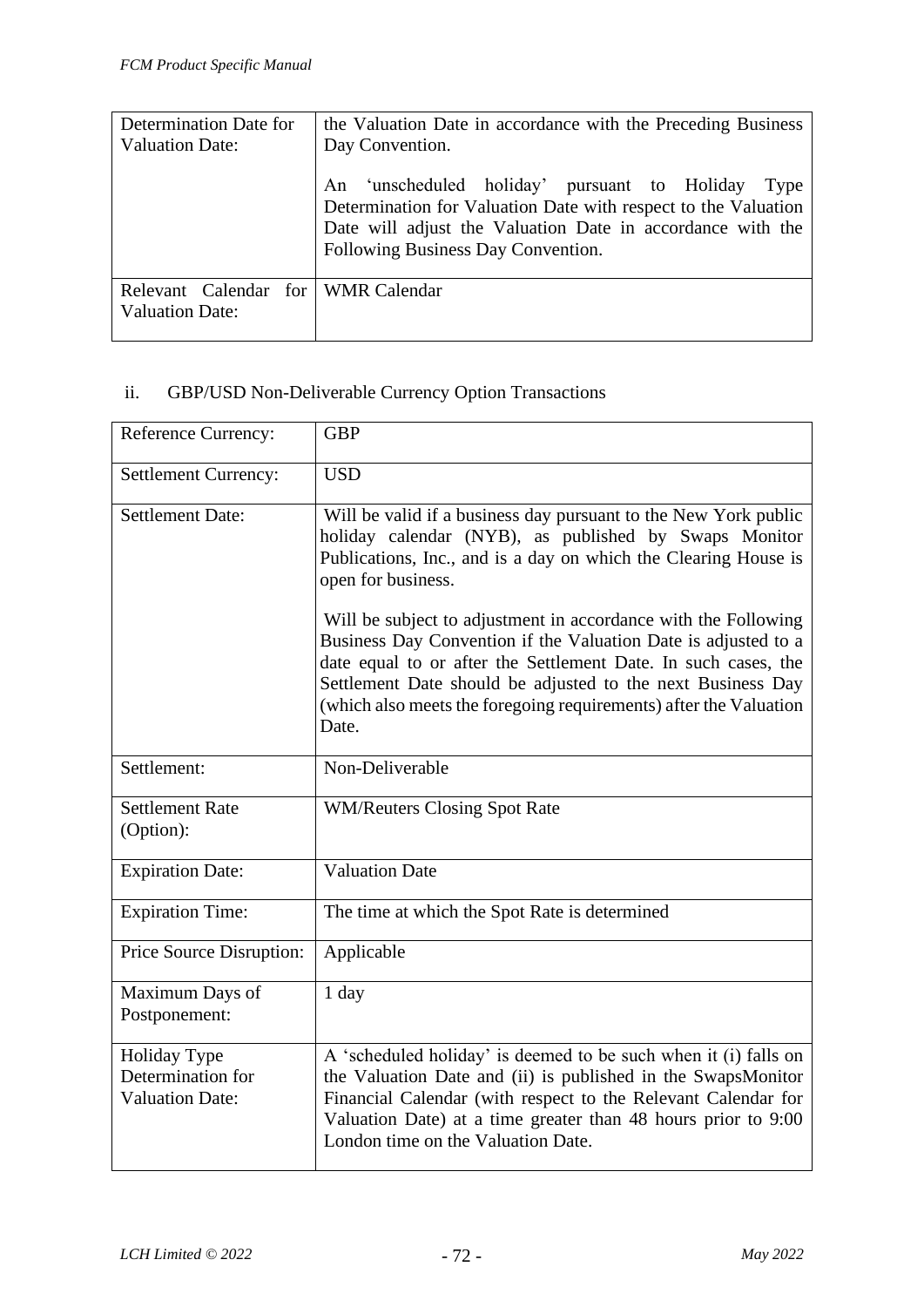| Determination Date for Valuation Date: | the Valuation Date in accordance with the Preceding Business Day Convention.<br><br>An 'unscheduled holiday' pursuant to Holiday Type Determination for Valuation Date with respect to the Valuation Date will adjust the Valuation Date in accordance with the Following Business Day Convention. |
|---|---|
| Relevant Calendar for Valuation Date: | WMR Calendar |

ii. GBP/USD Non-Deliverable Currency Option Transactions

| Reference Currency: | GBP |
|---|---|
| Settlement Currency: | USD |
| Settlement Date: | Will be valid if a business day pursuant to the New York public holiday calendar (NYB), as published by Swaps Monitor Publications, Inc., and is a day on which the Clearing House is open for business.<br><br>Will be subject to adjustment in accordance with the Following Business Day Convention if the Valuation Date is adjusted to a date equal to or after the Settlement Date. In such cases, the Settlement Date should be adjusted to the next Business Day (which also meets the foregoing requirements) after the Valuation Date. |
| Settlement: | Non-Deliverable |
| Settlement Rate (Option): | WM/Reuters Closing Spot Rate |
| Expiration Date: | Valuation Date |
| Expiration Time: | The time at which the Spot Rate is determined |
| Price Source Disruption: | Applicable |
| Maximum Days of Postponement: | 1 day |
| Holiday Type Determination for Valuation Date: | A 'scheduled holiday' is deemed to be such when it (i) falls on the Valuation Date and (ii) is published in the SwapsMonitor Financial Calendar (with respect to the Relevant Calendar for Valuation Date) at a time greater than 48 hours prior to 9:00 London time on the Valuation Date. |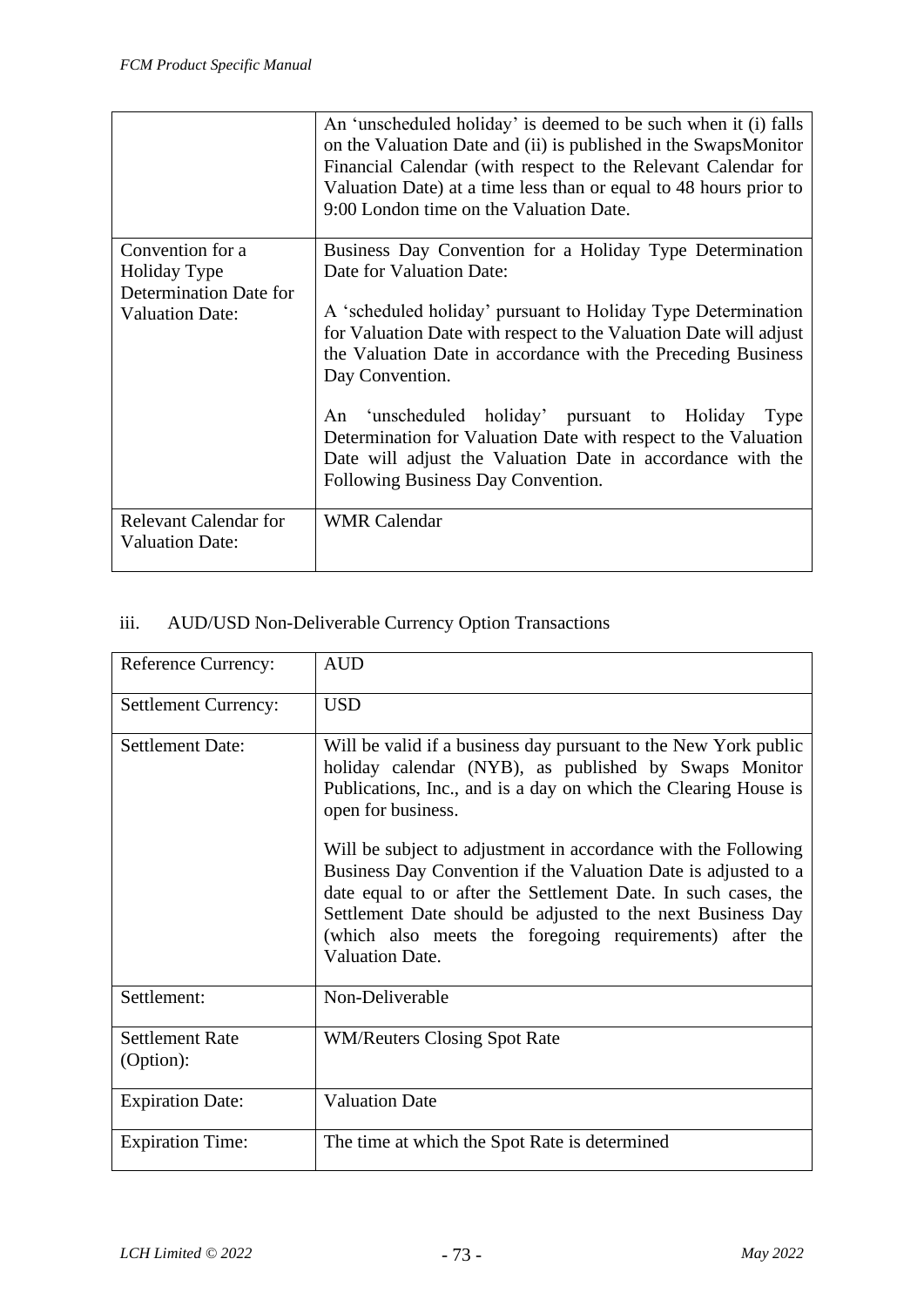| | |
|---|---|
| | An 'unscheduled holiday' is deemed to be such when it (i) falls on the Valuation Date and (ii) is published in the SwapsMonitor Financial Calendar (with respect to the Relevant Calendar for Valuation Date) at a time less than or equal to 48 hours prior to 9:00 London time on the Valuation Date. |
| Convention for a Holiday Type Determination Date for Valuation Date: | Business Day Convention for a Holiday Type Determination Date for Valuation Date:<br><br>A 'scheduled holiday' pursuant to Holiday Type Determination for Valuation Date with respect to the Valuation Date will adjust the Valuation Date in accordance with the Preceding Business Day Convention.<br><br>An 'unscheduled holiday' pursuant to Holiday Type Determination for Valuation Date with respect to the Valuation Date will adjust the Valuation Date in accordance with the Following Business Day Convention. |
| Relevant Calendar for Valuation Date: | WMR Calendar |

iii. AUD/USD Non-Deliverable Currency Option Transactions

| | |
|---|---|
| Reference Currency: | AUD |
| Settlement Currency: | USD |
| Settlement Date: | Will be valid if a business day pursuant to the New York public holiday calendar (NYB), as published by Swaps Monitor Publications, Inc., and is a day on which the Clearing House is open for business.<br><br>Will be subject to adjustment in accordance with the Following Business Day Convention if the Valuation Date is adjusted to a date equal to or after the Settlement Date. In such cases, the Settlement Date should be adjusted to the next Business Day (which also meets the foregoing requirements) after the Valuation Date. |
| Settlement: | Non-Deliverable |
| Settlement Rate (Option): | WM/Reuters Closing Spot Rate |
| Expiration Date: | Valuation Date |
| Expiration Time: | The time at which the Spot Rate is determined |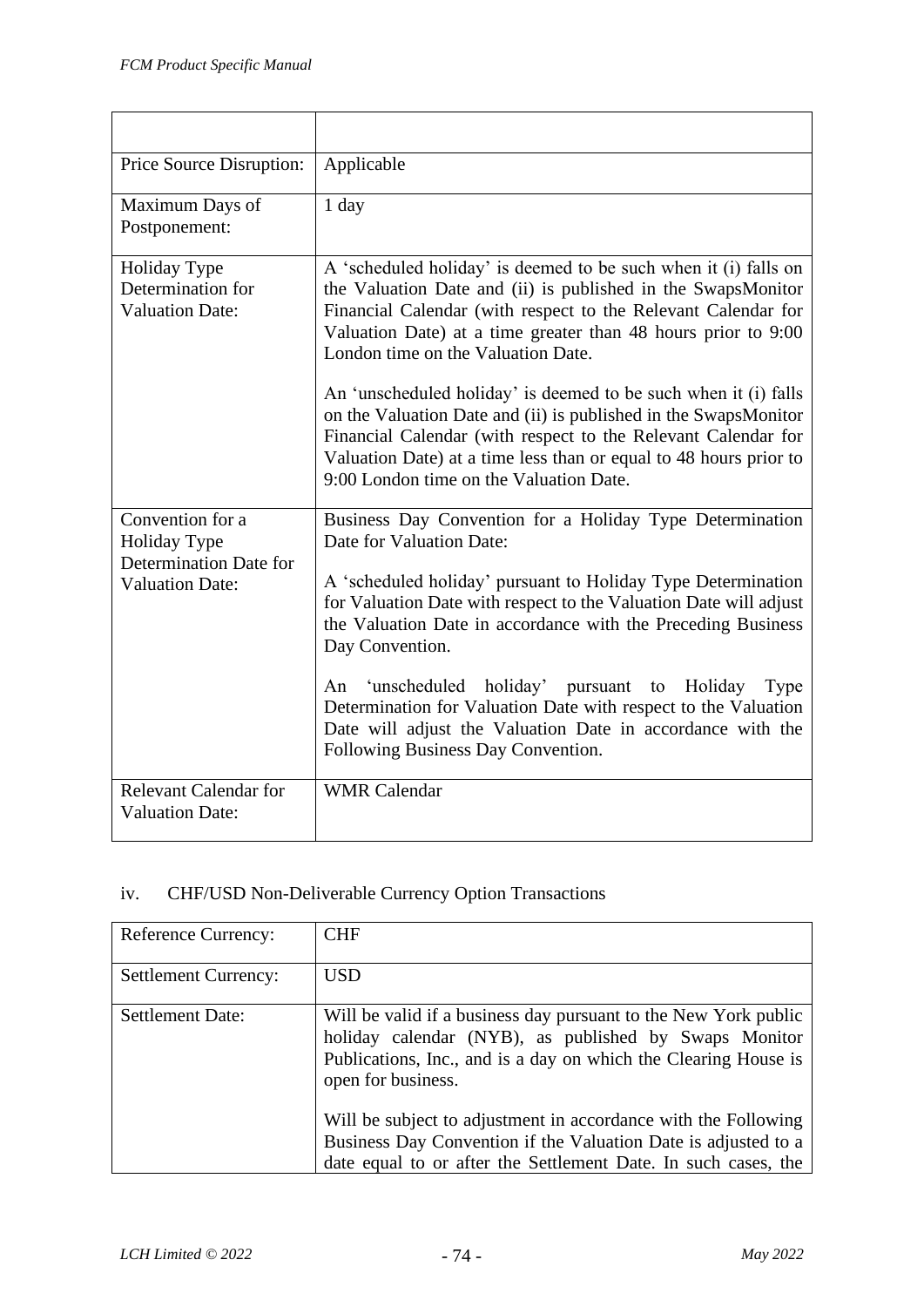| | |
|---|---|
| Price Source Disruption: | Applicable |
| Maximum Days of Postponement: | 1 day |
| Holiday Type Determination for Valuation Date: | A 'scheduled holiday' is deemed to be such when it (i) falls on the Valuation Date and (ii) is published in the SwapsMonitor Financial Calendar (with respect to the Relevant Calendar for Valuation Date) at a time greater than 48 hours prior to 9:00 London time on the Valuation Date.<br><br>An 'unscheduled holiday' is deemed to be such when it (i) falls on the Valuation Date and (ii) is published in the SwapsMonitor Financial Calendar (with respect to the Relevant Calendar for Valuation Date) at a time less than or equal to 48 hours prior to 9:00 London time on the Valuation Date. |
| Convention for a Holiday Type Determination Date for Valuation Date: | Business Day Convention for a Holiday Type Determination Date for Valuation Date:<br><br>A 'scheduled holiday' pursuant to Holiday Type Determination for Valuation Date with respect to the Valuation Date will adjust the Valuation Date in accordance with the Preceding Business Day Convention.<br><br>An 'unscheduled holiday' pursuant to Holiday Type Determination for Valuation Date with respect to the Valuation Date will adjust the Valuation Date in accordance with the Following Business Day Convention. |
| Relevant Calendar for Valuation Date: | WMR Calendar |

iv. CHF/USD Non-Deliverable Currency Option Transactions

| | |
|---|---|
| Reference Currency: | CHF |
| Settlement Currency: | USD |
| Settlement Date: | Will be valid if a business day pursuant to the New York public holiday calendar (NYB), as published by Swaps Monitor Publications, Inc., and is a day on which the Clearing House is open for business.<br><br>Will be subject to adjustment in accordance with the Following Business Day Convention if the Valuation Date is adjusted to a date equal to or after the Settlement Date. In such cases, the |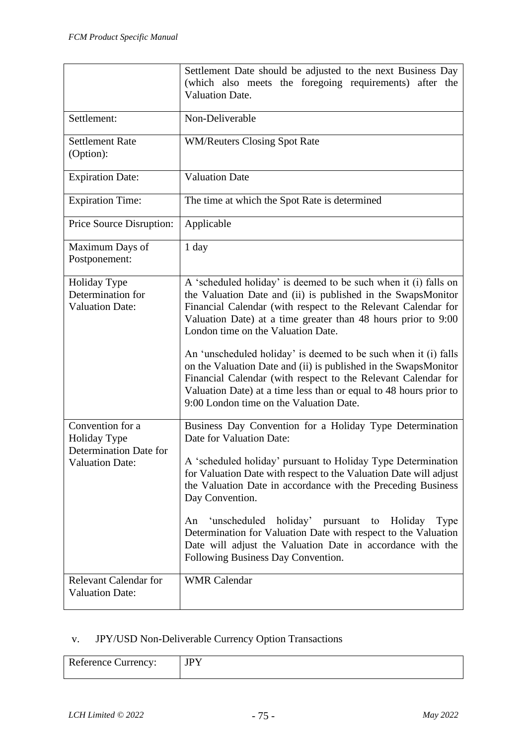| | |
|---|---|
| | Settlement Date should be adjusted to the next Business Day (which also meets the foregoing requirements) after the Valuation Date. |
| Settlement: | Non-Deliverable |
| Settlement Rate (Option): | WM/Reuters Closing Spot Rate |
| Expiration Date: | Valuation Date |
| Expiration Time: | The time at which the Spot Rate is determined |
| Price Source Disruption: | Applicable |
| Maximum Days of Postponement: | 1 day |
| Holiday Type Determination for Valuation Date: | A 'scheduled holiday' is deemed to be such when it (i) falls on the Valuation Date and (ii) is published in the SwapsMonitor Financial Calendar (with respect to the Relevant Calendar for Valuation Date) at a time greater than 48 hours prior to 9:00 London time on the Valuation Date.<br><br>An 'unscheduled holiday' is deemed to be such when it (i) falls on the Valuation Date and (ii) is published in the SwapsMonitor Financial Calendar (with respect to the Relevant Calendar for Valuation Date) at a time less than or equal to 48 hours prior to 9:00 London time on the Valuation Date. |
| Convention for a Holiday Type Determination Date for Valuation Date: | Business Day Convention for a Holiday Type Determination Date for Valuation Date:<br><br>A 'scheduled holiday' pursuant to Holiday Type Determination for Valuation Date with respect to the Valuation Date will adjust the Valuation Date in accordance with the Preceding Business Day Convention.<br><br>An 'unscheduled holiday' pursuant to Holiday Type Determination for Valuation Date with respect to the Valuation Date will adjust the Valuation Date in accordance with the Following Business Day Convention. |
| Relevant Calendar for Valuation Date: | WMR Calendar |

v. JPY/USD Non-Deliverable Currency Option Transactions

| | |
|---|---|
| Reference Currency: | JPY |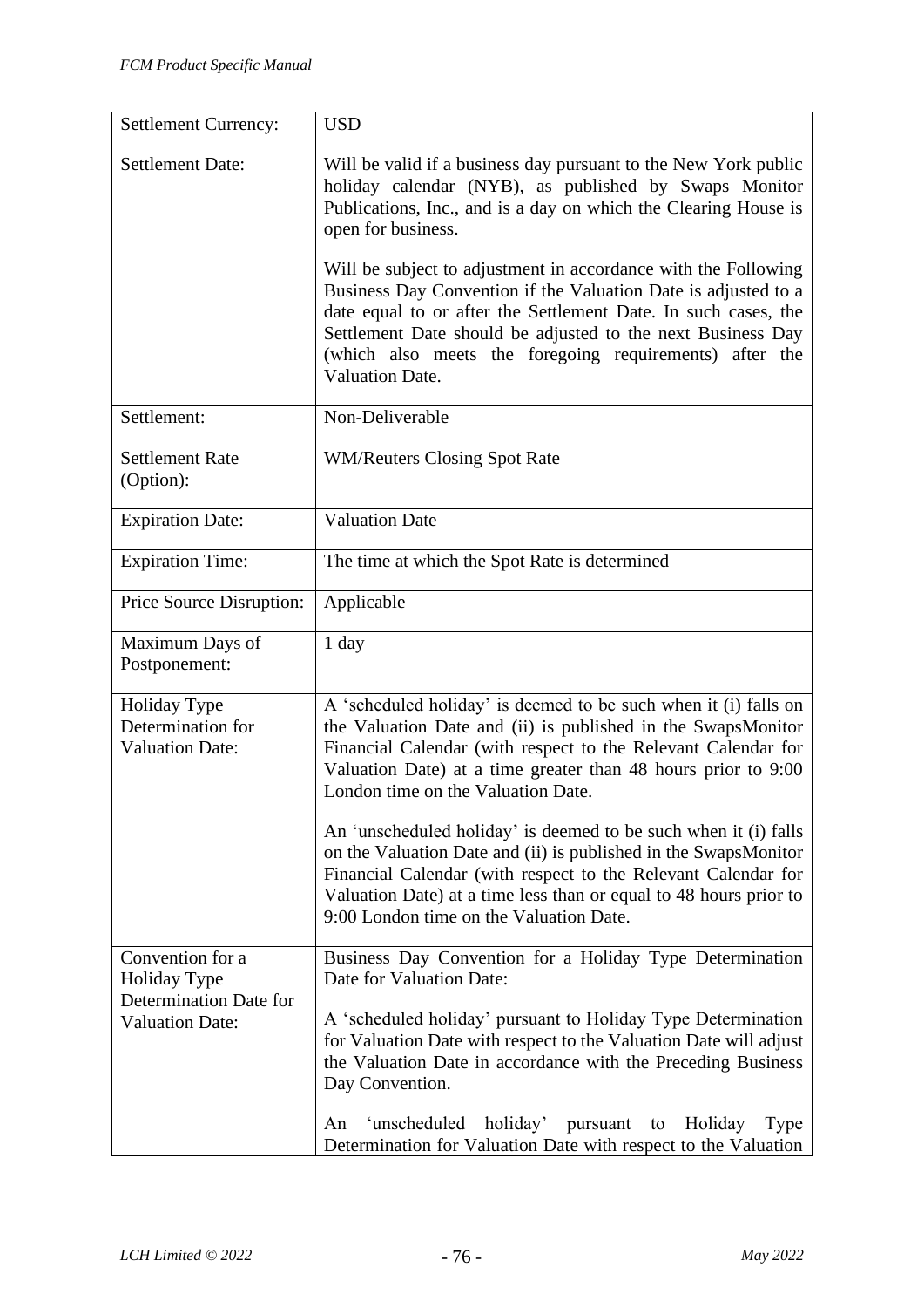| Settlement Currency: | USD |
|---|---|
| Settlement Date: | Will be valid if a business day pursuant to the New York public holiday calendar (NYB), as published by Swaps Monitor Publications, Inc., and is a day on which the Clearing House is open for business.<br><br>Will be subject to adjustment in accordance with the Following Business Day Convention if the Valuation Date is adjusted to a date equal to or after the Settlement Date. In such cases, the Settlement Date should be adjusted to the next Business Day (which also meets the foregoing requirements) after the Valuation Date. |
| Settlement: | Non-Deliverable |
| Settlement Rate (Option): | WM/Reuters Closing Spot Rate |
| Expiration Date: | Valuation Date |
| Expiration Time: | The time at which the Spot Rate is determined |
| Price Source Disruption: | Applicable |
| Maximum Days of Postponement: | 1 day |
| Holiday Type Determination for Valuation Date: | A 'scheduled holiday' is deemed to be such when it (i) falls on the Valuation Date and (ii) is published in the SwapsMonitor Financial Calendar (with respect to the Relevant Calendar for Valuation Date) at a time greater than 48 hours prior to 9:00 London time on the Valuation Date.<br><br>An 'unscheduled holiday' is deemed to be such when it (i) falls on the Valuation Date and (ii) is published in the SwapsMonitor Financial Calendar (with respect to the Relevant Calendar for Valuation Date) at a time less than or equal to 48 hours prior to 9:00 London time on the Valuation Date. |
| Convention for a Holiday Type Determination Date for Valuation Date: | Business Day Convention for a Holiday Type Determination Date for Valuation Date:<br><br>A 'scheduled holiday' pursuant to Holiday Type Determination for Valuation Date with respect to the Valuation Date will adjust the Valuation Date in accordance with the Preceding Business Day Convention.<br><br>An 'unscheduled holiday' pursuant to Holiday Type Determination for Valuation Date with respect to the Valuation |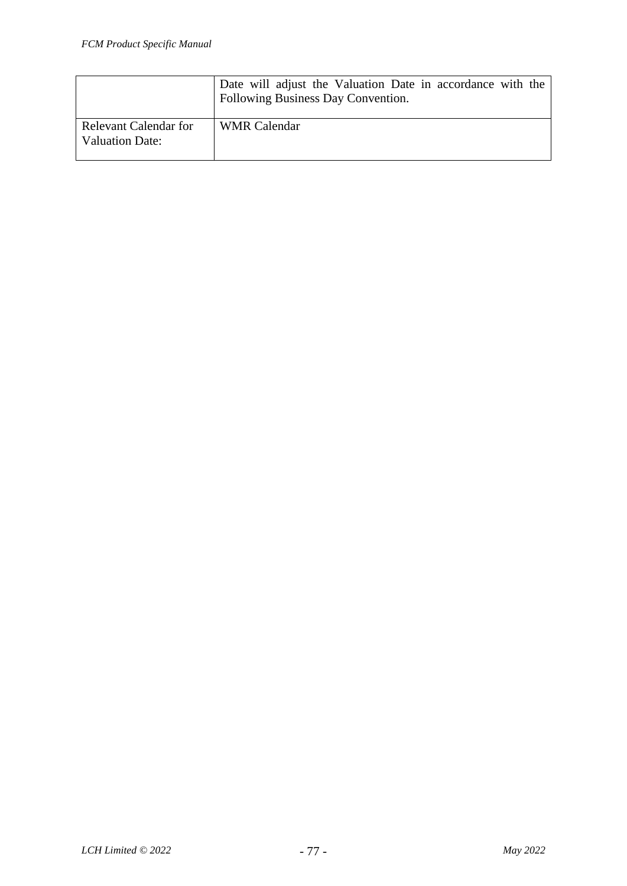| | |
|---|---|
| | Date will adjust the Valuation Date in accordance with the Following Business Day Convention. |
| Relevant Calendar for Valuation Date: | WMR Calendar |